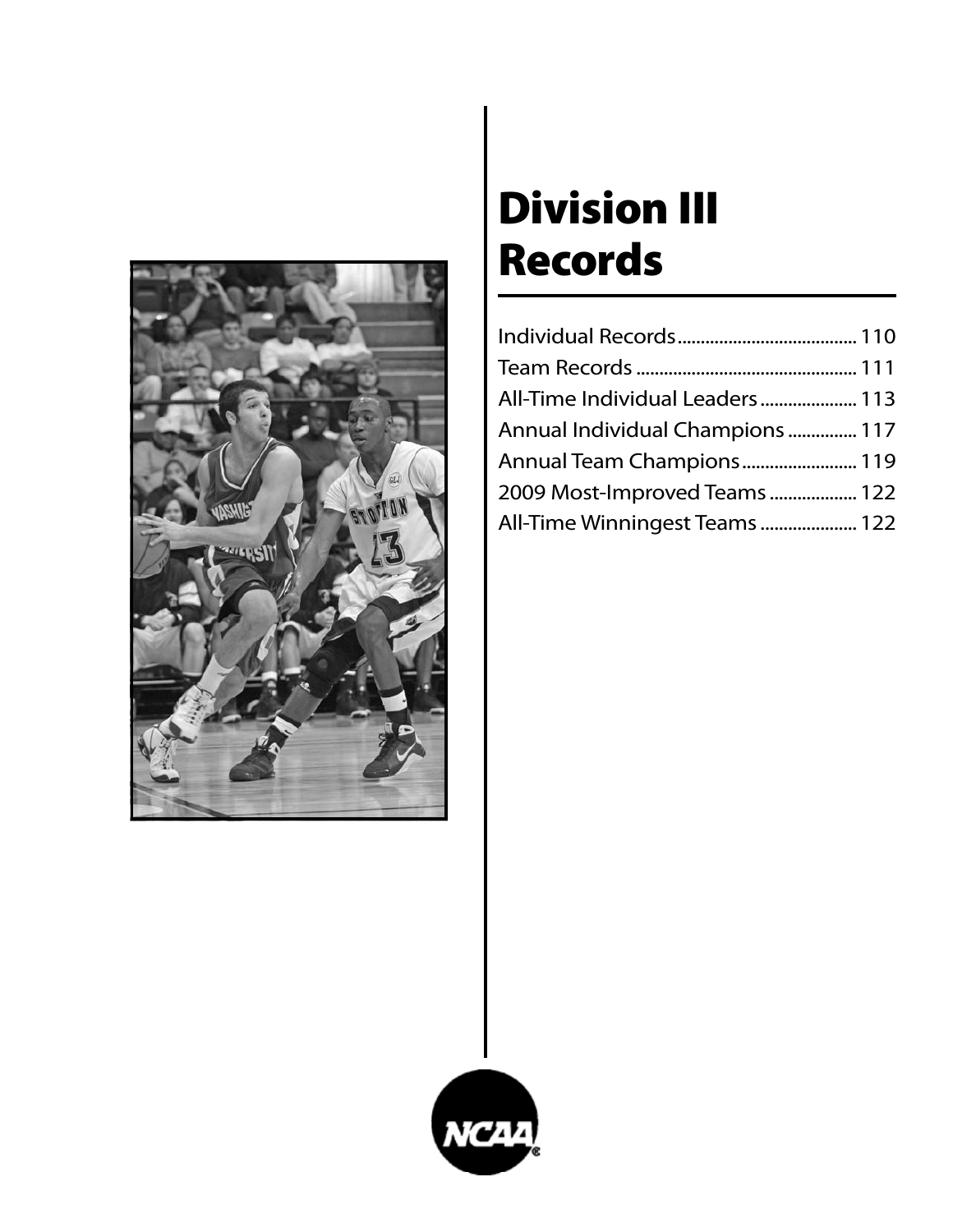# Division III Records

| | |
|---|---|
| Individual Records | 110 |
| Team Records | 111 |
| All-Time Individual Leaders | 113 |
| Annual Individual Champions | 117 |
| Annual Team Champions | 119 |
| 2009 Most-Improved Teams | 122 |
| All-Time Winningest Teams | 122 |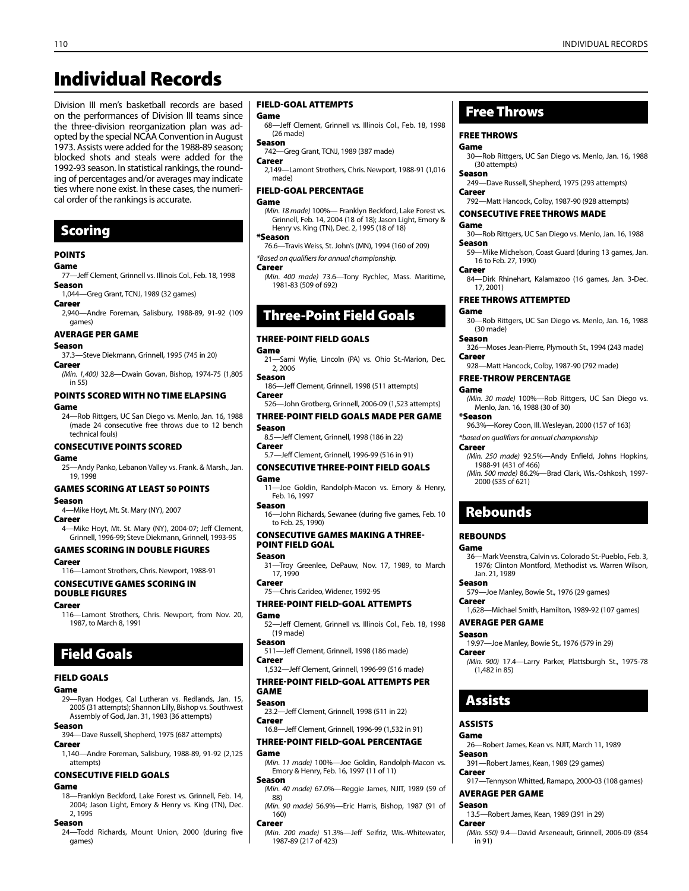# Individual Records

Division III men's basketball records are based on the performances of Division III teams since the three-division reorganization plan was adopted by the special NCAA Convention in August 1973. Assists were added for the 1988-89 season; blocked shots and steals were added for the 1992-93 season. In statistical rankings, the rounding of percentages and/or averages may indicate ties where none exist. In these cases, the numerical order of the rankings is accurate.

## Scoring

### POINTS

**Game**

77—Jeff Clement, Grinnell vs. Illinois Col., Feb. 18, 1998

**Season**

1,044—Greg Grant, TCNJ, 1989 (32 games)

**Career**

2,940—Andre Foreman, Salisbury, 1988-89, 91-92 (109 games)

### AVERAGE PER GAME

**Season**

37.3—Steve Diekmann, Grinnell, 1995 (745 in 20)

**Career**

*(Min. 1,400)* 32.8—Dwain Govan, Bishop, 1974-75 (1,805 in 55)

### POINTS SCORED WITH NO TIME ELAPSING

**Game**

24—Rob Rittgers, UC San Diego vs. Menlo, Jan. 16, 1988 (made 24 consecutive free throws due to 12 bench technical fouls)

### CONSECUTIVE POINTS SCORED

**Game**

25—Andy Panko, Lebanon Valley vs. Frank. & Marsh., Jan. 19, 1998

### GAMES SCORING AT LEAST 50 POINTS

**Season**

4—Mike Hoyt, Mt. St. Mary (NY), 2007

**Career**

4—Mike Hoyt, Mt. St. Mary (NY), 2004-07; Jeff Clement, Grinnell, 1996-99; Steve Diekmann, Grinnell, 1993-95

### GAMES SCORING IN DOUBLE FIGURES

**Career**

116—Lamont Strothers, Chris. Newport, 1988-91

### CONSECUTIVE GAMES SCORING IN DOUBLE FIGURES

**Career**

116—Lamont Strothers, Chris. Newport, from Nov. 20, 1987, to March 8, 1991

## Field Goals

### FIELD GOALS

**Game**

29—Ryan Hodges, Cal Lutheran vs. Redlands, Jan. 15, 2005 (31 attempts); Shannon Lilly, Bishop vs. Southwest Assembly of God, Jan. 31, 1983 (36 attempts)

**Season**

394—Dave Russell, Shepherd, 1975 (687 attempts)

**Career**

1,140—Andre Foreman, Salisbury, 1988-89, 91-92 (2,125 attempts)

### CONSECUTIVE FIELD GOALS

**Game**

18—Franklyn Beckford, Lake Forest vs. Grinnell, Feb. 14, 2004; Jason Light, Emory & Henry vs. King (TN), Dec. 2, 1995

**Season**

24—Todd Richards, Mount Union, 2000 (during five games)

### FIELD-GOAL ATTEMPTS

**Game**

68—Jeff Clement, Grinnell vs. Illinois Col., Feb. 18, 1998 (26 made)

**Season**

742—Greg Grant, TCNJ, 1989 (387 made)

**Career**

2,149—Lamont Strothers, Chris. Newport, 1988-91 (1,016 made)

### FIELD-GOAL PERCENTAGE

**Game**

*(Min. 18 made)* 100%— Franklyn Beckford, Lake Forest vs. Grinnell, Feb. 14, 2004 (18 of 18); Jason Light, Emory & Henry vs. King (TN), Dec. 2, 1995 (18 of 18)

**\*Season**

76.6—Travis Weiss, St. John's (MN), 1994 (160 of 209)

*\*Based on qualifiers for annual championship.*

**Career**

*(Min. 400 made)* 73.6—Tony Rychlec, Mass. Maritime, 1981-83 (509 of 692)

## Three-Point Field Goals

### THREE-POINT FIELD GOALS

**Game**

21—Sami Wylie, Lincoln (PA) vs. Ohio St.-Marion, Dec. 2, 2006

**Season**

186—Jeff Clement, Grinnell, 1998 (511 attempts)

**Career**

526—John Grotberg, Grinnell, 2006-09 (1,523 attempts)

### THREE-POINT FIELD GOALS MADE PER GAME

**Season**

8.5—Jeff Clement, Grinnell, 1998 (186 in 22)

**Career**

5.7—Jeff Clement, Grinnell, 1996-99 (516 in 91)

### CONSECUTIVE THREE-POINT FIELD GOALS

**Game**

11—Joe Goldin, Randolph-Macon vs. Emory & Henry, Feb. 16, 1997

**Season**

16—John Richards, Sewanee (during five games, Feb. 10 to Feb. 25, 1990)

### CONSECUTIVE GAMES MAKING A THREE-POINT FIELD GOAL

**Season**

31—Troy Greenlee, DePauw, Nov. 17, 1989, to March 17, 1990

**Career**

75—Chris Carideo, Widener, 1992-95

### THREE-POINT FIELD-GOAL ATTEMPTS

**Game**

52—Jeff Clement, Grinnell vs. Illinois Col., Feb. 18, 1998 (19 made)

**Season**

511—Jeff Clement, Grinnell, 1998 (186 made)

**Career**

1,532—Jeff Clement, Grinnell, 1996-99 (516 made)

### THREE-POINT FIELD-GOAL ATTEMPTS PER GAME

**Season**

23.2—Jeff Clement, Grinnell, 1998 (511 in 22)

**Career**

16.8—Jeff Clement, Grinnell, 1996-99 (1,532 in 91)

### THREE-POINT FIELD-GOAL PERCENTAGE

**Game**

*(Min. 11 made)* 100%—Joe Goldin, Randolph-Macon vs. Emory & Henry, Feb. 16, 1997 (11 of 11)

**Season**

*(Min. 40 made)* 67.0%—Reggie James, NJIT, 1989 (59 of 88)

*(Min. 90 made)* 56.9%—Eric Harris, Bishop, 1987 (91 of 160)

**Career**

*(Min. 200 made)* 51.3%—Jeff Seifriz, Wis.-Whitewater, 1987-89 (217 of 423)

## Free Throws

### FREE THROWS

**Game**

30—Rob Rittgers, UC San Diego vs. Menlo, Jan. 16, 1988 (30 attempts)

**Season**

249—Dave Russell, Shepherd, 1975 (293 attempts)

**Career**

792—Matt Hancock, Colby, 1987-90 (928 attempts)

### CONSECUTIVE FREE THROWS MADE

**Game**

30—Rob Rittgers, UC San Diego vs. Menlo, Jan. 16, 1988

**Season**

59—Mike Michelson, Coast Guard (during 13 games, Jan. 16 to Feb. 27, 1990)

**Career**

84—Dirk Rhinehart, Kalamazoo (16 games, Jan. 3-Dec. 17, 2001)

### FREE THROWS ATTEMPTED

**Game**

30—Rob Rittgers, UC San Diego vs. Menlo, Jan. 16, 1988 (30 made)

**Season**

326—Moses Jean-Pierre, Plymouth St., 1994 (243 made)

**Career**

928—Matt Hancock, Colby, 1987-90 (792 made)

### FREE-THROW PERCENTAGE

**Game**

*(Min. 30 made)* 100%—Rob Rittgers, UC San Diego vs. Menlo, Jan. 16, 1988 (30 of 30)

**\*Season**

96.3%—Korey Coon, Ill. Wesleyan, 2000 (157 of 163)

*\*based on qualifiers for annual championship*

**Career**

*(Min. 250 made)* 92.5%—Andy Enfield, Johns Hopkins, 1988-91 (431 of 466)

*(Min. 500 made)* 86.2%—Brad Clark, Wis.-Oshkosh, 1997-2000 (535 of 621)

## Rebounds

### REBOUNDS

**Game**

36—Mark Veenstra, Calvin vs. Colorado St.-Pueblo., Feb. 3, 1976; Clinton Montford, Methodist vs. Warren Wilson, Jan. 21, 1989

**Season**

579—Joe Manley, Bowie St., 1976 (29 games)

**Career**

1,628—Michael Smith, Hamilton, 1989-92 (107 games)

### AVERAGE PER GAME

**Season**

19.97—Joe Manley, Bowie St., 1976 (579 in 29)

**Career**

*(Min. 900)* 17.4—Larry Parker, Plattsburgh St., 1975-78 (1,482 in 85)

## Assists

### ASSISTS

**Game**

26—Robert James, Kean vs. NJIT, March 11, 1989

**Season**

391—Robert James, Kean, 1989 (29 games)

**Career**

917—Tennyson Whitted, Ramapo, 2000-03 (108 games)

### AVERAGE PER GAME

**Season**

13.5—Robert James, Kean, 1989 (391 in 29)

**Career**

*(Min. 550)* 9.4—David Arseneault, Grinnell, 2006-09 (854 in 91)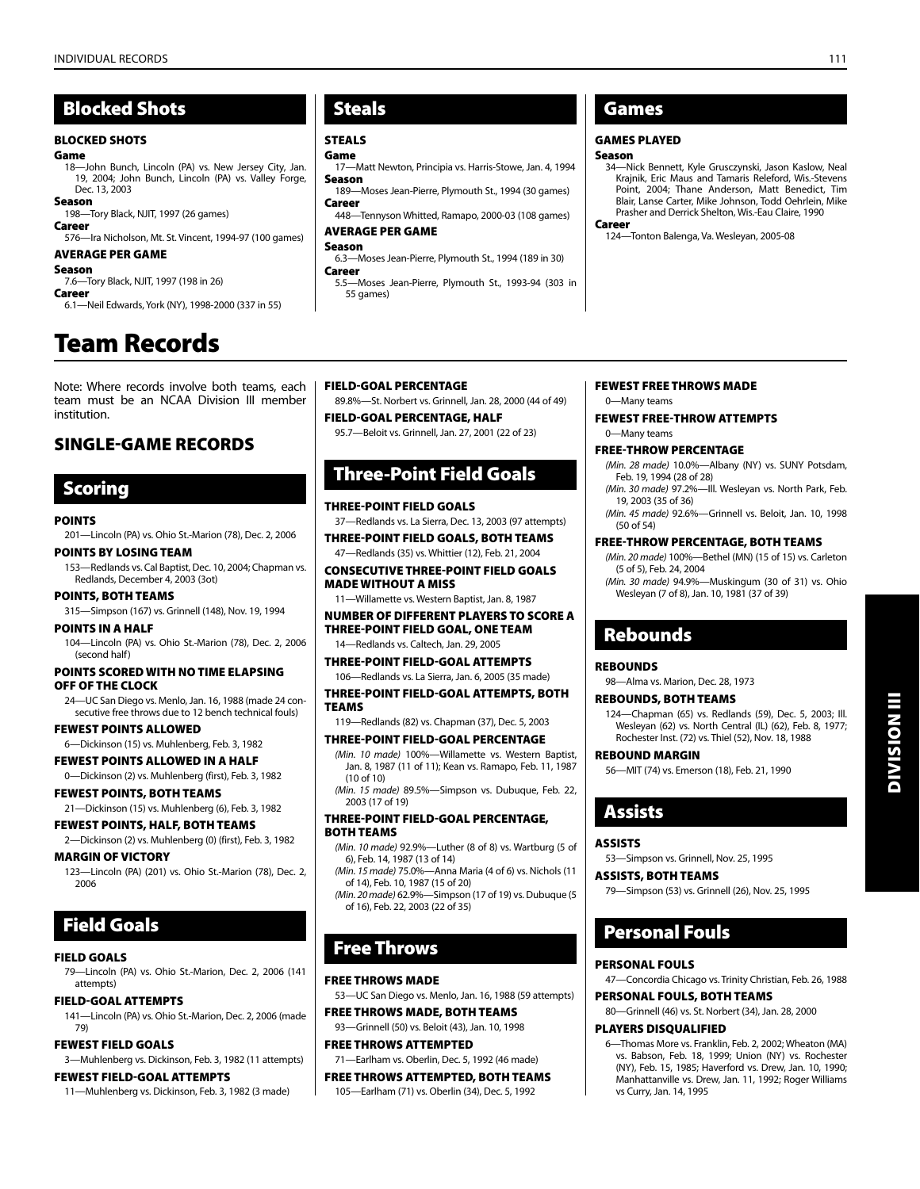## Blocked Shots

### BLOCKED SHOTS

**Game**

18—John Bunch, Lincoln (PA) vs. New Jersey City, Jan. 19, 2004; John Bunch, Lincoln (PA) vs. Valley Forge, Dec. 13, 2003

**Season**

198—Tory Black, NJIT, 1997 (26 games)

**Career**

576—Ira Nicholson, Mt. St. Vincent, 1994-97 (100 games)

### AVERAGE PER GAME

**Season**

7.6—Tory Black, NJIT, 1997 (198 in 26)

**Career**

6.1—Neil Edwards, York (NY), 1998-2000 (337 in 55)

## Steals

### STEALS

**Game**

17—Matt Newton, Principia vs. Harris-Stowe, Jan. 4, 1994

**Season**

189—Moses Jean-Pierre, Plymouth St., 1994 (30 games)

**Career**

448—Tennyson Whitted, Ramapo, 2000-03 (108 games)

### AVERAGE PER GAME

**Season**

6.3—Moses Jean-Pierre, Plymouth St., 1994 (189 in 30)

**Career**

5.5—Moses Jean-Pierre, Plymouth St., 1993-94 (303 in 55 games)

## Games

### GAMES PLAYED

**Season**

34—Nick Bennett, Kyle Grusczynski, Jason Kaslow, Neal Krajnik, Eric Maus and Tamaris Releford, Wis.-Stevens Point, 2004; Thane Anderson, Matt Benedict, Tim Blair, Lanse Carter, Mike Johnson, Todd Oehrlein, Mike Prasher and Derrick Shelton, Wis.-Eau Claire, 1990

**Career**

124—Tonton Balenga, Va. Wesleyan, 2005-08

# Team Records

Note: Where records involve both teams, each team must be an NCAA Division III member institution.

## SINGLE-GAME RECORDS

## Scoring

### POINTS

201—Lincoln (PA) vs. Ohio St.-Marion (78), Dec. 2, 2006

### POINTS BY LOSING TEAM

153—Redlands vs. Cal Baptist, Dec. 10, 2004; Chapman vs. Redlands, December 4, 2003 (3ot)

### POINTS, BOTH TEAMS

315—Simpson (167) vs. Grinnell (148), Nov. 19, 1994

### POINTS IN A HALF

104—Lincoln (PA) vs. Ohio St.-Marion (78), Dec. 2, 2006 (second half)

### POINTS SCORED WITH NO TIME ELAPSING OFF OF THE CLOCK

24—UC San Diego vs. Menlo, Jan. 16, 1988 (made 24 consecutive free throws due to 12 bench technical fouls)

### FEWEST POINTS ALLOWED

6—Dickinson (15) vs. Muhlenberg, Feb. 3, 1982

### FEWEST POINTS ALLOWED IN A HALF

0—Dickinson (2) vs. Muhlenberg (first), Feb. 3, 1982

### FEWEST POINTS, BOTH TEAMS

21—Dickinson (15) vs. Muhlenberg (6), Feb. 3, 1982

### FEWEST POINTS, HALF, BOTH TEAMS

2—Dickinson (2) vs. Muhlenberg (0) (first), Feb. 3, 1982

### MARGIN OF VICTORY

123—Lincoln (PA) (201) vs. Ohio St.-Marion (78), Dec. 2, 2006

## Field Goals

### FIELD GOALS

79—Lincoln (PA) vs. Ohio St.-Marion, Dec. 2, 2006 (141 attempts)

### FIELD-GOAL ATTEMPTS

141—Lincoln (PA) vs. Ohio St.-Marion, Dec. 2, 2006 (made 79)

### FEWEST FIELD GOALS

3—Muhlenberg vs. Dickinson, Feb. 3, 1982 (11 attempts)

### FEWEST FIELD-GOAL ATTEMPTS

11—Muhlenberg vs. Dickinson, Feb. 3, 1982 (3 made)

### FIELD-GOAL PERCENTAGE

89.8%—St. Norbert vs. Grinnell, Jan. 28, 2000 (44 of 49)

### FIELD-GOAL PERCENTAGE, HALF

95.7—Beloit vs. Grinnell, Jan. 27, 2001 (22 of 23)

## Three-Point Field Goals

### THREE-POINT FIELD GOALS

37—Redlands vs. La Sierra, Dec. 13, 2003 (97 attempts)

### THREE-POINT FIELD GOALS, BOTH TEAMS

47—Redlands (35) vs. Whittier (12), Feb. 21, 2004

### CONSECUTIVE THREE-POINT FIELD GOALS MADE WITHOUT A MISS

11—Willamette vs. Western Baptist, Jan. 8, 1987

### NUMBER OF DIFFERENT PLAYERS TO SCORE A THREE-POINT FIELD GOAL, ONE TEAM

14—Redlands vs. Caltech, Jan. 29, 2005

### THREE-POINT FIELD-GOAL ATTEMPTS

106—Redlands vs. La Sierra, Jan. 6, 2005 (35 made)

### THREE-POINT FIELD-GOAL ATTEMPTS, BOTH TEAMS

119—Redlands (82) vs. Chapman (37), Dec. 5, 2003

### THREE-POINT FIELD-GOAL PERCENTAGE

*(Min. 10 made)* 100%—Willamette vs. Western Baptist, Jan. 8, 1987 (11 of 11); Kean vs. Ramapo, Feb. 11, 1987 (10 of 10)

*(Min. 15 made)* 89.5%—Simpson vs. Dubuque, Feb. 22, 2003 (17 of 19)

### THREE-POINT FIELD-GOAL PERCENTAGE, BOTH TEAMS

*(Min. 10 made)* 92.9%—Luther (8 of 8) vs. Wartburg (5 of 6), Feb. 14, 1987 (13 of 14)

*(Min. 15 made)* 75.0%—Anna Maria (4 of 6) vs. Nichols (11 of 14), Feb. 10, 1987 (15 of 20)

*(Min. 20 made)* 62.9%—Simpson (17 of 19) vs. Dubuque (5 of 16), Feb. 22, 2003 (22 of 35)

## Free Throws

### FREE THROWS MADE

53—UC San Diego vs. Menlo, Jan. 16, 1988 (59 attempts)

### FREE THROWS MADE, BOTH TEAMS

93—Grinnell (50) vs. Beloit (43), Jan. 10, 1998

### FREE THROWS ATTEMPTED

71—Earlham vs. Oberlin, Dec. 5, 1992 (46 made)

### FREE THROWS ATTEMPTED, BOTH TEAMS

105—Earlham (71) vs. Oberlin (34), Dec. 5, 1992

### FEWEST FREE THROWS MADE

0—Many teams

### FEWEST FREE-THROW ATTEMPTS

0—Many teams

### FREE-THROW PERCENTAGE

*(Min. 28 made)* 10.0%—Albany (NY) vs. SUNY Potsdam, Feb. 19, 1994 (28 of 28)

*(Min. 30 made)* 97.2%—Ill. Wesleyan vs. North Park, Feb. 19, 2003 (35 of 36)

*(Min. 45 made)* 92.6%—Grinnell vs. Beloit, Jan. 10, 1998 (50 of 54)

### FREE-THROW PERCENTAGE, BOTH TEAMS

*(Min. 20 made)* 100%—Bethel (MN) (15 of 15) vs. Carleton (5 of 5), Feb. 24, 2004

*(Min. 30 made)* 94.9%—Muskingum (30 of 31) vs. Ohio Wesleyan (7 of 8), Jan. 10, 1981 (37 of 39)

## Rebounds

### REBOUNDS

98—Alma vs. Marion, Dec. 28, 1973

### REBOUNDS, BOTH TEAMS

124—Chapman (65) vs. Redlands (59), Dec. 5, 2003; Ill. Wesleyan (62) vs. North Central (IL) (62), Feb. 8, 1977; Rochester Inst. (72) vs. Thiel (52), Nov. 18, 1988

### REBOUND MARGIN

56—MIT (74) vs. Emerson (18), Feb. 21, 1990

## Assists

### ASSISTS

53—Simpson vs. Grinnell, Nov. 25, 1995

### ASSISTS, BOTH TEAMS

79—Simpson (53) vs. Grinnell (26), Nov. 25, 1995

## Personal Fouls

### PERSONAL FOULS

47—Concordia Chicago vs. Trinity Christian, Feb. 26, 1988

### PERSONAL FOULS, BOTH TEAMS

80—Grinnell (46) vs. St. Norbert (34), Jan. 28, 2000

### PLAYERS DISQUALIFIED

6—Thomas More vs. Franklin, Feb. 2, 2002; Wheaton (MA) vs. Babson, Feb. 18, 1999; Union (NY) vs. Rochester (NY), Feb. 15, 1985; Haverford vs. Drew, Jan. 10, 1990; Manhattanville vs. Drew, Jan. 11, 1992; Roger Williams vs Curry, Jan. 14, 1995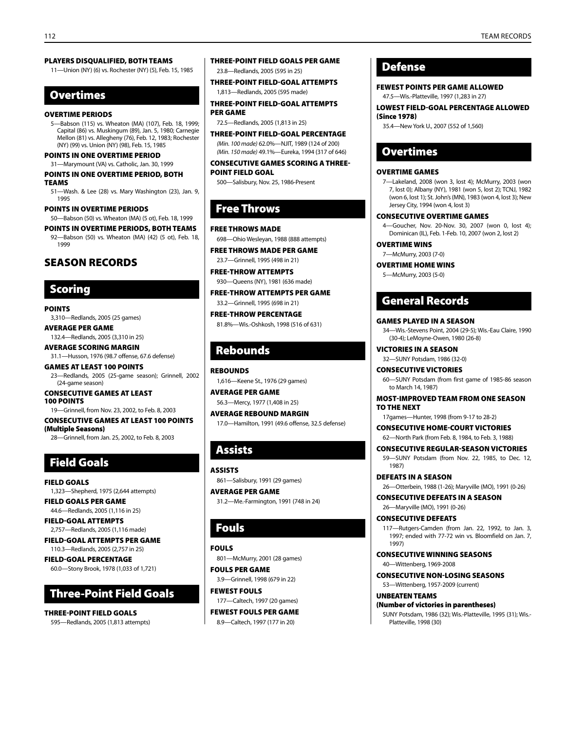**PLAYERS DISQUALIFIED, BOTH TEAMS**

11—Union (NY) (6) vs. Rochester (NY) (5), Feb. 15, 1985

## Overtimes

**OVERTIME PERIODS**

5—Babson (115) vs. Wheaton (MA) (107), Feb. 18, 1999; Capital (86) vs. Muskingum (89), Jan. 5, 1980; Carnegie Mellon (81) vs. Allegheny (76), Feb. 12, 1983; Rochester (NY) (99) vs. Union (NY) (98), Feb. 15, 1985

**POINTS IN ONE OVERTIME PERIOD**

31—Marymount (VA) vs. Catholic, Jan. 30, 1999

**POINTS IN ONE OVERTIME PERIOD, BOTH TEAMS**

51—Wash. & Lee (28) vs. Mary Washington (23), Jan. 9, 1995

**POINTS IN OVERTIME PERIODS**

50—Babson (50) vs. Wheaton (MA) (5 ot), Feb. 18, 1999

**POINTS IN OVERTIME PERIODS, BOTH TEAMS**

92—Babson (50) vs. Wheaton (MA) (42) (5 ot), Feb. 18, 1999

# SEASON RECORDS

## Scoring

**POINTS**

3,310—Redlands, 2005 (25 games)

**AVERAGE PER GAME**

132.4—Redlands, 2005 (3,310 in 25)

**AVERAGE SCORING MARGIN**

31.1—Husson, 1976 (98.7 offense, 67.6 defense)

**GAMES AT LEAST 100 POINTS**

23—Redlands, 2005 (25-game season); Grinnell, 2002 (24-game season)

**CONSECUTIVE GAMES AT LEAST 100 POINTS**

19—Grinnell, from Nov. 23, 2002, to Feb. 8, 2003

**CONSECUTIVE GAMES AT LEAST 100 POINTS (Multiple Seasons)**

28—Grinnell, from Jan. 25, 2002, to Feb. 8, 2003

## Field Goals

**FIELD GOALS**

1,323—Shepherd, 1975 (2,644 attempts)

**FIELD GOALS PER GAME**

44.6—Redlands, 2005 (1,116 in 25)

**FIELD-GOAL ATTEMPTS**

2,757—Redlands, 2005 (1,116 made)

**FIELD-GOAL ATTEMPTS PER GAME**

110.3—Redlands, 2005 (2,757 in 25)

**FIELD-GOAL PERCENTAGE**

60.0—Stony Brook, 1978 (1,033 of 1,721)

## Three-Point Field Goals

**THREE-POINT FIELD GOALS**

595—Redlands, 2005 (1,813 attempts)

**THREE-POINT FIELD GOALS PER GAME**

23.8—Redlands, 2005 (595 in 25)

**THREE-POINT FIELD-GOAL ATTEMPTS**

1,813—Redlands, 2005 (595 made)

**THREE-POINT FIELD-GOAL ATTEMPTS PER GAME**

72.5—Redlands, 2005 (1,813 in 25)

**THREE-POINT FIELD-GOAL PERCENTAGE**

*(Min. 100 made)* 62.0%—NJIT, 1989 (124 of 200)
*(Min. 150 made)* 49.1%—Eureka, 1994 (317 of 646)

**CONSECUTIVE GAMES SCORING A THREE-POINT FIELD GOAL**

500—Salisbury, Nov. 25, 1986-Present

## Free Throws

**FREE THROWS MADE**

698—Ohio Wesleyan, 1988 (888 attempts)

**FREE THROWS MADE PER GAME**

23.7—Grinnell, 1995 (498 in 21)

**FREE-THROW ATTEMPTS**

930—Queens (NY), 1981 (636 made)

**FREE-THROW ATTEMPTS PER GAME**

33.2—Grinnell, 1995 (698 in 21)

**FREE-THROW PERCENTAGE**

81.8%—Wis.-Oshkosh, 1998 (516 of 631)

## Rebounds

**REBOUNDS**

1,616—Keene St., 1976 (29 games)

**AVERAGE PER GAME**

56.3—Mercy, 1977 (1,408 in 25)

**AVERAGE REBOUND MARGIN**

17.0—Hamilton, 1991 (49.6 offense, 32.5 defense)

## Assists

**ASSISTS**

861—Salisbury, 1991 (29 games)

**AVERAGE PER GAME**

31.2—Me.-Farmington, 1991 (748 in 24)

## Fouls

**FOULS**

801—McMurry, 2001 (28 games)

**FOULS PER GAME**

3.9—Grinnell, 1998 (679 in 22)

**FEWEST FOULS**

177—Caltech, 1997 (20 games)

**FEWEST FOULS PER GAME**

8.9—Caltech, 1997 (177 in 20)

## Defense

**FEWEST POINTS PER GAME ALLOWED**

47.5—Wis.-Platteville, 1997 (1,283 in 27)

**LOWEST FIELD-GOAL PERCENTAGE ALLOWED (Since 1978)**

35.4—New York U., 2007 (552 of 1,560)

## Overtimes

**OVERTIME GAMES**

7—Lakeland, 2008 (won 3, lost 4); McMurry, 2003 (won 7, lost 0); Albany (NY), 1981 (won 5, lost 2); TCNJ, 1982 (won 6, lost 1); St. John's (MN), 1983 (won 4, lost 3); New Jersey City, 1994 (won 4, lost 3)

**CONSECUTIVE OVERTIME GAMES**

4—Goucher, Nov. 20-Nov. 30, 2007 (won 0, lost 4); Dominican (IL), Feb. 1-Feb. 10, 2007 (won 2, lost 2)

**OVERTIME WINS**

7—McMurry, 2003 (7-0)

**OVERTIME HOME WINS**

5—McMurry, 2003 (5-0)

## General Records

**GAMES PLAYED IN A SEASON**

34—Wis.-Stevens Point, 2004 (29-5); Wis.-Eau Claire, 1990 (30-4); LeMoyne-Owen, 1980 (26-8)

**VICTORIES IN A SEASON**

32—SUNY Potsdam, 1986 (32-0)

**CONSECUTIVE VICTORIES**

60—SUNY Potsdam (from first game of 1985-86 season to March 14, 1987)

**MOST-IMPROVED TEAM FROM ONE SEASON TO THE NEXT**

17games—Hunter, 1998 (from 9-17 to 28-2)

**CONSECUTIVE HOME-COURT VICTORIES**

62—North Park (from Feb. 8, 1984, to Feb. 3, 1988)

**CONSECUTIVE REGULAR-SEASON VICTORIES**

59—SUNY Potsdam (from Nov. 22, 1985, to Dec. 12, 1987)

**DEFEATS IN A SEASON**

26—Otterbein, 1988 (1-26); Maryville (MO), 1991 (0-26)

**CONSECUTIVE DEFEATS IN A SEASON**

26—Maryville (MO), 1991 (0-26)

**CONSECUTIVE DEFEATS**

117—Rutgers-Camden (from Jan. 22, 1992, to Jan. 3, 1997; ended with 77-72 win vs. Bloomfield on Jan. 7, 1997)

**CONSECUTIVE WINNING SEASONS**

40—Wittenberg, 1969-2008

**CONSECUTIVE NON-LOSING SEASONS**

53—Wittenberg, 1957-2009 (current)

**UNBEATEN TEAMS (Number of victories in parentheses)**

SUNY Potsdam, 1986 (32); Wis.-Platteville, 1995 (31); Wis.-Platteville, 1998 (30)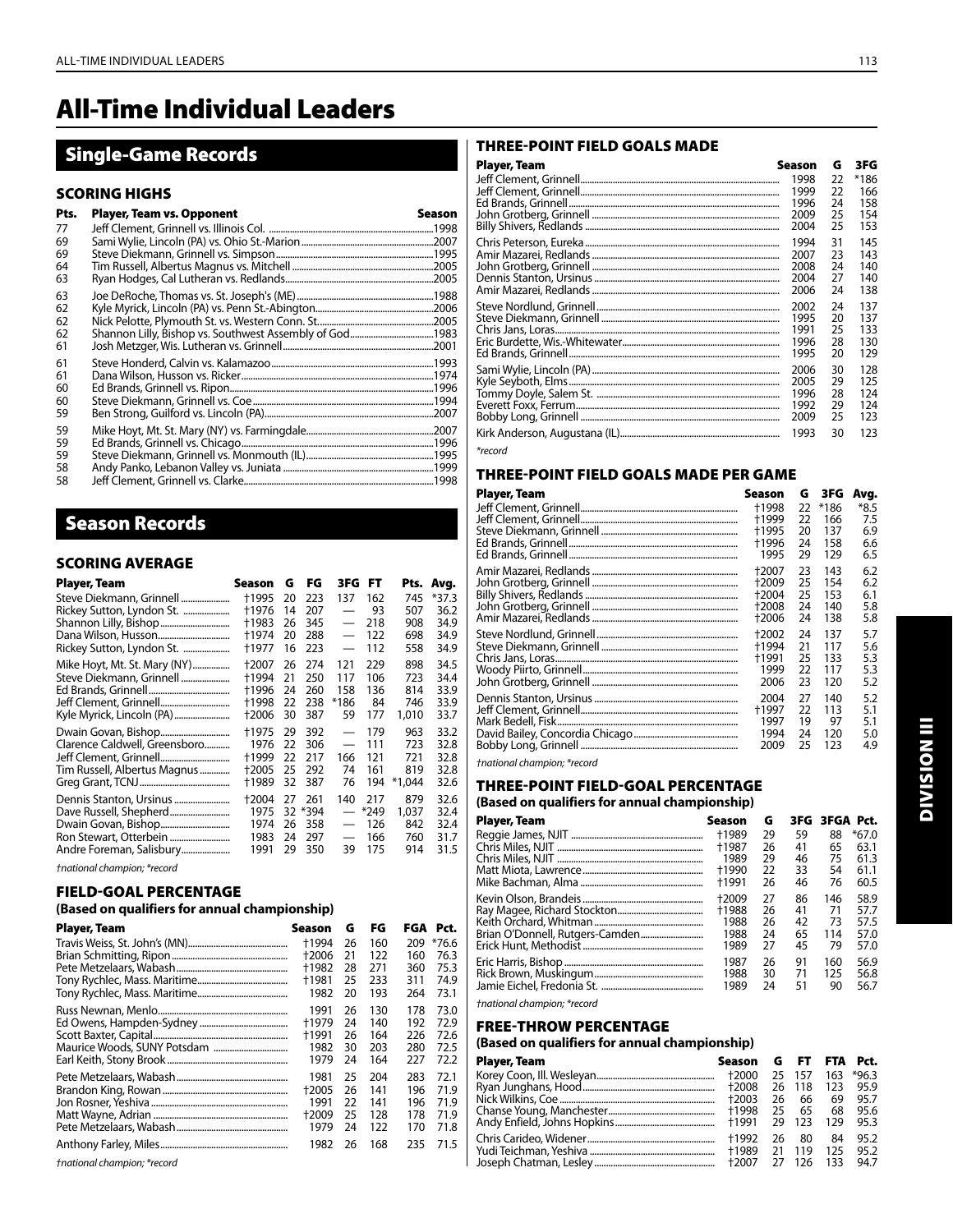# All-Time Individual Leaders

## Single-Game Records

### SCORING HIGHS

| Pts. | Player, Team vs. Opponent | Season |
|---|---|---|
| 77 | Jeff Clement, Grinnell vs. Illinois Col. | 1998 |
| 69 | Sami Wylie, Lincoln (PA) vs. Ohio St.-Marion | 2007 |
| 69 | Steve Diekmann, Grinnell vs. Simpson | 1995 |
| 64 | Tim Russell, Albertus Magnus vs. Mitchell | 2005 |
| 63 | Ryan Hodges, Cal Lutheran vs. Redlands | 2005 |
| 63 | Joe DeRoche, Thomas vs. St. Joseph's (ME) | 1988 |
| 62 | Kyle Myrick, Lincoln (PA) vs. Penn St.-Abington | 2006 |
| 62 | Nick Pelotte, Plymouth St. vs. Western Conn. St. | 2005 |
| 62 | Shannon Lilly, Bishop vs. Southwest Assembly of God | 1983 |
| 61 | Josh Metzger, Wis. Lutheran vs. Grinnell | 2001 |
| 61 | Steve Honderd, Calvin vs. Kalamazoo | 1993 |
| 61 | Dana Wilson, Husson vs. Ricker | 1974 |
| 60 | Ed Brands, Grinnell vs. Ripon | 1996 |
| 60 | Steve Diekmann, Grinnell vs. Coe | 1994 |
| 59 | Ben Strong, Guilford vs. Lincoln (PA) | 2007 |
| 59 | Mike Hoyt, Mt. St. Mary (NY) vs. Farmingdale | 2007 |
| 59 | Ed Brands, Grinnell vs. Chicago | 1996 |
| 59 | Steve Diekmann, Grinnell vs. Monmouth (IL) | 1995 |
| 58 | Andy Panko, Lebanon Valley vs. Juniata | 1999 |
| 58 | Jeff Clement, Grinnell vs. Clarke | 1998 |

## Season Records

### SCORING AVERAGE

| Player, Team | Season | G | FG | 3FG | FT | Pts. | Avg. |
|---|---|---|---|---|---|---|---|
| Steve Diekmann, Grinnell | †1995 | 20 | 223 | 137 | 162 | 745 | *37.3 |
| Rickey Sutton, Lyndon St. | †1976 | 14 | 207 | — | 93 | 507 | 36.2 |
| Shannon Lilly, Bishop | †1983 | 26 | 345 | — | 218 | 908 | 34.9 |
| Dana Wilson, Husson | †1974 | 20 | 288 | — | 122 | 698 | 34.9 |
| Rickey Sutton, Lyndon St. | †1977 | 16 | 223 | — | 112 | 558 | 34.9 |
| Mike Hoyt, Mt. St. Mary (NY) | †2007 | 26 | 274 | 121 | 229 | 898 | 34.5 |
| Steve Diekmann, Grinnell | †1994 | 21 | 250 | 117 | 106 | 723 | 34.4 |
| Ed Brands, Grinnell | †1996 | 24 | 260 | 158 | 136 | 814 | 33.9 |
| Jeff Clement, Grinnell | †1998 | 22 | 238 | *186 | 84 | 746 | 33.9 |
| Kyle Myrick, Lincoln (PA) | †2006 | 30 | 387 | 59 | 177 | 1,010 | 33.7 |
| Dwain Govan, Bishop | †1975 | 29 | 392 | — | 179 | 963 | 33.2 |
| Clarence Caldwell, Greensboro | 1976 | 22 | 306 | — | 111 | 723 | 32.8 |
| Jeff Clement, Grinnell | †1999 | 22 | 217 | 166 | 121 | 721 | 32.8 |
| Tim Russell, Albertus Magnus | †2005 | 25 | 292 | 74 | 161 | 819 | 32.8 |
| Greg Grant, TCNJ | †1989 | 32 | 387 | 76 | 194 | *1,044 | 32.6 |
| Dennis Stanton, Ursinus | †2004 | 27 | 261 | 140 | 217 | 879 | 32.6 |
| Dave Russell, Shepherd | 1975 | 32 | *394 | — | *249 | 1,037 | 32.4 |
| Dwain Govan, Bishop | 1974 | 26 | 358 | — | 126 | 842 | 32.4 |
| Ron Stewart, Otterbein | 1983 | 24 | 297 | — | 166 | 760 | 31.7 |
| Andre Foreman, Salisbury | 1991 | 29 | 350 | 39 | 175 | 914 | 31.5 |

*†national champion; *record*

### FIELD-GOAL PERCENTAGE
**(Based on qualifiers for annual championship)**

| Player, Team | Season | G | FG | FGA | Pct. |
|---|---|---|---|---|---|
| Travis Weiss, St. John's (MN) | †1994 | 26 | 160 | 209 | *76.6 |
| Brian Schmitting, Ripon | †2006 | 21 | 122 | 160 | 76.3 |
| Pete Metzelaars, Wabash | †1982 | 28 | 271 | 360 | 75.3 |
| Tony Rychlec, Mass. Maritime | †1981 | 25 | 233 | 311 | 74.9 |
| Tony Rychlec, Mass. Maritime | 1982 | 20 | 193 | 264 | 73.1 |
| Russ Newnan, Menlo | 1991 | 26 | 130 | 178 | 73.0 |
| Ed Owens, Hampden-Sydney | †1979 | 24 | 140 | 192 | 72.9 |
| Scott Baxter, Capital | †1991 | 26 | 164 | 226 | 72.6 |
| Maurice Woods, SUNY Potsdam | 1982 | 30 | 203 | 280 | 72.5 |
| Earl Keith, Stony Brook | 1979 | 24 | 164 | 227 | 72.2 |
| Pete Metzelaars, Wabash | 1981 | 25 | 204 | 283 | 72.1 |
| Brandon King, Rowan | †2005 | 26 | 141 | 196 | 71.9 |
| Jon Rosner, Yeshiva | 1991 | 22 | 141 | 196 | 71.9 |
| Matt Wayne, Adrian | †2009 | 25 | 128 | 178 | 71.9 |
| Pete Metzelaars, Wabash | 1979 | 24 | 122 | 170 | 71.8 |
| Anthony Farley, Miles | 1982 | 26 | 168 | 235 | 71.5 |

*†national champion; *record*

### THREE-POINT FIELD GOALS MADE

| Player, Team | Season | G | 3FG |
|---|---|---|---|
| Jeff Clement, Grinnell | 1998 | 22 | *186 |
| Jeff Clement, Grinnell | 1999 | 22 | 166 |
| Ed Brands, Grinnell | 1996 | 24 | 158 |
| John Grotberg, Grinnell | 2009 | 25 | 154 |
| Billy Shivers, Redlands | 2004 | 25 | 153 |
| Chris Peterson, Eureka | 1994 | 31 | 145 |
| Amir Mazarei, Redlands | 2007 | 23 | 143 |
| John Grotberg, Grinnell | 2008 | 24 | 140 |
| Dennis Stanton, Ursinus | 2004 | 27 | 140 |
| Amir Mazarei, Redlands | 2006 | 24 | 138 |
| Steve Nordlund, Grinnell | 2002 | 24 | 137 |
| Steve Diekmann, Grinnell | 1995 | 20 | 137 |
| Chris Jans, Loras | 1991 | 25 | 133 |
| Eric Burdette, Wis.-Whitewater | 1996 | 28 | 130 |
| Ed Brands, Grinnell | 1995 | 20 | 129 |
| Sami Wylie, Lincoln (PA) | 2006 | 30 | 128 |
| Kyle Seyboth, Elms | 2005 | 29 | 125 |
| Tommy Doyle, Salem St. | 1996 | 28 | 124 |
| Everett Foxx, Ferrum | 1992 | 29 | 124 |
| Bobby Long, Grinnell | 2009 | 25 | 123 |
| Kirk Anderson, Augustana (IL) | 1993 | 30 | 123 |

*\*record*

### THREE-POINT FIELD GOALS MADE PER GAME

| Player, Team | Season | G | 3FG | Avg. |
|---|---|---|---|---|
| Jeff Clement, Grinnell | †1998 | 22 | *186 | *8.5 |
| Jeff Clement, Grinnell | †1999 | 22 | 166 | 7.5 |
| Steve Diekmann, Grinnell | †1995 | 20 | 137 | 6.9 |
| Ed Brands, Grinnell | †1996 | 24 | 158 | 6.6 |
| Ed Brands, Grinnell | 1995 | 29 | 129 | 6.5 |
| Amir Mazarei, Redlands | †2007 | 23 | 143 | 6.2 |
| John Grotberg, Grinnell | †2009 | 25 | 154 | 6.2 |
| Billy Shivers, Redlands | †2004 | 25 | 153 | 6.1 |
| John Grotberg, Grinnell | †2008 | 24 | 140 | 5.8 |
| Amir Mazarei, Redlands | †2006 | 24 | 138 | 5.8 |
| Steve Nordlund, Grinnell | †2002 | 24 | 137 | 5.7 |
| Steve Diekmann, Grinnell | †1994 | 21 | 117 | 5.6 |
| Chris Jans, Loras | †1991 | 25 | 133 | 5.3 |
| Woody Piirto, Grinnell | 1999 | 22 | 117 | 5.3 |
| John Grotberg, Grinnell | 2006 | 23 | 120 | 5.2 |
| Dennis Stanton, Ursinus | 2004 | 27 | 140 | 5.2 |
| Jeff Clement, Grinnell | †1997 | 22 | 113 | 5.1 |
| Mark Bedell, Fisk | 1997 | 19 | 97 | 5.1 |
| David Bailey, Concordia Chicago | 1994 | 24 | 120 | 5.0 |
| Bobby Long, Grinnell | 2009 | 25 | 123 | 4.9 |

*†national champion; *record*

### THREE-POINT FIELD-GOAL PERCENTAGE
**(Based on qualifiers for annual championship)**

| Player, Team | Season | G | 3FG | 3FGA | Pct. |
|---|---|---|---|---|---|
| Reggie James, NJIT | †1989 | 29 | 59 | 88 | *67.0 |
| Chris Miles, NJIT | †1987 | 26 | 41 | 65 | 63.1 |
| Chris Miles, NJIT | 1989 | 29 | 46 | 75 | 61.3 |
| Matt Miota, Lawrence | †1990 | 22 | 33 | 54 | 61.1 |
| Mike Bachman, Alma | †1991 | 26 | 46 | 76 | 60.5 |
| Kevin Olson, Brandeis | †2009 | 27 | 86 | 146 | 58.9 |
| Ray Magee, Richard Stockton | †1988 | 26 | 41 | 71 | 57.7 |
| Keith Orchard, Whitman | 1988 | 26 | 42 | 73 | 57.5 |
| Brian O'Donnell, Rutgers-Camden | 1988 | 24 | 65 | 114 | 57.0 |
| Erick Hunt, Methodist | 1989 | 27 | 45 | 79 | 57.0 |
| Eric Harris, Bishop | 1987 | 26 | 91 | 160 | 56.9 |
| Rick Brown, Muskingum | 1988 | 30 | 71 | 125 | 56.8 |
| Jamie Eichel, Fredonia St. | 1989 | 24 | 51 | 90 | 56.7 |

*†national champion; *record*

### FREE-THROW PERCENTAGE
**(Based on qualifiers for annual championship)**

| Player, Team | Season | G | FT | FTA | Pct. |
|---|---|---|---|---|---|
| Korey Coon, Ill. Wesleyan | †2000 | 25 | 157 | 163 | *96.3 |
| Ryan Junghans, Hood | †2008 | 26 | 118 | 123 | 95.9 |
| Nick Wilkins, Coe | †2003 | 26 | 66 | 69 | 95.7 |
| Chanse Young, Manchester | †1998 | 25 | 65 | 68 | 95.6 |
| Andy Enfield, Johns Hopkins | †1991 | 29 | 123 | 129 | 95.3 |
| Chris Carideo, Widener | †1992 | 26 | 80 | 84 | 95.2 |
| Yudi Teichman, Yeshiva | †1989 | 21 | 119 | 125 | 95.2 |
| Joseph Chatman, Lesley | †2007 | 27 | 126 | 133 | 94.7 |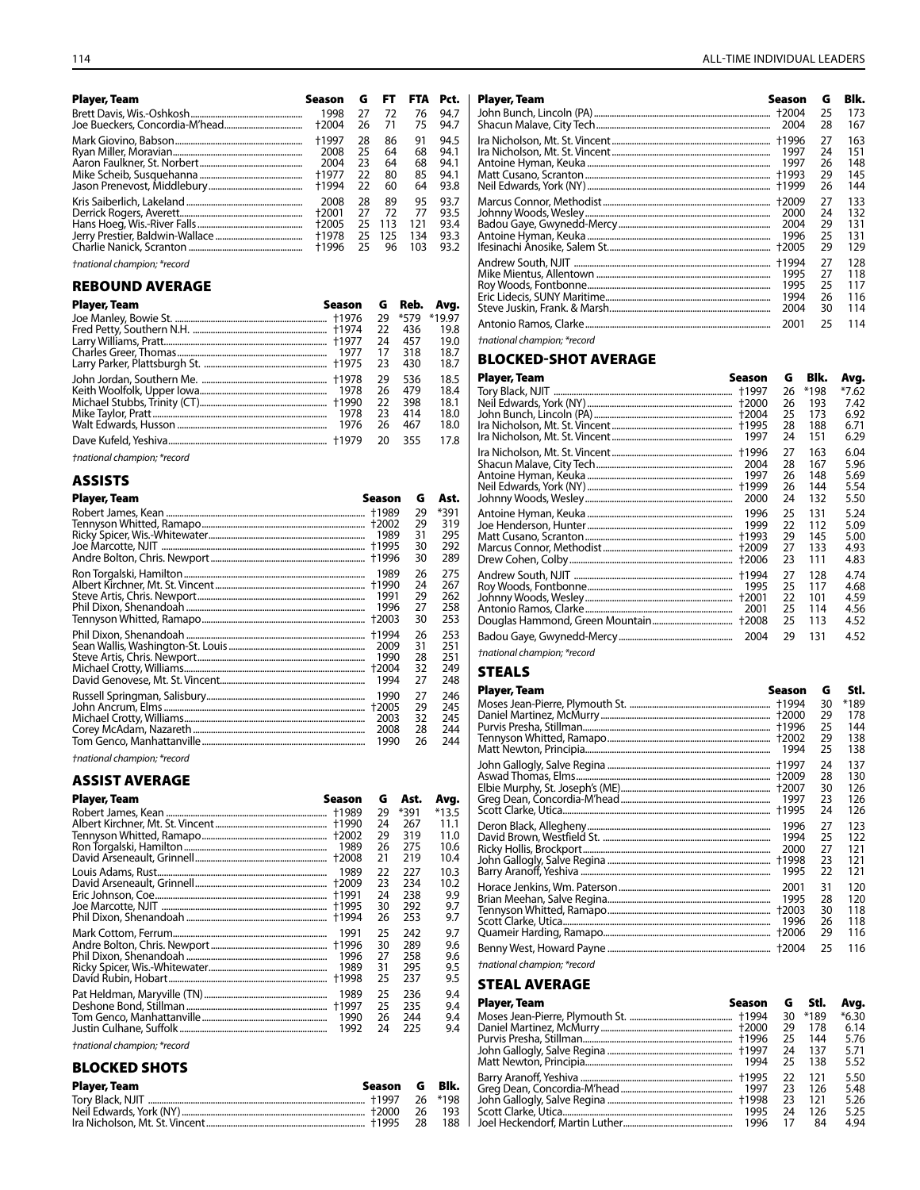| Player, Team | Season | G | FT | FTA | Pct. |
|---|---|---|---|---|---|
| Brett Davis, Wis.-Oshkosh | 1998 | 27 | 72 | 76 | 94.7 |
| Joe Bueckers, Concordia-M'head | †2004 | 26 | 71 | 75 | 94.7 |
| Mark Giovino, Babson | †1997 | 28 | 86 | 91 | 94.5 |
| Ryan Miller, Moravian | 2008 | 25 | 64 | 68 | 94.1 |
| Aaron Faulkner, St. Norbert | 2004 | 23 | 64 | 68 | 94.1 |
| Mike Scheib, Susquehanna | †1977 | 22 | 80 | 85 | 94.1 |
| Jason Prenevost, Middlebury | †1994 | 22 | 60 | 64 | 93.8 |
| Kris Saiberlich, Lakeland | 2008 | 28 | 89 | 95 | 93.7 |
| Derrick Rogers, Averett | †2001 | 27 | 72 | 77 | 93.5 |
| Hans Hoeg, Wis.-River Falls | †2005 | 25 | 113 | 121 | 93.4 |
| Jerry Prestier, Baldwin-Wallace | †1978 | 25 | 125 | 134 | 93.3 |
| Charlie Nanick, Scranton | †1996 | 25 | 96 | 103 | 93.2 |

*†national champion; *record*

## REBOUND AVERAGE

| Player, Team | Season | G | Reb. | Avg. |
|---|---|---|---|---|
| Joe Manley, Bowie St. | †1976 | 29 | *579 | *19.97 |
| Fred Petty, Southern N.H. | †1974 | 22 | 436 | 19.8 |
| Larry Williams, Pratt | †1977 | 24 | 457 | 19.0 |
| Charles Greer, Thomas | 1977 | 17 | 318 | 18.7 |
| Larry Parker, Plattsburgh St. | †1975 | 23 | 430 | 18.7 |
| John Jordan, Southern Me. | †1978 | 29 | 536 | 18.5 |
| Keith Woolfolk, Upper Iowa | 1978 | 26 | 479 | 18.4 |
| Michael Stubbs, Trinity (CT) | †1990 | 22 | 398 | 18.1 |
| Mike Taylor, Pratt | 1978 | 23 | 414 | 18.0 |
| Walt Edwards, Husson | 1976 | 26 | 467 | 18.0 |
| Dave Kufeld, Yeshiva | †1979 | 20 | 355 | 17.8 |

*†national champion; *record*

## ASSISTS

| Player, Team | Season | G | Ast. |
|---|---|---|---|
| Robert James, Kean | †1989 | 29 | *391 |
| Tennyson Whitted, Ramapo | †2002 | 29 | 319 |
| Ricky Spicer, Wis.-Whitewater | 1989 | 31 | 295 |
| Joe Marcotte, NJIT | †1995 | 30 | 292 |
| Andre Bolton, Chris. Newport | †1996 | 30 | 289 |
| Ron Torgalski, Hamilton | 1989 | 26 | 275 |
| Albert Kirchner, Mt. St. Vincent | †1990 | 24 | 267 |
| Steve Artis, Chris. Newport | 1991 | 29 | 262 |
| Phil Dixon, Shenandoah | 1996 | 27 | 258 |
| Tennyson Whitted, Ramapo | †2003 | 30 | 253 |
| Phil Dixon, Shenandoah | †1994 | 26 | 253 |
| Sean Wallis, Washington-St. Louis | 2009 | 31 | 251 |
| Steve Artis, Chris. Newport | 1990 | 28 | 251 |
| Michael Crotty, Williams | †2004 | 32 | 249 |
| David Genovese, Mt. St. Vincent | 1994 | 27 | 248 |
| Russell Springmann, Salisbury | 1990 | 27 | 246 |
| John Ancrum, Elms | †2005 | 29 | 245 |
| Michael Crotty, Williams | 2003 | 32 | 245 |
| Corey McAdam, Nazareth | 2008 | 28 | 244 |
| Tom Genco, Manhattanville | 1990 | 26 | 244 |

*†national champion; *record*

## ASSIST AVERAGE

| Player, Team | Season | G | Ast. | Avg. |
|---|---|---|---|---|
| Robert James, Kean | †1989 | 29 | *391 | *13.5 |
| Albert Kirchner, Mt. St. Vincent | †1990 | 24 | 267 | 11.1 |
| Tennyson Whitted, Ramapo | †2002 | 29 | 319 | 11.0 |
| Ron Torgalski, Hamilton | 1989 | 26 | 275 | 10.6 |
| David Arseneault, Grinnell | †2008 | 21 | 219 | 10.4 |
| Louis Adams, Rust | 1989 | 22 | 227 | 10.3 |
| David Arseneault, Grinnell | †2009 | 23 | 234 | 10.2 |
| Eric Johnson, Coe | †1991 | 24 | 238 | 9.9 |
| Joe Marcotte, NJIT | †1995 | 30 | 292 | 9.7 |
| Phil Dixon, Shenandoah | †1994 | 26 | 253 | 9.7 |
| Mark Cottom, Ferrum | 1991 | 25 | 242 | 9.7 |
| Andre Bolton, Chris. Newport | †1996 | 30 | 289 | 9.6 |
| Phil Dixon, Shenandoah | 1996 | 27 | 258 | 9.6 |
| Ricky Spicer, Wis.-Whitewater | 1989 | 31 | 295 | 9.5 |
| David Rubin, Hobart | †1998 | 25 | 237 | 9.5 |
| Pat Heldman, Maryville (TN) | 1989 | 25 | 236 | 9.4 |
| Deshone Bond, Stillman | †1997 | 25 | 235 | 9.4 |
| Tom Genco, Manhattanville | 1990 | 26 | 244 | 9.4 |
| Justin Culhane, Suffolk | 1992 | 24 | 225 | 9.4 |

*†national champion; *record*

## BLOCKED SHOTS

| Player, Team | Season | G | Blk. |
|---|---|---|---|
| Tory Black, NJIT | †1997 | 26 | *198 |
| Neil Edwards, York (NY) | †2000 | 26 | 193 |
| Ira Nicholson, Mt. St. Vincent | †1995 | 28 | 188 |
| John Bunch, Lincoln (PA) | †2004 | 25 | 173 |
| Shacun Malave, City Tech | 2004 | 28 | 167 |
| Ira Nicholson, Mt. St. Vincent | †1996 | 27 | 163 |
| Ira Nicholson, Mt. St. Vincent | 1997 | 24 | 151 |
| Antoine Hyman, Keuka | 1997 | 26 | 148 |
| Matt Cusano, Scranton | †1993 | 29 | 145 |
| Neil Edwards, York (NY) | †1999 | 26 | 144 |
| Marcus Connor, Methodist | †2009 | 27 | 133 |
| Johnny Woods, Wesley | 2000 | 24 | 132 |
| Badou Gaye, Gwynedd-Mercy | 2004 | 29 | 131 |
| Antoine Hyman, Keuka | 1996 | 25 | 131 |
| Ifesinachi Anosike, Salem St. | †2005 | 29 | 129 |
| Andrew South, NJIT | †1994 | 27 | 128 |
| Mike Mientus, Allentown | 1995 | 27 | 118 |
| Roy Woods, Fontbonne | 1995 | 25 | 117 |
| Eric Lidecis, SUNY Maritime | 1994 | 26 | 116 |
| Steve Juskin, Frank. & Marsh. | 2004 | 30 | 114 |
| Antonio Ramos, Clarke | 2001 | 25 | 114 |

*†national champion; *record*

## BLOCKED-SHOT AVERAGE

| Player, Team | Season | G | Blk. | Avg. |
|---|---|---|---|---|
| Tory Black, NJIT | †1997 | 26 | *198 | *7.62 |
| Neil Edwards, York (NY) | †2000 | 26 | 193 | 7.42 |
| John Bunch, Lincoln (PA) | †2004 | 25 | 173 | 6.92 |
| Ira Nicholson, Mt. St. Vincent | †1995 | 28 | 188 | 6.71 |
| Ira Nicholson, Mt. St. Vincent | 1997 | 24 | 151 | 6.29 |
| Ira Nicholson, Mt. St. Vincent | †1996 | 27 | 163 | 6.04 |
| Shacun Malave, City Tech | 2004 | 28 | 167 | 5.96 |
| Antoine Hyman, Keuka | 1997 | 26 | 148 | 5.69 |
| Neil Edwards, York (NY) | †1999 | 26 | 144 | 5.54 |
| Johnny Woods, Wesley | 2000 | 24 | 132 | 5.50 |
| Antoine Hyman, Keuka | 1996 | 25 | 131 | 5.24 |
| Joe Henderson, Hunter | 1999 | 22 | 112 | 5.09 |
| Matt Cusano, Scranton | †1993 | 29 | 145 | 5.00 |
| Marcus Connor, Methodist | †2009 | 27 | 133 | 4.93 |
| Drew Cohen, Colby | †2006 | 23 | 111 | 4.83 |
| Andrew South, NJIT | †1994 | 27 | 128 | 4.74 |
| Roy Woods, Fontbonne | 1995 | 25 | 117 | 4.68 |
| Johnny Woods, Wesley | †2001 | 22 | 101 | 4.59 |
| Antonio Ramos, Clarke | 2001 | 25 | 114 | 4.56 |
| Douglas Hammond, Green Mountain | †2008 | 25 | 113 | 4.52 |
| Badou Gaye, Gwynedd-Mercy | 2004 | 29 | 131 | 4.52 |

*†national champion; *record*

## STEALS

| Player, Team | Season | G | Stl. |
|---|---|---|---|
| Moses Jean-Pierre, Plymouth St. | †1994 | 30 | *189 |
| Daniel Martinez, McMurry | †2000 | 29 | 178 |
| Purvis Presha, Stillman | †1996 | 25 | 144 |
| Tennyson Whitted, Ramapo | †2002 | 29 | 138 |
| Matt Newton, Principia | 1994 | 25 | 138 |
| John Gallogly, Salve Regina | †1997 | 24 | 137 |
| Aswad Thomas, Elms | †2009 | 28 | 130 |
| Elbie Murphy, St. Joseph's (ME) | †2007 | 30 | 126 |
| Greg Dean, Concordia-M'head | 1997 | 23 | 126 |
| Scott Clarke, Utica | †1995 | 24 | 126 |
| Deron Black, Allegheny | 1996 | 27 | 123 |
| David Brown, Westfield St. | 1994 | 25 | 122 |
| Ricky Hollis, Brockport | 2000 | 27 | 121 |
| John Gallogly, Salve Regina | †1998 | 23 | 121 |
| Barry Aranoff, Yeshiva | 1995 | 22 | 121 |
| Horace Jenkins, Wm. Paterson | 2001 | 31 | 120 |
| Brian Meehan, Salve Regina | 1995 | 28 | 120 |
| Tennyson Whitted, Ramapo | †2003 | 30 | 118 |
| Scott Clarke, Utica | 1996 | 26 | 118 |
| Quameir Harding, Ramapo | †2006 | 29 | 116 |
| Benny West, Howard Payne | †2004 | 25 | 116 |

*†national champion; *record*

## STEAL AVERAGE

| Player, Team | Season | G | Stl. | Avg. |
|---|---|---|---|---|
| Moses Jean-Pierre, Plymouth St. | †1994 | 30 | *189 | *6.30 |
| Daniel Martinez, McMurry | †2000 | 29 | 178 | 6.14 |
| Purvis Presha, Stillman | †1996 | 25 | 144 | 5.76 |
| John Gallogly, Salve Regina | †1997 | 24 | 137 | 5.71 |
| Matt Newton, Principia | 1994 | 25 | 138 | 5.52 |
| Barry Aranoff, Yeshiva | †1995 | 22 | 121 | 5.50 |
| Greg Dean, Concordia-M'head | 1997 | 23 | 126 | 5.48 |
| John Gallogly, Salve Regina | †1998 | 23 | 121 | 5.26 |
| Scott Clarke, Utica | 1995 | 24 | 126 | 5.25 |
| Joel Heckendorf, Martin Luther | 1996 | 17 | 84 | 4.94 |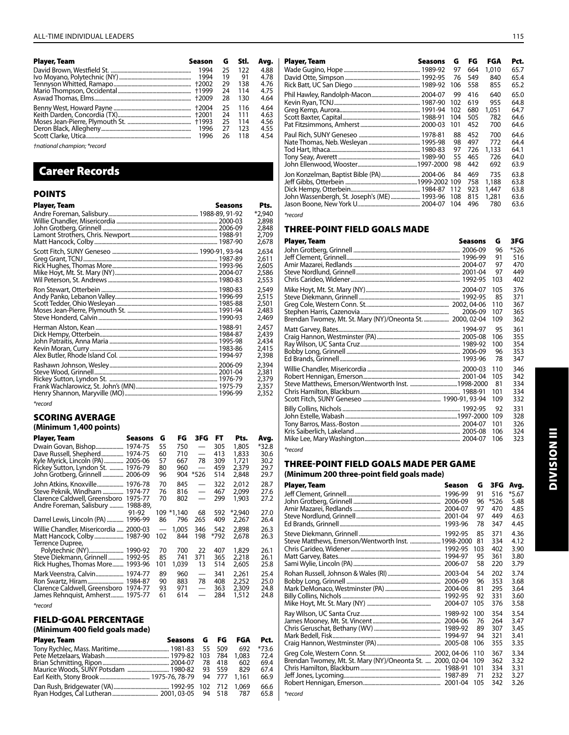| Player, Team | Season | G | Stl. | Avg. |
|---|---|---|---|---|
| David Brown, Westfield St. | 1994 | 25 | 122 | 4.88 |
| Ivo Moyano, Polytechnic (NY) | 1994 | 19 | 91 | 4.78 |
| Tennyson Whitted, Ramapo | †2002 | 29 | 138 | 4.76 |
| Mario Thompson, Occidental | †1999 | 24 | 114 | 4.75 |
| Aswad Thomas, Elms | †2009 | 28 | 130 | 4.64 |
| Benny West, Howard Payne | †2004 | 25 | 116 | 4.64 |
| Keith Darden, Concordia (TX) | †2001 | 24 | 111 | 4.63 |
| Moses Jean-Pierre, Plymouth St. | †1993 | 25 | 114 | 4.56 |
| Deron Black, Allegheny | 1996 | 27 | 123 | 4.55 |
| Scott Clarke, Utica | 1996 | 26 | 118 | 4.54 |

*†national champion; *record*

# Career Records

## POINTS

| Player, Team | Seasons | Pts. |
|---|---|---|
| Andre Foreman, Salisbury | 1988-89, 91-92 | *2,940 |
| Willie Chandler, Misericordia | 2000-03 | 2,898 |
| John Grotberg, Grinnell | 2006-09 | 2,848 |
| Lamont Strothers, Chris. Newport | 1988-91 | 2,709 |
| Matt Hancock, Colby | 1987-90 | 2,678 |
| Scott Fitch, SUNY Geneseo | 1990-91, 93-94 | 2,634 |
| Greg Grant, TCNJ | 1987-89 | 2,611 |
| Rick Hughes, Thomas More | 1993-96 | 2,605 |
| Mike Hoyt, Mt. St. Mary (NY) | 2004-07 | 2,586 |
| Wil Peterson, St. Andrews | 1980-83 | 2,553 |
| Ron Stewart, Otterbein | 1980-83 | 2,549 |
| Andy Panko, Lebanon Valley | 1996-99 | 2,515 |
| Scott Tedder, Ohio Wesleyan | 1985-88 | 2,501 |
| Moses Jean-Pierre, Plymouth St. | 1991-94 | 2,483 |
| Steve Honderd, Calvin | 1990-93 | 2,469 |
| Herman Alston, Kean | 1988-91 | 2,457 |
| Dick Hempy, Otterbein | 1984-87 | 2,439 |
| John Patraitis, Anna Maria | 1995-98 | 2,434 |
| Kevin Moran, Curry | 1983-86 | 2,415 |
| Alex Butler, Rhode Island Col. | 1994-97 | 2,398 |
| Rashawn Johnson, Wesley | 2006-09 | 2,394 |
| Steve Wood, Grinnell | 2001-04 | 2,381 |
| Rickey Sutton, Lyndon St. | 1976-79 | 2,379 |
| Frank Wachlarowicz, St. John's (MN) | 1975-79 | 2,357 |
| Henry Shannon, Maryville (MO) | 1996-99 | 2,352 |

*\*record*

## SCORING AVERAGE
### (Minimum 1,400 points)

| Player, Team | Seasons | G | FG | 3FG | FT | Pts. | Avg. |
|---|---|---|---|---|---|---|---|
| Dwain Govan, Bishop | 1974-75 | 55 | 750 | — | 305 | 1,805 | *32.8 |
| Dave Russell, Shepherd | 1974-75 | 60 | 710 | — | 413 | 1,833 | 30.6 |
| Kyle Myrick, Lincoln (PA) | 2005-06 | 57 | 667 | 78 | 309 | 1,721 | 30.2 |
| Rickey Sutton, Lyndon St. | 1976-79 | 80 | 960 | — | 459 | 2,379 | 29.7 |
| John Grotberg, Grinnell | 2006-09 | 96 | 904 | *526 | 514 | 2,848 | 29.7 |
| John Atkins, Knoxville | 1976-78 | 70 | 845 | — | 322 | 2,012 | 28.7 |
| Steve Peknik, Windham | 1974-77 | 76 | 816 | — | 467 | 2,099 | 27.6 |
| Clarence Caldwell, Greensboro | 1975-77 | 70 | 802 | — | 299 | 1,903 | 27.2 |
| Andre Foreman, Salisbury | 1988-89, 91-92 | 109 | *1,140 | 68 | 592 | *2,940 | 27.0 |
| Darrel Lewis, Lincoln (PA) | 1996-99 | 86 | 796 | 265 | 409 | 2,267 | 26.4 |
| Willie Chandler, Misericordia | 2000-03 | — | 1,005 | 346 | 542 | 2,898 | 26.3 |
| Matt Hancock, Colby | 1987-90 | 102 | 844 | 198 | *792 | 2,678 | 26.3 |
| Terrence Dupree, Polytechnic (NY) | 1990-92 | 70 | 700 | 22 | 407 | 1,829 | 26.1 |
| Steve Diekmann, Grinnell | 1992-95 | 85 | 741 | 371 | 365 | 2,218 | 26.1 |
| Rick Hughes, Thomas More | 1993-96 | 101 | 1,039 | 13 | 514 | 2,605 | 25.8 |
| Mark Veenstra, Calvin | 1974-77 | 89 | 960 | — | 341 | 2,261 | 25.4 |
| Ron Swartz, Hiram | 1984-87 | 90 | 883 | 78 | 408 | 2,252 | 25.0 |
| Clarence Caldwell, Greensboro | 1974-77 | 93 | 971 | — | 363 | 2,309 | 24.8 |
| James Rehnquist, Amherst | 1975-77 | 61 | 614 | — | 284 | 1,512 | 24.8 |

*\*record*

## FIELD-GOAL PERCENTAGE
### (Minimum 400 field goals made)

| Player, Team | Seasons | G | FG | FGA | Pct. |
|---|---|---|---|---|---|
| Tony Rychlec, Mass. Maritime | 1981-83 | 55 | 509 | 692 | *73.6 |
| Pete Metzelaars, Wabash | 1979-82 | 103 | 784 | 1,083 | 72.4 |
| Brian Schmitting, Ripon | 2004-07 | 78 | 418 | 602 | 69.4 |
| Maurice Woods, SUNY Potsdam | 1980-82 | 93 | 559 | 829 | 67.4 |
| Earl Keith, Stony Brook | 1975-76, 78-79 | 94 | 777 | 1,161 | 66.9 |
| Dan Rush, Bridgewater (VA) | 1992-95 | 102 | 712 | 1,069 | 66.6 |
| Ryan Hodges, Cal Lutheran | 2001, 03-05 | 94 | 518 | 787 | 65.8 |
| Wade Gugino, Hope | 1989-92 | 97 | 664 | 1,010 | 65.7 |
| David Otte, Simpson | 1992-95 | 76 | 549 | 840 | 65.4 |
| Rick Batt, UC San Diego | 1989-92 | 106 | 558 | 855 | 65.2 |
| Phil Hawley, Randolph-Macon | 2004-07 | 99 | 416 | 640 | 65.0 |
| Kevin Ryan, TCNJ | 1987-90 | 102 | 619 | 955 | 64.8 |
| Greg Kemp, Aurora | 1991-94 | 102 | 680 | 1,051 | 64.7 |
| Scott Baxter, Capital | 1988-91 | 104 | 505 | 782 | 64.6 |
| Pat Fitzsimmons, Amherst | 2000-03 | 101 | 452 | 700 | 64.6 |
| Paul Rich, SUNY Geneseo | 1978-81 | 88 | 452 | 700 | 64.6 |
| Nate Thomas, Neb. Wesleyan | 1995-98 | 98 | 497 | 772 | 64.4 |
| Tod Hart, Ithaca | 1980-83 | 97 | 726 | 1,133 | 64.1 |
| Tony Seay, Averett | 1989-90 | 55 | 465 | 726 | 64.0 |
| John Ellenwood, Wooster | 1997-2000 | 98 | 442 | 692 | 63.9 |
| Jon Konzelman, Baptist Bible (PA) | 2004-06 | 84 | 469 | 735 | 63.8 |
| Jeff Gibbs, Otterbein | 1999-2002 | 109 | 758 | 1,188 | 63.8 |
| Dick Hempy, Otterbein | 1984-87 | 112 | 923 | 1,447 | 63.8 |
| John Wassenbergh, St. Joseph's (ME) | 1993-96 | 108 | 815 | 1,281 | 63.6 |
| Jason Boone, New York U. | 2004-07 | 104 | 496 | 780 | 63.6 |

*\*record*

## THREE-POINT FIELD GOALS MADE

| Player, Team | Seasons | G | 3FG |
|---|---|---|---|
| John Grotberg, Grinnell | 2006-09 | 96 | *526 |
| Jeff Clement, Grinnell | 1996-99 | 91 | 516 |
| Amir Mazarei, Redlands | 2004-07 | 97 | 470 |
| Steve Nordlund, Grinnell | 2001-04 | 97 | 449 |
| Chris Carideo, Widener | 1992-95 | 103 | 402 |
| Mike Hoyt, Mt. St. Mary (NY) | 2004-07 | 105 | 376 |
| Steve Diekmann, Grinnell | 1992-95 | 85 | 371 |
| Greg Cole, Western Conn. St. | 2002, 04-06 | 110 | 367 |
| Stephen Harris, Cazenovia | 2006-09 | 107 | 365 |
| Brendan Twomey, Mt. St. Mary (NY)/Oneonta St. | 2000, 02-04 | 109 | 362 |
| Matt Garvey, Bates | 1994-97 | 95 | 361 |
| Craig Hannon, Westminster (PA) | 2005-08 | 106 | 355 |
| Ray Wilson, UC Santa Cruz | 1989-92 | 100 | 354 |
| Bobby Long, Grinnell | 2006-09 | 96 | 353 |
| Ed Brands, Grinnell | 1993-96 | 78 | 347 |
| Willie Chandler, Misericordia | 2000-03 | 110 | 346 |
| Robert Hennigan, Emerson | 2001-04 | 105 | 342 |
| Steve Matthews, Emerson/Wentworth Inst. | 1998-2000 | 81 | 334 |
| Chris Hamilton, Blackburn | 1988-91 | 101 | 334 |
| Scott Fitch, SUNY Geneseo | 1990-91, 93-94 | 109 | 332 |
| Billy Collins, Nichols | 1992-95 | 92 | 331 |
| John Estelle, Wabash | 1997-2000 | 109 | 328 |
| Tony Barros, Mass.-Boston | 2004-07 | 101 | 326 |
| Kris Saiberlich, Lakeland | 2005-08 | 106 | 324 |
| Mike Lee, Mary Washington | 2004-07 | 106 | 323 |

*\*record*

## THREE-POINT FIELD GOALS MADE PER GAME
### (Minimum 200 three-point field goals made)

| Player, Team | Season | G | 3FG | Avg. |
|---|---|---|---|---|
| Jeff Clement, Grinnell | 1996-99 | 91 | 516 | *5.67 |
| John Grotberg, Grinnell | 2006-09 | 96 | *526 | 5.48 |
| Amir Mazarei, Redlands | 2004-07 | 97 | 470 | 4.85 |
| Steve Nordlund, Grinnell | 2001-04 | 97 | 449 | 4.63 |
| Ed Brands, Grinnell | 1993-96 | 78 | 347 | 4.45 |
| Steve Diekmann, Grinnell | 1992-95 | 85 | 371 | 4.36 |
| Steve Matthews, Emerson/Wentworth Inst. | 1998-2000 | 81 | 334 | 4.12 |
| Chris Carideo, Widener | 1992-95 | 103 | 402 | 3.90 |
| Matt Garvey, Bates | 1994-97 | 95 | 361 | 3.80 |
| Sami Wylie, Lincoln (PA) | 2006-07 | 58 | 220 | 3.79 |
| Rohan Russell, Johnson & Wales (RI) | 2003-06 | 54 | 202 | 3.74 |
| Bobby Long, Grinnell | 2006-09 | 96 | 353 | 3.68 |
| Mark DeMonaco, Westminster (PA) | 2004-06 | 81 | 295 | 3.64 |
| Billy Collins, Nichols | 1992-95 | 92 | 331 | 3.60 |
| Mike Hoyt, Mt. St. Mary (NY) | 2004-07 | 105 | 376 | 3.58 |
| Ray Wilson, UC Santa Cruz | 1989-92 | 100 | 354 | 3.54 |
| James Mooney, Mt. St. Vincent | 2004-06 | 76 | 264 | 3.47 |
| Chris Geruschat, Bethany (WV) | 1989-92 | 89 | 307 | 3.45 |
| Mark Bedell, Fisk | 1994-97 | 94 | 321 | 3.41 |
| Craig Hannon, Westminster (PA) | 2005-08 | 106 | 355 | 3.35 |
| Greg Cole, Western Conn. St. | 2002, 04-06 | 110 | 367 | 3.34 |
| Brendan Twomey, Mt. St. Mary (NY)/Oneonta St. | 2000, 02-04 | 109 | 362 | 3.32 |
| Chris Hamilton, Blackburn | 1988-91 | 101 | 334 | 3.31 |
| Jeff Jones, Lycoming | 1987-89 | 71 | 232 | 3.27 |
| Robert Hennigan, Emerson | 2001-04 | 105 | 342 | 3.26 |

*\*record*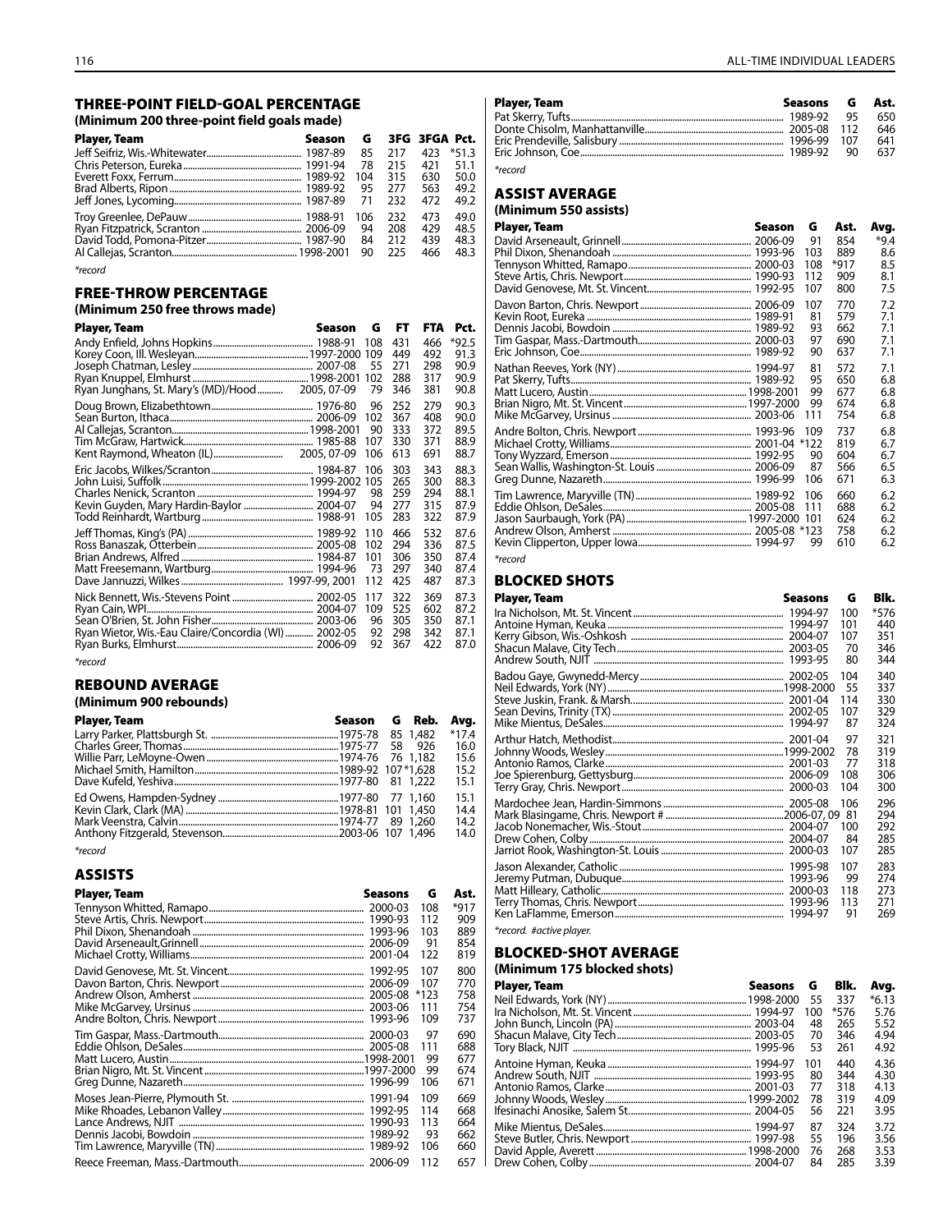## THREE-POINT FIELD-GOAL PERCENTAGE

**(Minimum 200 three-point field goals made)**

| Player, Team | Season | G | 3FG | 3FGA | Pct. |
|---|---|---|---|---|---|
| Jeff Seifriz, Wis.-Whitewater | 1987-89 | 85 | 217 | 423 | *51.3 |
| Chris Peterson, Eureka | 1991-94 | 78 | 215 | 421 | 51.1 |
| Everett Foxx, Ferrum | 1989-92 | 104 | 315 | 630 | 50.0 |
| Brad Alberts, Ripon | 1989-92 | 95 | 277 | 563 | 49.2 |
| Jeff Jones, Lycoming | 1987-89 | 71 | 232 | 472 | 49.2 |
| Troy Greenlee, DePauw | 1988-91 | 106 | 232 | 473 | 49.0 |
| Ryan Fitzpatrick, Scranton | 2006-09 | 94 | 208 | 429 | 48.5 |
| David Todd, Pomona-Pitzer | 1987-90 | 84 | 212 | 439 | 48.3 |
| Al Callejas, Scranton | 1998-2001 | 90 | 225 | 466 | 48.3 |

*record

## FREE-THROW PERCENTAGE

**(Minimum 250 free throws made)**

| Player, Team | Season | G | FT | FTA | Pct. |
|---|---|---|---|---|---|
| Andy Enfield, Johns Hopkins | 1988-91 | 108 | 431 | 466 | *92.5 |
| Korey Coon, Ill. Wesleyan | 1997-2000 | 109 | 449 | 492 | 91.3 |
| Joseph Chatman, Lesley | 2007-08 | 55 | 271 | 298 | 90.9 |
| Ryan Knuppel, Elmhurst | 1998-2001 | 102 | 288 | 317 | 90.9 |
| Ryan Junghans, St. Mary's (MD)/Hood | 2005, 07-09 | 79 | 346 | 381 | 90.8 |
| Doug Brown, Elizabethtown | 1976-80 | 96 | 252 | 279 | 90.3 |
| Sean Burton, Ithaca | 2006-09 | 102 | 367 | 408 | 90.0 |
| Al Callejas, Scranton | 1998-2001 | 90 | 333 | 372 | 89.5 |
| Tim McGraw, Hartwick | 1985-88 | 107 | 330 | 371 | 88.9 |
| Kent Raymond, Wheaton (IL) | 2005, 07-09 | 106 | 613 | 691 | 88.7 |
| Eric Jacobs, Wilkes/Scranton | 1984-87 | 106 | 303 | 343 | 88.3 |
| John Luisi, Suffolk | 1999-2002 | 105 | 265 | 300 | 88.3 |
| Charles Nenick, Scranton | 1994-97 | 98 | 259 | 294 | 88.1 |
| Kevin Guyden, Mary Hardin-Baylor | 2004-07 | 94 | 277 | 315 | 87.9 |
| Todd Reinhardt, Wartburg | 1988-91 | 105 | 283 | 322 | 87.9 |
| Jeff Thomas, King's (PA) | 1989-92 | 110 | 466 | 532 | 87.6 |
| Ross Banaszak, Otterbein | 2005-08 | 102 | 294 | 336 | 87.5 |
| Brian Andrews, Alfred | 1984-87 | 101 | 306 | 350 | 87.4 |
| Matt Freesemann, Wartburg | 1994-96 | 73 | 297 | 340 | 87.4 |
| Dave Jannuzzi, Wilkes | 1997-99, 2001 | 112 | 425 | 487 | 87.3 |
| Nick Bennett, Wis.-Stevens Point | 2002-05 | 117 | 322 | 369 | 87.3 |
| Ryan Cain, WPI | 2004-07 | 109 | 525 | 602 | 87.2 |
| Sean O'Brien, St. John Fisher | 2003-06 | 96 | 305 | 350 | 87.1 |
| Ryan Wietor, Wis.-Eau Claire/Concordia (WI) | 2002-05 | 92 | 298 | 342 | 87.1 |
| Ryan Burks, Elmhurst | 2006-09 | 92 | 367 | 422 | 87.0 |

*record

## REBOUND AVERAGE

**(Minimum 900 rebounds)**

| Player, Team | Season | G | Reb. | Avg. |
|---|---|---|---|---|
| Larry Parker, Plattsburgh St. | 1975-78 | 85 | 1,482 | *17.4 |
| Charles Greer, Thomas | 1975-77 | 58 | 926 | 16.0 |
| Willie Parr, LeMoyne-Owen | 1974-76 | 76 | 1,182 | 15.6 |
| Michael Smith, Hamilton | 1989-92 | 107 | *1,628 | 15.2 |
| Dave Kufeld, Yeshiva | 1977-80 | 81 | 1,222 | 15.1 |
| Ed Owens, Hampden-Sydney | 1977-80 | 77 | 1,160 | 15.1 |
| Kevin Clark, Clark (MA) | 1978-81 | 101 | 1,450 | 14.4 |
| Mark Veenstra, Calvin | 1974-77 | 89 | 1,260 | 14.2 |
| Anthony Fitzgerald, Stevenson | 2003-06 | 107 | 1,496 | 14.0 |

*record

## ASSISTS

| Player, Team | Seasons | G | Ast. |
|---|---|---|---|
| Tennyson Whitted, Ramapo | 2000-03 | 108 | *917 |
| Steve Artis, Chris. Newport | 1990-93 | 112 | 909 |
| Phil Dixon, Shenandoah | 1993-96 | 103 | 889 |
| David Arseneault,Grinnell | 2006-09 | 91 | 854 |
| Michael Crotty, Williams | 2001-04 | 122 | 819 |
| David Genovese, Mt. St. Vincent | 1992-95 | 107 | 800 |
| Davon Barton, Chris. Newport | 2006-09 | 107 | 770 |
| Andrew Olson, Amherst | 2005-08 | *123 | 758 |
| Mike McGarvey, Ursinus | 2003-06 | 111 | 754 |
| Andre Bolton, Chris. Newport | 1993-96 | 109 | 737 |
| Tim Gaspar, Mass.-Dartmouth | 2000-03 | 97 | 690 |
| Eddie Ohlson, DeSales | 2005-08 | 111 | 688 |
| Matt Lucero, Austin | 1998-2001 | 99 | 677 |
| Brian Nigro, Mt. St. Vincent | 1997-2000 | 99 | 674 |
| Greg Dunne, Nazareth | 1996-99 | 106 | 671 |
| Moses Jean-Pierre, Plymouth St. | 1991-94 | 109 | 669 |
| Mike Rhoades, Lebanon Valley | 1992-95 | 114 | 668 |
| Lance Andrews, NJIT | 1990-93 | 113 | 664 |
| Dennis Jacobi, Bowdoin | 1989-92 | 93 | 662 |
| Tim Lawrence, Maryville (TN) | 1989-92 | 106 | 660 |
| Reece Freeman, Mass.-Dartmouth | 2006-09 | 112 | 657 |
| Pat Skerry, Tufts | 1989-92 | 95 | 650 |
| Donte Chisolm, Manhattanville | 2005-08 | 112 | 646 |
| Eric Prendeville, Salisbury | 1996-99 | 107 | 641 |
| Eric Johnson, Coe | 1989-92 | 90 | 637 |

*record

## ASSIST AVERAGE

**(Minimum 550 assists)**

| Player, Team | Season | G | Ast. | Avg. |
|---|---|---|---|---|
| David Arseneault, Grinnell | 2006-09 | 91 | 854 | *9.4 |
| Phil Dixon, Shenandoah | 1993-96 | 103 | 889 | 8.6 |
| Tennyson Whitted, Ramapo | 2000-03 | 108 | *917 | 8.5 |
| Steve Artis, Chris. Newport | 1990-93 | 112 | 909 | 8.1 |
| David Genovese, Mt. St. Vincent | 1992-95 | 107 | 800 | 7.5 |
| Davon Barton, Chris. Newport | 2006-09 | 107 | 770 | 7.2 |
| Kevin Root, Eureka | 1989-91 | 81 | 579 | 7.1 |
| Dennis Jacobi, Bowdoin | 1989-92 | 93 | 662 | 7.1 |
| Tim Gaspar, Mass.-Dartmouth | 2000-03 | 97 | 690 | 7.1 |
| Eric Johnson, Coe | 1989-92 | 90 | 637 | 7.1 |
| Nathan Reeves, York (NY) | 1994-97 | 81 | 572 | 7.1 |
| Pat Skerry, Tufts | 1989-92 | 95 | 650 | 6.8 |
| Matt Lucero, Austin | 1998-2001 | 99 | 677 | 6.8 |
| Brian Nigro, Mt. St. Vincent | 1997-2000 | 99 | 674 | 6.8 |
| Mike McGarvey, Ursinus | 2003-06 | 111 | 754 | 6.8 |
| Andre Bolton, Chris. Newport | 1993-96 | 109 | 737 | 6.8 |
| Michael Crotty, Williams | 2001-04 | *122 | 819 | 6.7 |
| Tony Wyzzard, Emerson | 1992-95 | 90 | 604 | 6.7 |
| Sean Wallis, Washington-St. Louis | 2006-09 | 87 | 566 | 6.5 |
| Greg Dunne, Nazareth | 1996-99 | 106 | 671 | 6.3 |
| Tim Lawrence, Maryville (TN) | 1989-92 | 106 | 660 | 6.2 |
| Eddie Ohlson, DeSales | 2005-08 | 111 | 688 | 6.2 |
| Jason Saurbaugh, York (PA) | 1997-2000 | 101 | 624 | 6.2 |
| Andrew Olson, Amherst | 2005-08 | *123 | 758 | 6.2 |
| Kevin Clipperton, Upper Iowa | 1994-97 | 99 | 610 | 6.2 |

*record

## BLOCKED SHOTS

| Player, Team | Seasons | G | Blk. |
|---|---|---|---|
| Ira Nicholson, Mt. St. Vincent | 1994-97 | 100 | *576 |
| Antoine Hyman, Keuka | 1994-97 | 101 | 440 |
| Kerry Gibson, Wis.-Oshkosh | 2004-07 | 107 | 351 |
| Shacun Malave, City Tech | 2003-05 | 70 | 346 |
| Andrew South, NJIT | 1993-95 | 80 | 344 |
| Badou Gaye, Gwynedd-Mercy | 2002-05 | 104 | 340 |
| Neil Edwards, York (NY) | 1998-2000 | 55 | 337 |
| Steve Juskin, Frank. & Marsh. | 2001-04 | 114 | 330 |
| Sean Devins, Trinity (TX) | 2002-05 | 107 | 329 |
| Mike Mientus, DeSales | 1994-97 | 87 | 324 |
| Arthur Hatch, Methodist | 2001-04 | 97 | 321 |
| Johnny Woods, Wesley | 1999-2002 | 78 | 319 |
| Antonio Ramos, Clarke | 2001-03 | 77 | 318 |
| Joe Spierenburg, Gettysburg | 2006-09 | 108 | 306 |
| Terry Gray, Chris. Newport | 2000-03 | 104 | 300 |
| Mardochee Jean, Hardin-Simmons | 2005-08 | 106 | 296 |
| Mark Blasingame, Chris. Newport # | 2006-07, 09 | 81 | 294 |
| Jacob Nonemacher, Wis.-Stout | 2004-07 | 100 | 292 |
| Drew Cohen, Colby | 2004-07 | 84 | 285 |
| Jarriot Rook, Washington-St. Louis | 2000-03 | 107 | 285 |
| Jason Alexander, Catholic | 1995-98 | 107 | 283 |
| Jeremy Putman, Dubuque | 1993-96 | 99 | 274 |
| Matt Hilleary, Catholic | 2000-03 | 118 | 273 |
| Terry Thomas, Chris. Newport | 1993-96 | 113 | 271 |
| Ken LaFlamme, Emerson | 1994-97 | 91 | 269 |

*record. #active player.

## BLOCKED-SHOT AVERAGE

**(Minimum 175 blocked shots)**

| Player, Team | Seasons | G | Blk. | Avg. |
|---|---|---|---|---|
| Neil Edwards, York (NY) | 1998-2000 | 55 | 337 | *6.13 |
| Ira Nicholson, Mt. St. Vincent | 1994-97 | 100 | *576 | 5.76 |
| John Bunch, Lincoln (PA) | 2003-04 | 48 | 265 | 5.52 |
| Shacun Malave, City Tech | 2003-05 | 70 | 346 | 4.94 |
| Tory Black, NJIT | 1995-96 | 53 | 261 | 4.92 |
| Antoine Hyman, Keuka | 1994-97 | 101 | 440 | 4.36 |
| Andrew South, NJIT | 1993-95 | 80 | 344 | 4.30 |
| Antonio Ramos, Clarke | 2001-03 | 77 | 318 | 4.13 |
| Johnny Woods, Wesley | 1999-2002 | 78 | 319 | 4.09 |
| Ifesinachi Anosike, Salem St. | 2004-05 | 56 | 221 | 3.95 |
| Mike Mientus, DeSales | 1994-97 | 87 | 324 | 3.72 |
| Steve Butler, Chris. Newport | 1997-98 | 55 | 196 | 3.56 |
| David Apple, Averett | 1998-2000 | 76 | 268 | 3.53 |
| Drew Cohen, Colby | 2004-07 | 84 | 285 | 3.39 |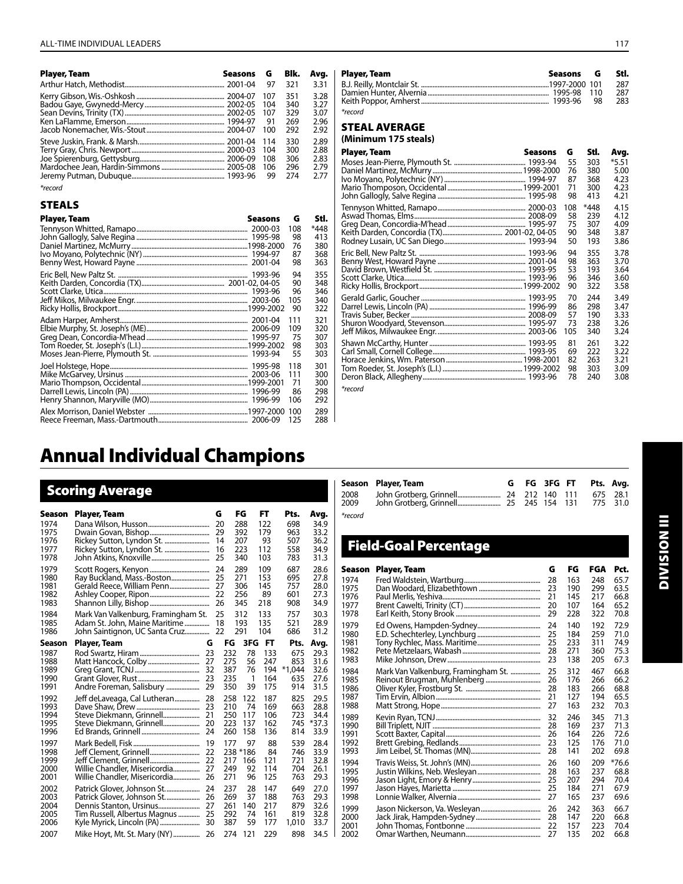| Player, Team | Seasons | G | Blk. | Avg. |
|---|---|---|---|---|
| Arthur Hatch, Methodist | 2001-04 | 97 | 321 | 3.31 |
| Kerry Gibson, Wis.-Oshkosh | 2004-07 | 107 | 351 | 3.28 |
| Badou Gaye, Gwynedd-Mercy | 2002-05 | 104 | 340 | 3.27 |
| Sean Devins, Trinity (TX) | 2002-05 | 107 | 329 | 3.07 |
| Ken LaFlamme, Emerson | 1994-97 | 91 | 269 | 2.96 |
| Jacob Nonemacher, Wis.-Stout | 2004-07 | 100 | 292 | 2.92 |
| Steve Juskin, Frank. & Marsh. | 2001-04 | 114 | 330 | 2.89 |
| Terry Gray, Chris. Newport | 2000-03 | 104 | 300 | 2.88 |
| Joe Spierenburg, Gettysburg | 2006-09 | 108 | 306 | 2.83 |
| Mardochee Jean, Hardin-Simmons | 2005-08 | 106 | 296 | 2.79 |
| Jeremy Putman, Dubuque | 1993-96 | 99 | 274 | 2.77 |

*record

### STEALS

| Player, Team | Seasons | G | Stl. |
|---|---|---|---|
| Tennyson Whitted, Ramapo | 2000-03 | 108 | *448 |
| John Gallogly, Salve Regina | 1995-98 | 98 | 413 |
| Daniel Martinez, McMurry | 1998-2000 | 76 | 380 |
| Ivo Moyano, Polytechnic (NY) | 1994-97 | 87 | 368 |
| Benny West, Howard Payne | 2001-04 | 98 | 363 |
| Eric Bell, New Paltz St. | 1993-96 | 94 | 355 |
| Keith Darden, Concordia (TX) | 2001-02, 04-05 | 90 | 348 |
| Scott Clarke, Utica | 1993-96 | 96 | 346 |
| Jeff Mikos, Milwaukee Engr. | 2003-06 | 105 | 340 |
| Ricky Hollis, Brockport | 1999-2002 | 90 | 322 |
| Adam Harper, Amherst | 2001-04 | 111 | 321 |
| Elbie Murphy, St. Joseph's (ME) | 2006-09 | 109 | 320 |
| Greg Dean, Concordia-M'head | 1995-97 | 75 | 307 |
| Tom Roeder, St. Joseph's (L.I.) | 1999-2002 | 98 | 303 |
| Moses Jean-Pierre, Plymouth St. | 1993-94 | 55 | 303 |
| Joel Holstege, Hope | 1995-98 | 118 | 301 |
| Mike McGarvey, Ursinus | 2003-06 | 111 | 300 |
| Mario Thompson, Occidental | 1999-2001 | 71 | 300 |
| Darrell Lewis, Lincoln (PA) | 1996-99 | 86 | 298 |
| Henry Shannon, Maryville (MO) | 1996-99 | 106 | 292 |
| Alex Morrison, Daniel Webster | 1997-2000 | 100 | 289 |
| Reece Freeman, Mass.-Dartmouth | 2006-09 | 125 | 288 |
| B.J. Reilly, Montclair St. | 1997-2000 | 101 | 287 |
| Damien Hunter, Alvernia | 1995-98 | 110 | 287 |
| Keith Poppor, Amherst | 1993-96 | 98 | 283 |

*record

### STEAL AVERAGE
**(Minimum 175 steals)**

| Player, Team | Seasons | G | Stl. | Avg. |
|---|---|---|---|---|
| Moses Jean-Pierre, Plymouth St. | 1993-94 | 55 | 303 | *5.51 |
| Daniel Martinez, McMurry | 1998-2000 | 76 | 380 | 5.00 |
| Ivo Moyano, Polytechnic (NY) | 1994-97 | 87 | 368 | 4.23 |
| Mario Thompson, Occidental | 1999-2001 | 71 | 300 | 4.23 |
| John Gallogly, Salve Regina | 1995-98 | 98 | 413 | 4.21 |
| Tennyson Whitted, Ramapo | 2000-03 | 108 | *448 | 4.15 |
| Aswad Thomas, Elms | 2008-09 | 58 | 239 | 4.12 |
| Greg Dean, Concordia-M'head | 1995-97 | 75 | 307 | 4.09 |
| Keith Darden, Concordia (TX) | 2001-02, 04-05 | 90 | 348 | 3.87 |
| Rodney Lusain, UC San Diego | 1993-94 | 50 | 193 | 3.86 |
| Eric Bell, New Paltz St. | 1993-96 | 94 | 355 | 3.78 |
| Benny West, Howard Payne | 2001-04 | 98 | 363 | 3.70 |
| David Brown, Westfield St. | 1993-95 | 53 | 193 | 3.64 |
| Scott Clarke, Utica | 1993-96 | 96 | 346 | 3.60 |
| Ricky Hollis, Brockport | 1999-2002 | 90 | 322 | 3.58 |
| Gerald Garlic, Goucher | 1993-95 | 70 | 244 | 3.49 |
| Darrel Lewis, Lincoln (PA) | 1996-99 | 86 | 298 | 3.47 |
| Travis Suber, Becker | 2008-09 | 57 | 190 | 3.33 |
| Shuron Woodyard, Stevenson | 1995-97 | 73 | 238 | 3.26 |
| Jeff Mikos, Milwaukee Engr. | 2003-06 | 105 | 340 | 3.24 |
| Shawn McCarthy, Hunter | 1993-95 | 81 | 261 | 3.22 |
| Carl Small, Cornell College | 1993-95 | 69 | 222 | 3.22 |
| Horace Jenkins, Wm. Paterson | 1998-2001 | 82 | 263 | 3.21 |
| Tom Roeder, St. Joseph's (L.I.) | 1999-2002 | 98 | 303 | 3.09 |
| Deron Black, Allegheny | 1993-96 | 78 | 240 | 3.08 |

*record

# Annual Individual Champions

## Scoring Average

| Season | Player, Team | G | FG | FT | Pts. | Avg. |
|---|---|---|---|---|---|---|
| 1974 | Dana Wilson, Husson | 20 | 288 | 122 | 698 | 34.9 |
| 1975 | Dwain Govan, Bishop | 29 | 392 | 179 | 963 | 33.2 |
| 1976 | Rickey Sutton, Lyndon St. | 14 | 207 | 93 | 507 | 36.2 |
| 1977 | Rickey Sutton, Lyndon St. | 16 | 223 | 112 | 558 | 34.9 |
| 1978 | John Atkins, Knoxville | 25 | 340 | 103 | 783 | 31.3 |
| 1979 | Scott Rogers, Kenyon | 24 | 289 | 109 | 687 | 28.6 |
| 1980 | Ray Buckland, Mass.-Boston | 25 | 271 | 153 | 695 | 27.8 |
| 1981 | Gerald Reece, William Penn | 27 | 306 | 145 | 757 | 28.0 |
| 1982 | Ashley Cooper, Ripon | 22 | 256 | 89 | 601 | 27.3 |
| 1983 | Shannon Lilly, Bishop | 26 | 345 | 218 | 908 | 34.9 |
| 1984 | Mark Van Valkenburg, Framingham St. | 25 | 312 | 133 | 757 | 30.3 |
| 1985 | Adam St. John, Maine Maritime | 18 | 193 | 135 | 521 | 28.9 |
| 1986 | John Saintignon, UC Santa Cruz | 22 | 291 | 104 | 686 | 31.2 |

| Season | Player, Team | G | FG | 3FG | FT | Pts. | Avg. |
|---|---|---|---|---|---|---|---|
| 1987 | Rod Swartz, Hiram | 23 | 232 | 78 | 133 | 675 | 29.3 |
| 1988 | Matt Hancock, Colby | 27 | 275 | 56 | 247 | 853 | 31.6 |
| 1989 | Greg Grant, TCNJ | 32 | 387 | 76 | 194 | *1,044 | 32.6 |
| 1990 | Grant Glover, Rust | 23 | 235 | 1 | 164 | 635 | 27.6 |
| 1991 | Andre Foreman, Salisbury | 29 | 350 | 39 | 175 | 914 | 31.5 |
| 1992 | Jeff deLaveaga, Cal Lutheran | 28 | 258 | 122 | 187 | 825 | 29.5 |
| 1993 | Dave Shaw, Drew | 23 | 210 | 74 | 169 | 663 | 28.8 |
| 1994 | Steve Diekmann, Grinnell | 21 | 250 | 117 | 106 | 723 | 34.4 |
| 1995 | Steve Diekmann, Grinnell | 20 | 223 | 137 | 162 | 745 | *37.3 |
| 1996 | Ed Brands, Grinnell | 24 | 260 | 158 | 136 | 814 | 33.9 |
| 1997 | Mark Bedell, Fisk | 19 | 177 | 97 | 88 | 539 | 28.4 |
| 1998 | Jeff Clement, Grinnell | 22 | 238 | *186 | 84 | 746 | 33.9 |
| 1999 | Jeff Clement, Grinnell | 22 | 217 | 166 | 121 | 721 | 32.8 |
| 2000 | Willie Chandler, Misericordia | 27 | 249 | 92 | 114 | 704 | 26.1 |
| 2001 | Willie Chandler, Misericordia | 26 | 271 | 96 | 125 | 763 | 29.3 |
| 2002 | Patrick Glover, Johnson St. | 24 | 237 | 28 | 147 | 649 | 27.0 |
| 2003 | Patrick Glover, Johnson St. | 26 | 269 | 37 | 188 | 763 | 29.3 |
| 2004 | Dennis Stanton, Ursinus | 27 | 261 | 140 | 217 | 879 | 32.6 |
| 2005 | Tim Russell, Albertus Magnus | 25 | 292 | 74 | 161 | 819 | 32.8 |
| 2006 | Kyle Myrick, Lincoln (PA) | 30 | 387 | 59 | 177 | 1,010 | 33.7 |
| 2007 | Mike Hoyt, Mt. St. Mary (NY) | 26 | 274 | 121 | 229 | 898 | 34.5 |
| 2008 | John Grotberg, Grinnell | 24 | 212 | 140 | 111 | 675 | 28.1 |
| 2009 | John Grotberg, Grinnell | 25 | 245 | 154 | 131 | 775 | 31.0 |

*record

## Field-Goal Percentage

| Season | Player, Team | G | FG | FGA | Pct. |
|---|---|---|---|---|---|
| 1974 | Fred Waldstein, Wartburg | 28 | 163 | 248 | 65.7 |
| 1975 | Dan Woodard, Elizabethtown | 23 | 190 | 299 | 63.5 |
| 1976 | Paul Merlis, Yeshiva | 21 | 145 | 217 | 66.8 |
| 1977 | Brent Cawelti, Trinity (CT) | 20 | 107 | 164 | 65.2 |
| 1978 | Earl Keith, Stony Brook | 29 | 228 | 322 | 70.8 |
| 1979 | Ed Owens, Hampden-Sydney | 24 | 140 | 192 | 72.9 |
| 1980 | E.D. Schechterley, Lynchburg | 25 | 184 | 259 | 71.0 |
| 1981 | Tony Rychlec, Mass. Maritime | 25 | 233 | 311 | 74.9 |
| 1982 | Pete Metzelaars, Wabash | 28 | 271 | 360 | 75.3 |
| 1983 | Mike Johnson, Drew | 23 | 138 | 205 | 67.3 |
| 1984 | Mark Van Valkenburg, Framingham St. | 25 | 312 | 467 | 66.8 |
| 1985 | Reinout Brugman, Muhlenberg | 26 | 176 | 266 | 66.2 |
| 1986 | Oliver Kyler, Frostburg St. | 28 | 183 | 266 | 68.8 |
| 1987 | Tim Ervin, Albion | 21 | 127 | 194 | 65.5 |
| 1988 | Matt Strong, Hope | 27 | 163 | 232 | 70.3 |
| 1989 | Kevin Ryan, TCNJ | 32 | 246 | 345 | 71.3 |
| 1990 | Bill Triplett, NJIT | 28 | 169 | 237 | 71.3 |
| 1991 | Scott Baxter, Capital | 26 | 164 | 226 | 72.6 |
| 1992 | Brett Grebing, Redlands | 23 | 125 | 176 | 71.0 |
| 1993 | Jim Leibel, St. Thomas (MN) | 28 | 141 | 202 | 69.8 |
| 1994 | Travis Weiss, St. John's (MN) | 26 | 160 | 209 | *76.6 |
| 1995 | Justin Wilkins, Neb. Wesleyan | 28 | 163 | 237 | 68.8 |
| 1996 | Jason Light, Emory & Henry | 25 | 207 | 294 | 70.4 |
| 1997 | Jason Hayes, Marietta | 25 | 184 | 271 | 67.9 |
| 1998 | Lonnie Walker, Alvernia | 27 | 165 | 237 | 69.6 |
| 1999 | Jason Nickerson, Va. Wesleyan | 26 | 242 | 363 | 66.7 |
| 2000 | Jack Jirak, Hampden-Sydney | 28 | 147 | 220 | 66.8 |
| 2001 | John Thomas, Fontbonne | 22 | 157 | 223 | 70.4 |
| 2002 | Omar Warthen, Neumann | 27 | 135 | 202 | 66.8 |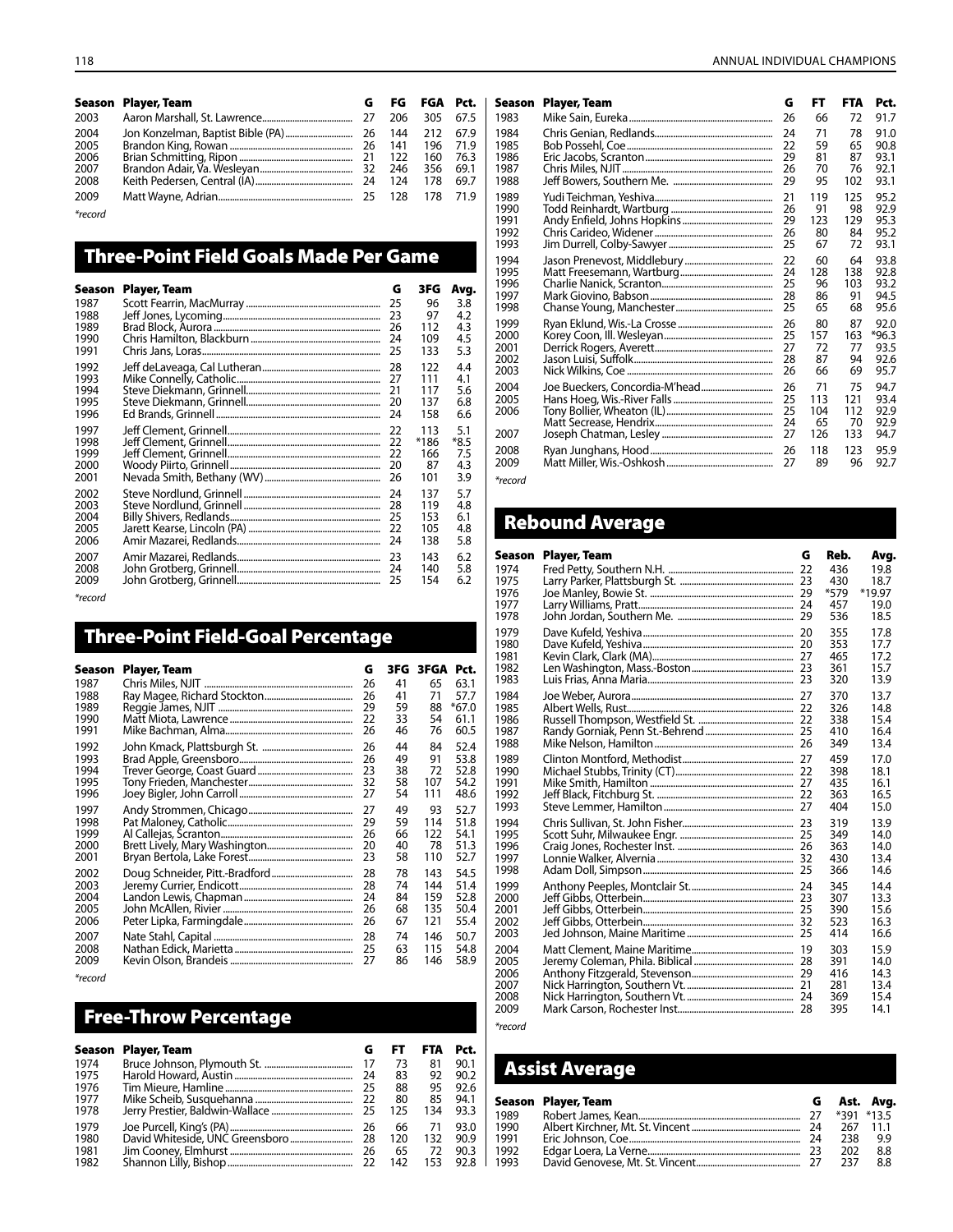| Season | Player, Team | G | FG | FGA | Pct. |
|---|---|---|---|---|---|
| 2003 | Aaron Marshall, St. Lawrence | 27 | 206 | 305 | 67.5 |
| 2004 | Jon Konzelman, Baptist Bible (PA) | 26 | 144 | 212 | 67.9 |
| 2005 | Brandon King, Rowan | 26 | 141 | 196 | 71.9 |
| 2006 | Brian Schmitting, Ripon | 21 | 122 | 160 | 76.3 |
| 2007 | Brandon Adair, Va. Wesleyan | 32 | 246 | 356 | 69.1 |
| 2008 | Keith Pedersen, Central (IA) | 24 | 124 | 178 | 69.7 |
| 2009 | Matt Wayne, Adrian | 25 | 128 | 178 | 71.9 |

*record

## Three-Point Field Goals Made Per Game

| Season | Player, Team | G | 3FG | Avg. |
|---|---|---|---|---|
| 1987 | Scott Fearrin, MacMurray | 25 | 96 | 3.8 |
| 1988 | Jeff Jones, Lycoming | 23 | 97 | 4.2 |
| 1989 | Brad Block, Aurora | 26 | 112 | 4.3 |
| 1990 | Chris Hamilton, Blackburn | 24 | 109 | 4.5 |
| 1991 | Chris Jans, Loras | 25 | 133 | 5.3 |
| 1992 | Jeff deLaveaga, Cal Lutheran | 28 | 122 | 4.4 |
| 1993 | Mike Connelly, Catholic | 27 | 111 | 4.1 |
| 1994 | Steve Diekmann, Grinnell | 21 | 117 | 5.6 |
| 1995 | Steve Diekmann, Grinnell | 20 | 137 | 6.8 |
| 1996 | Ed Brands, Grinnell | 24 | 158 | 6.6 |
| 1997 | Jeff Clement, Grinnell | 22 | 113 | 5.1 |
| 1998 | Jeff Clement, Grinnell | 22 | *186 | *8.5 |
| 1999 | Jeff Clement, Grinnell | 22 | 166 | 7.5 |
| 2000 | Woody Piirto, Grinnell | 20 | 87 | 4.3 |
| 2001 | Nevada Smith, Bethany (WV) | 26 | 101 | 3.9 |
| 2002 | Steve Nordlund, Grinnell | 24 | 137 | 5.7 |
| 2003 | Steve Nordlund, Grinnell | 28 | 119 | 4.8 |
| 2004 | Billy Shivers, Redlands | 25 | 153 | 6.1 |
| 2005 | Jarett Kearse, Lincoln (PA) | 22 | 105 | 4.8 |
| 2006 | Amir Mazarei, Redlands | 24 | 138 | 5.8 |
| 2007 | Amir Mazarei, Redlands | 23 | 143 | 6.2 |
| 2008 | John Grotberg, Grinnell | 24 | 140 | 5.8 |
| 2009 | John Grotberg, Grinnell | 25 | 154 | 6.2 |

*record

## Three-Point Field-Goal Percentage

| Season | Player, Team | G | 3FG | 3FGA | Pct. |
|---|---|---|---|---|---|
| 1987 | Chris Miles, NJIT | 26 | 41 | 65 | 63.1 |
| 1988 | Ray Magee, Richard Stockton | 26 | 41 | 71 | 57.7 |
| 1989 | Reggie James, NJIT | 29 | 59 | 88 | *67.0 |
| 1990 | Matt Miota, Lawrence | 22 | 33 | 54 | 61.1 |
| 1991 | Mike Bachman, Alma | 26 | 46 | 76 | 60.5 |
| 1992 | John Kmack, Plattsburgh St. | 26 | 44 | 84 | 52.4 |
| 1993 | Brad Apple, Greensboro | 26 | 49 | 91 | 53.8 |
| 1994 | Trever George, Coast Guard | 23 | 38 | 72 | 52.8 |
| 1995 | Tony Frieden, Manchester | 32 | 58 | 107 | 54.2 |
| 1996 | Joey Bigler, John Carroll | 27 | 54 | 111 | 48.6 |
| 1997 | Andy Strommen, Chicago | 27 | 49 | 93 | 52.7 |
| 1998 | Pat Maloney, Catholic | 29 | 59 | 114 | 51.8 |
| 1999 | Al Callejas, Scranton | 26 | 66 | 122 | 54.1 |
| 2000 | Brett Lively, Mary Washington | 20 | 40 | 78 | 51.3 |
| 2001 | Bryan Bertola, Lake Forest | 23 | 58 | 110 | 52.7 |
| 2002 | Doug Schneider, Pitt.-Bradford | 28 | 78 | 143 | 54.5 |
| 2003 | Jeremy Currier, Endicott | 28 | 74 | 144 | 51.4 |
| 2004 | Landon Lewis, Chapman | 24 | 84 | 159 | 52.8 |
| 2005 | John McAllen, Rivier | 26 | 68 | 135 | 50.4 |
| 2006 | Peter Lipka, Farmingdale | 26 | 67 | 121 | 55.4 |
| 2007 | Nate Stahl, Capital | 28 | 74 | 146 | 50.7 |
| 2008 | Nathan Edick, Marietta | 25 | 63 | 115 | 54.8 |
| 2009 | Kevin Olson, Brandeis | 27 | 86 | 146 | 58.9 |

*record

## Free-Throw Percentage

| Season | Player, Team | G | FT | FTA | Pct. |
|---|---|---|---|---|---|
| 1974 | Bruce Johnson, Plymouth St. | 17 | 73 | 81 | 90.1 |
| 1975 | Harold Howard, Austin | 24 | 83 | 92 | 90.2 |
| 1976 | Tim Mieure, Hamline | 25 | 88 | 95 | 92.6 |
| 1977 | Mike Scheib, Susquehanna | 22 | 80 | 85 | 94.1 |
| 1978 | Jerry Prestier, Baldwin-Wallace | 25 | 125 | 134 | 93.3 |
| 1979 | Joe Purcell, King's (PA) | 26 | 66 | 71 | 93.0 |
| 1980 | David Whiteside, UNC Greensboro | 28 | 120 | 132 | 90.9 |
| 1981 | Jim Cooney, Elmhurst | 26 | 65 | 72 | 90.3 |
| 1982 | Shannon Lilly, Bishop | 22 | 142 | 153 | 92.8 |
| 1983 | Mike Sain, Eureka | 26 | 66 | 72 | 91.7 |
| 1984 | Chris Genian, Redlands | 24 | 71 | 78 | 91.0 |
| 1985 | Bob Possehl, Coe | 22 | 59 | 65 | 90.8 |
| 1986 | Eric Jacobs, Scranton | 29 | 81 | 87 | 93.1 |
| 1987 | Chris Miles, NJIT | 26 | 70 | 76 | 92.1 |
| 1988 | Jeff Bowers, Southern Me. | 29 | 95 | 102 | 93.1 |
| 1989 | Yudi Teichman, Yeshiva | 21 | 119 | 125 | 95.2 |
| 1990 | Todd Reinhardt, Wartburg | 26 | 91 | 98 | 92.9 |
| 1991 | Andy Enfield, Johns Hopkins | 29 | 123 | 129 | 95.3 |
| 1992 | Chris Carideo, Widener | 26 | 80 | 84 | 95.2 |
| 1993 | Jim Durrell, Colby-Sawyer | 25 | 67 | 72 | 93.1 |
| 1994 | Jason Prenevost, Middlebury | 22 | 60 | 64 | 93.8 |
| 1995 | Matt Freesemann, Wartburg | 24 | 128 | 138 | 92.8 |
| 1996 | Charlie Nanick, Scranton | 25 | 96 | 103 | 93.2 |
| 1997 | Mark Giovino, Babson | 28 | 86 | 91 | 94.5 |
| 1998 | Chanse Young, Manchester | 25 | 65 | 68 | 95.6 |
| 1999 | Ryan Eklund, Wis.-La Crosse | 26 | 80 | 87 | 92.0 |
| 2000 | Korey Coon, Ill. Wesleyan | 25 | 157 | 163 | *96.3 |
| 2001 | Derrick Rogers, Averett | 27 | 72 | 77 | 93.5 |
| 2002 | Jason Luisi, Suffolk | 28 | 87 | 94 | 92.6 |
| 2003 | Nick Wilkins, Coe | 26 | 66 | 69 | 95.7 |
| 2004 | Joe Bueckers, Concordia-M'head | 26 | 71 | 75 | 94.7 |
| 2005 | Hans Hoeg, Wis.-River Falls | 25 | 113 | 121 | 93.4 |
| 2006 | Tony Bollier, Wheaton (IL) | 25 | 104 | 112 | 92.9 |
| | Matt Secrease, Hendrix | 24 | 65 | 70 | 92.9 |
| 2007 | Joseph Chatman, Lesley | 27 | 126 | 133 | 94.7 |
| 2008 | Ryan Junghans, Hood | 26 | 118 | 123 | 95.9 |
| 2009 | Matt Miller, Wis.-Oshkosh | 27 | 89 | 96 | 92.7 |

*record

## Rebound Average

| Season | Player, Team | G | Reb. | Avg. |
|---|---|---|---|---|
| 1974 | Fred Petty, Southern N.H. | 22 | 436 | 19.8 |
| 1975 | Larry Parker, Plattsburgh St. | 23 | 430 | 18.7 |
| 1976 | Joe Manley, Bowie St. | 29 | *579 | *19.97 |
| 1977 | Larry Williams, Pratt | 24 | 457 | 19.0 |
| 1978 | John Jordan, Southern Me. | 29 | 536 | 18.5 |
| 1979 | Dave Kufeld, Yeshiva | 20 | 355 | 17.8 |
| 1980 | Dave Kufeld, Yeshiva | 20 | 353 | 17.7 |
| 1981 | Kevin Clark, Clark (MA) | 27 | 465 | 17.2 |
| 1982 | Len Washington, Mass.-Boston | 23 | 361 | 15.7 |
| 1983 | Luis Frias, Anna Maria | 23 | 320 | 13.9 |
| 1984 | Joe Weber, Aurora | 27 | 370 | 13.7 |
| 1985 | Albert Wells, Rust | 22 | 326 | 14.8 |
| 1986 | Russell Thompson, Westfield St. | 22 | 338 | 15.4 |
| 1987 | Randy Gorniak, Penn St.-Behrend | 25 | 410 | 16.4 |
| 1988 | Mike Nelson, Hamilton | 26 | 349 | 13.4 |
| 1989 | Clinton Montford, Methodist | 27 | 459 | 17.0 |
| 1990 | Michael Stubbs, Trinity (CT) | 22 | 398 | 18.1 |
| 1991 | Mike Smith, Hamilton | 27 | 435 | 16.1 |
| 1992 | Jeff Black, Fitchburg St. | 22 | 363 | 16.5 |
| 1993 | Steve Lemmer, Hamilton | 27 | 404 | 15.0 |
| 1994 | Chris Sullivan, St. John Fisher | 23 | 319 | 13.9 |
| 1995 | Scott Suhr, Milwaukee Engr. | 25 | 349 | 14.0 |
| 1996 | Craig Jones, Rochester Inst. | 26 | 363 | 14.0 |
| 1997 | Lonnie Walker, Alvernia | 32 | 430 | 13.4 |
| 1998 | Adam Doll, Simpson | 25 | 366 | 14.6 |
| 1999 | Anthony Peeples, Montclair St. | 24 | 345 | 14.4 |
| 2000 | Jeff Gibbs, Otterbein | 23 | 307 | 13.3 |
| 2001 | Jeff Gibbs, Otterbein | 25 | 390 | 15.6 |
| 2002 | Jeff Gibbs, Otterbein | 32 | 523 | 16.3 |
| 2003 | Jed Johnson, Maine Maritime | 25 | 414 | 16.6 |
| 2004 | Matt Clement, Maine Maritime | 19 | 303 | 15.9 |
| 2005 | Jeremy Coleman, Phila. Biblical | 28 | 391 | 14.0 |
| 2006 | Anthony Fitzgerald, Stevenson | 29 | 416 | 14.3 |
| 2007 | Nick Harrington, Southern Vt. | 21 | 281 | 13.4 |
| 2008 | Nick Harrington, Southern Vt. | 24 | 369 | 15.4 |
| 2009 | Mark Carson, Rochester Inst. | 28 | 395 | 14.1 |

*record

## Assist Average

| Season | Player, Team | G | Ast. | Avg. |
|---|---|---|---|---|
| 1989 | Robert James, Kean | 27 | *391 | *13.5 |
| 1990 | Albert Kirchner, Mt. St. Vincent | 24 | 267 | 11.1 |
| 1991 | Eric Johnson, Coe | 24 | 238 | 9.9 |
| 1992 | Edgar Loera, La Verne | 23 | 202 | 8.8 |
| 1993 | David Genovese, Mt. St. Vincent | 27 | 237 | 8.8 |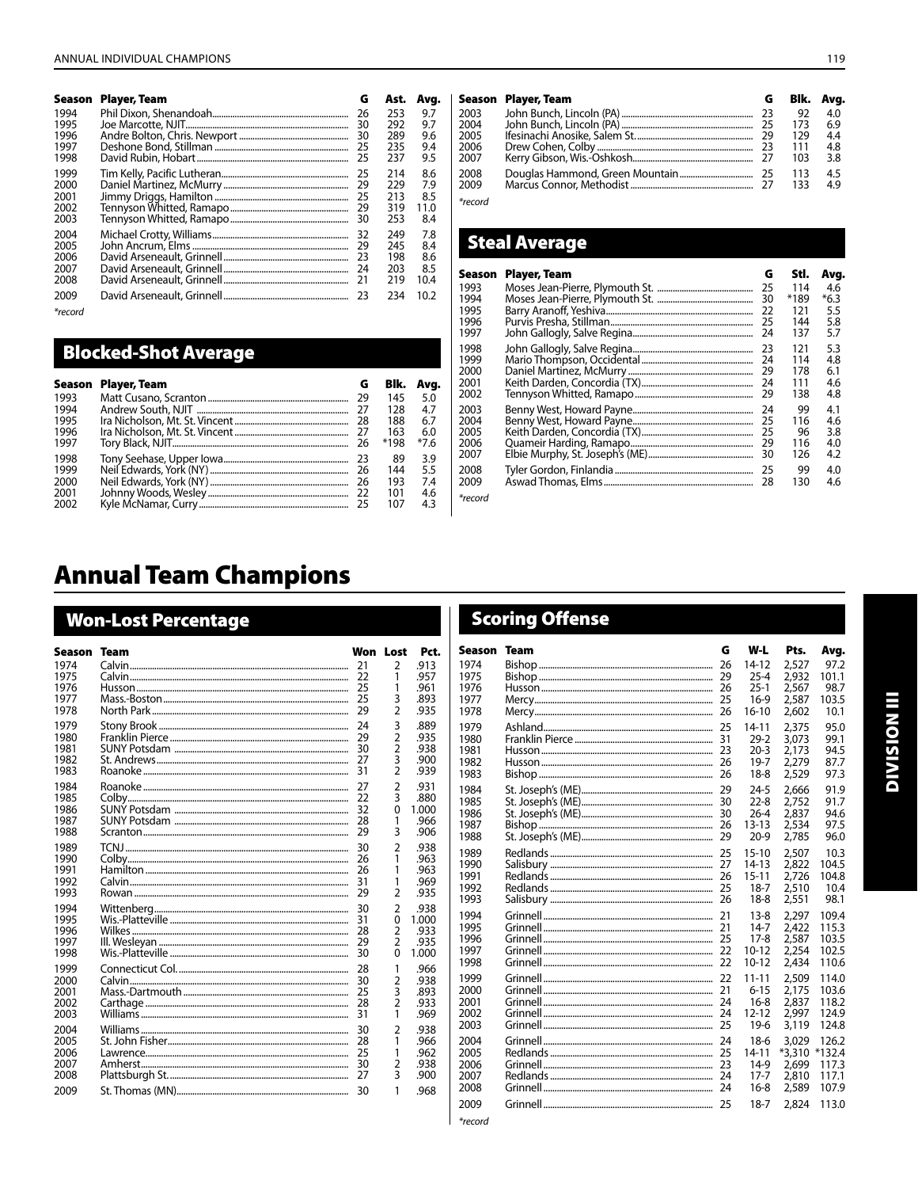| Season | Player, Team | G | Ast. | Avg. |
|---|---|---|---|---|
| 1994 | Phil Dixon, Shenandoah | 26 | 253 | 9.7 |
| 1995 | Joe Marcotte, NJIT | 30 | 292 | 9.7 |
| 1996 | Andre Bolton, Chris. Newport | 30 | 289 | 9.6 |
| 1997 | Deshone Bond, Stillman | 25 | 235 | 9.4 |
| 1998 | David Rubin, Hobart | 25 | 237 | 9.5 |
| 1999 | Tim Kelly, Pacific Lutheran | 25 | 214 | 8.6 |
| 2000 | Daniel Martinez, McMurry | 29 | 229 | 7.9 |
| 2001 | Jimmy Driggs, Hamilton | 25 | 213 | 8.5 |
| 2002 | Tennyson Whitted, Ramapo | 29 | 319 | 11.0 |
| 2003 | Tennyson Whitted, Ramapo | 30 | 253 | 8.4 |
| 2004 | Michael Crotty, Williams | 32 | 249 | 7.8 |
| 2005 | John Ancrum, Elms | 29 | 245 | 8.4 |
| 2006 | David Arseneault, Grinnell | 23 | 198 | 8.6 |
| 2007 | David Arseneault, Grinnell | 24 | 203 | 8.5 |
| 2008 | David Arseneault, Grinnell | 21 | 219 | 10.4 |
| 2009 | David Arseneault, Grinnell | 23 | 234 | 10.2 |

*record

## Blocked-Shot Average

| Season | Player, Team | G | Blk. | Avg. |
|---|---|---|---|---|
| 1993 | Matt Cusano, Scranton | 29 | 145 | 5.0 |
| 1994 | Andrew South, NJIT | 27 | 128 | 4.7 |
| 1995 | Ira Nicholson, Mt. St. Vincent | 28 | 188 | 6.7 |
| 1996 | Ira Nicholson, Mt. St. Vincent | 27 | 163 | 6.0 |
| 1997 | Tory Black, NJIT | 26 | *198 | *7.6 |
| 1998 | Tony Seehase, Upper Iowa | 23 | 89 | 3.9 |
| 1999 | Neil Edwards, York (NY) | 26 | 144 | 5.5 |
| 2000 | Neil Edwards, York (NY) | 26 | 193 | 7.4 |
| 2001 | Johnny Woods, Wesley | 22 | 101 | 4.6 |
| 2002 | Kyle McNamar, Curry | 25 | 107 | 4.3 |
| 2003 | John Bunch, Lincoln (PA) | 23 | 92 | 4.0 |
| 2004 | John Bunch, Lincoln (PA) | 25 | 173 | 6.9 |
| 2005 | Ifesinachi Anosike, Salem St. | 29 | 129 | 4.4 |
| 2006 | Drew Cohen, Colby | 23 | 111 | 4.8 |
| 2007 | Kerry Gibson, Wis.-Oshkosh | 27 | 103 | 3.8 |
| 2008 | Douglas Hammond, Green Mountain | 25 | 113 | 4.5 |
| 2009 | Marcus Connor, Methodist | 27 | 133 | 4.9 |

*record

## Steal Average

| Season | Player, Team | G | Stl. | Avg. |
|---|---|---|---|---|
| 1993 | Moses Jean-Pierre, Plymouth St. | 25 | 114 | 4.6 |
| 1994 | Moses Jean-Pierre, Plymouth St. | 30 | *189 | *6.3 |
| 1995 | Barry Aranoff, Yeshiva | 22 | 121 | 5.5 |
| 1996 | Purvis Presha, Stillman | 25 | 144 | 5.8 |
| 1997 | John Gallogly, Salve Regina | 24 | 137 | 5.7 |
| 1998 | John Gallogly, Salve Regina | 23 | 121 | 5.3 |
| 1999 | Mario Thompson, Occidental | 24 | 114 | 4.8 |
| 2000 | Daniel Martinez, McMurry | 29 | 178 | 6.1 |
| 2001 | Keith Darden, Concordia (TX) | 24 | 111 | 4.6 |
| 2002 | Tennyson Whitted, Ramapo | 29 | 138 | 4.8 |
| 2003 | Benny West, Howard Payne | 24 | 99 | 4.1 |
| 2004 | Benny West, Howard Payne | 25 | 116 | 4.6 |
| 2005 | Keith Darden, Concordia (TX) | 25 | 96 | 3.8 |
| 2006 | Quameir Harding, Ramapo | 29 | 116 | 4.0 |
| 2007 | Elbie Murphy, St. Joseph's (ME) | 30 | 126 | 4.2 |
| 2008 | Tyler Gordon, Finlandia | 25 | 99 | 4.0 |
| 2009 | Aswad Thomas, Elms | 28 | 130 | 4.6 |

*record

# Annual Team Champions

## Won-Lost Percentage

| Season | Team | Won | Lost | Pct. |
|---|---|---|---|---|
| 1974 | Calvin | 21 | 2 | .913 |
| 1975 | Calvin | 22 | 1 | .957 |
| 1976 | Husson | 25 | 1 | .961 |
| 1977 | Mass.-Boston | 25 | 3 | .893 |
| 1978 | North Park | 29 | 2 | .935 |
| 1979 | Stony Brook | 24 | 3 | .889 |
| 1980 | Franklin Pierce | 29 | 2 | .935 |
| 1981 | SUNY Potsdam | 30 | 2 | .938 |
| 1982 | St. Andrews | 27 | 3 | .900 |
| 1983 | Roanoke | 31 | 2 | .939 |
| 1984 | Roanoke | 27 | 2 | .931 |
| 1985 | Colby | 22 | 3 | .880 |
| 1986 | SUNY Potsdam | 32 | 0 | 1.000 |
| 1987 | SUNY Potsdam | 28 | 1 | .966 |
| 1988 | Scranton | 29 | 3 | .906 |
| 1989 | TCNJ | 30 | 2 | .938 |
| 1990 | Colby | 26 | 1 | .963 |
| 1991 | Hamilton | 26 | 1 | .963 |
| 1992 | Calvin | 31 | 1 | .969 |
| 1993 | Rowan | 29 | 2 | .935 |
| 1994 | Wittenberg | 30 | 2 | .938 |
| 1995 | Wis.-Platteville | 31 | 0 | 1.000 |
| 1996 | Wilkes | 28 | 2 | .933 |
| 1997 | Ill. Wesleyan | 29 | 2 | .935 |
| 1998 | Wis.-Platteville | 30 | 0 | 1.000 |
| 1999 | Connecticut Col. | 28 | 1 | .966 |
| 2000 | Calvin | 30 | 2 | .938 |
| 2001 | Mass.-Dartmouth | 25 | 3 | .893 |
| 2002 | Carthage | 28 | 2 | .933 |
| 2003 | Williams | 31 | 1 | .969 |
| 2004 | Williams | 30 | 2 | .938 |
| 2005 | St. John Fisher | 28 | 1 | .966 |
| 2006 | Lawrence | 25 | 1 | .962 |
| 2007 | Amherst | 30 | 2 | .938 |
| 2008 | Plattsburgh St. | 27 | 3 | .900 |
| 2009 | St. Thomas (MN) | 30 | 1 | .968 |

## Scoring Offense

| Season | Team | G | W-L | Pts. | Avg. |
|---|---|---|---|---|---|
| 1974 | Bishop | 26 | 14-12 | 2,527 | 97.2 |
| 1975 | Bishop | 29 | 25-4 | 2,932 | 101.1 |
| 1976 | Husson | 26 | 25-1 | 2,567 | 98.7 |
| 1977 | Mercy | 25 | 16-9 | 2,587 | 103.5 |
| 1978 | Mercy | 26 | 16-10 | 2,602 | 10.1 |
| 1979 | Ashland | 25 | 14-11 | 2,375 | 95.0 |
| 1980 | Franklin Pierce | 31 | 29-2 | 3,073 | 99.1 |
| 1981 | Husson | 23 | 20-3 | 2,173 | 94.5 |
| 1982 | Husson | 26 | 19-7 | 2,279 | 87.7 |
| 1983 | Bishop | 26 | 18-8 | 2,529 | 97.3 |
| 1984 | St. Joseph's (ME) | 29 | 24-5 | 2,666 | 91.9 |
| 1985 | St. Joseph's (ME) | 30 | 22-8 | 2,752 | 91.7 |
| 1986 | St. Joseph's (ME) | 30 | 26-4 | 2,837 | 94.6 |
| 1987 | Bishop | 26 | 13-13 | 2,534 | 97.5 |
| 1988 | St. Joseph's (ME) | 29 | 20-9 | 2,785 | 96.0 |
| 1989 | Redlands | 25 | 15-10 | 2,507 | 10.3 |
| 1990 | Salisbury | 27 | 14-13 | 2,822 | 104.5 |
| 1991 | Redlands | 26 | 15-11 | 2,726 | 104.8 |
| 1992 | Redlands | 25 | 18-7 | 2,510 | 10.4 |
| 1993 | Salisbury | 26 | 18-8 | 2,551 | 98.1 |
| 1994 | Grinnell | 21 | 13-8 | 2,297 | 109.4 |
| 1995 | Grinnell | 21 | 14-7 | 2,422 | 115.3 |
| 1996 | Grinnell | 25 | 17-8 | 2,587 | 103.5 |
| 1997 | Grinnell | 22 | 10-12 | 2,254 | 102.5 |
| 1998 | Grinnell | 22 | 10-12 | 2,434 | 110.6 |
| 1999 | Grinnell | 22 | 11-11 | 2,509 | 114.0 |
| 2000 | Grinnell | 21 | 6-15 | 2,175 | 103.6 |
| 2001 | Grinnell | 24 | 16-8 | 2,837 | 118.2 |
| 2002 | Grinnell | 24 | 12-12 | 2,997 | 124.9 |
| 2003 | Grinnell | 25 | 19-6 | 3,119 | 124.8 |
| 2004 | Grinnell | 24 | 18-6 | 3,029 | 126.2 |
| 2005 | Redlands | 25 | 14-11 | *3,310 | *132.4 |
| 2006 | Grinnell | 23 | 14-9 | 2,699 | 117.3 |
| 2007 | Redlands | 24 | 17-7 | 2,810 | 117.1 |
| 2008 | Grinnell | 24 | 16-8 | 2,589 | 107.9 |
| 2009 | Grinnell | 25 | 18-7 | 2,824 | 113.0 |

*record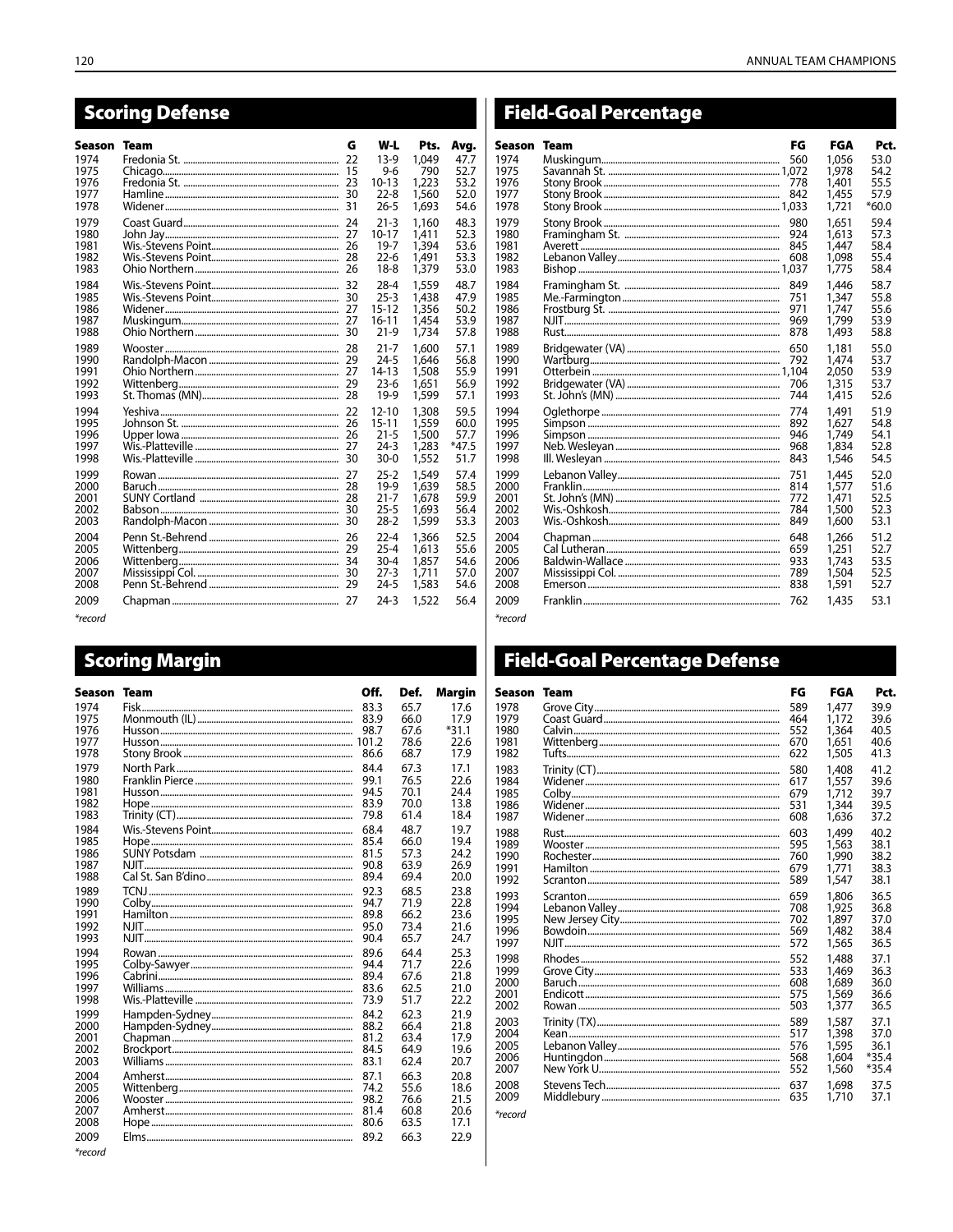## Scoring Defense

| Season | Team | G | W-L | Pts. | Avg. |
|---|---|---|---|---|---|
| 1974 | Fredonia St. | 22 | 13-9 | 1,049 | 47.7 |
| 1975 | Chicago | 15 | 9-6 | 790 | 52.7 |
| 1976 | Fredonia St. | 23 | 10-13 | 1,223 | 53.2 |
| 1977 | Hamline | 30 | 22-8 | 1,560 | 52.0 |
| 1978 | Widener | 31 | 26-5 | 1,693 | 54.6 |
| 1979 | Coast Guard | 24 | 21-3 | 1,160 | 48.3 |
| 1980 | John Jay | 27 | 10-17 | 1,411 | 52.3 |
| 1981 | Wis.-Stevens Point | 26 | 19-7 | 1,394 | 53.6 |
| 1982 | Wis.-Stevens Point | 28 | 22-6 | 1,491 | 53.3 |
| 1983 | Ohio Northern | 26 | 18-8 | 1,379 | 53.0 |
| 1984 | Wis.-Stevens Point | 32 | 28-4 | 1,559 | 48.7 |
| 1985 | Wis.-Stevens Point | 30 | 25-3 | 1,438 | 47.9 |
| 1986 | Widener | 27 | 15-12 | 1,356 | 50.2 |
| 1987 | Muskingum | 27 | 16-11 | 1,454 | 53.9 |
| 1988 | Ohio Northern | 30 | 21-9 | 1,734 | 57.8 |
| 1989 | Wooster | 28 | 21-7 | 1,600 | 57.1 |
| 1990 | Randolph-Macon | 29 | 24-5 | 1,646 | 56.8 |
| 1991 | Ohio Northern | 27 | 14-13 | 1,508 | 55.9 |
| 1992 | Wittenberg | 29 | 23-6 | 1,651 | 56.9 |
| 1993 | St. Thomas (MN) | 28 | 19-9 | 1,599 | 57.1 |
| 1994 | Yeshiva | 22 | 12-10 | 1,308 | 59.5 |
| 1995 | Johnson St. | 26 | 15-11 | 1,559 | 60.0 |
| 1996 | Upper Iowa | 26 | 21-5 | 1,500 | 57.7 |
| 1997 | Wis.-Platteville | 27 | 24-3 | 1,283 | *47.5 |
| 1998 | Wis.-Platteville | 30 | 30-0 | 1,552 | 51.7 |
| 1999 | Rowan | 27 | 25-2 | 1,549 | 57.4 |
| 2000 | Baruch | 28 | 19-9 | 1,639 | 58.5 |
| 2001 | SUNY Cortland | 28 | 21-7 | 1,678 | 59.9 |
| 2002 | Babson | 30 | 25-5 | 1,693 | 56.4 |
| 2003 | Randolph-Macon | 30 | 28-2 | 1,599 | 53.3 |
| 2004 | Penn St.-Behrend | 26 | 22-4 | 1,366 | 52.5 |
| 2005 | Wittenberg | 29 | 25-4 | 1,613 | 55.6 |
| 2006 | Wittenberg | 34 | 30-4 | 1,857 | 54.6 |
| 2007 | Mississippi Col. | 30 | 27-3 | 1,711 | 57.0 |
| 2008 | Penn St.-Behrend | 29 | 24-5 | 1,583 | 54.6 |
| 2009 | Chapman | 27 | 24-3 | 1,522 | 56.4 |

*record

## Scoring Margin

| Season | Team | Off. | Def. | Margin |
|---|---|---|---|---|
| 1974 | Fisk | 83.3 | 65.7 | 17.6 |
| 1975 | Monmouth (IL) | 83.9 | 66.0 | 17.9 |
| 1976 | Husson | 98.7 | 67.6 | *31.1 |
| 1977 | Husson | 101.2 | 78.6 | 22.6 |
| 1978 | Stony Brook | 86.6 | 68.7 | 17.9 |
| 1979 | North Park | 84.4 | 67.3 | 17.1 |
| 1980 | Franklin Pierce | 99.1 | 76.5 | 22.6 |
| 1981 | Husson | 94.5 | 70.1 | 24.4 |
| 1982 | Hope | 83.9 | 70.0 | 13.8 |
| 1983 | Trinity (CT) | 79.8 | 61.4 | 18.4 |
| 1984 | Wis.-Stevens Point | 68.4 | 48.7 | 19.7 |
| 1985 | Hope | 85.4 | 66.0 | 19.4 |
| 1986 | SUNY Potsdam | 81.5 | 57.3 | 24.2 |
| 1987 | NJIT | 90.8 | 63.9 | 26.9 |
| 1988 | Cal St. San B'dino | 89.4 | 69.4 | 20.0 |
| 1989 | TCNJ | 92.3 | 68.5 | 23.8 |
| 1990 | Colby | 94.7 | 71.9 | 22.8 |
| 1991 | Hamilton | 89.8 | 66.2 | 23.6 |
| 1992 | NJIT | 95.0 | 73.4 | 21.6 |
| 1993 | NJIT | 90.4 | 65.7 | 24.7 |
| 1994 | Rowan | 89.6 | 64.4 | 25.3 |
| 1995 | Colby-Sawyer | 94.4 | 71.7 | 22.6 |
| 1996 | Cabrini | 89.4 | 67.6 | 21.8 |
| 1997 | Williams | 83.6 | 62.5 | 21.0 |
| 1998 | Wis.-Platteville | 73.9 | 51.7 | 22.2 |
| 1999 | Hampden-Sydney | 84.2 | 62.3 | 21.9 |
| 2000 | Hampden-Sydney | 88.2 | 66.4 | 21.8 |
| 2001 | Chapman | 81.2 | 63.4 | 17.9 |
| 2002 | Brockport | 84.5 | 64.9 | 19.6 |
| 2003 | Williams | 83.1 | 62.4 | 20.7 |
| 2004 | Amherst | 87.1 | 66.3 | 20.8 |
| 2005 | Wittenberg | 74.2 | 55.6 | 18.6 |
| 2006 | Wooster | 98.2 | 76.6 | 21.5 |
| 2007 | Amherst | 81.4 | 60.8 | 20.6 |
| 2008 | Hope | 80.6 | 63.5 | 17.1 |
| 2009 | Elms | 89.2 | 66.3 | 22.9 |

*record

## Field-Goal Percentage

| Season | Team | FG | FGA | Pct. |
|---|---|---|---|---|
| 1974 | Muskingum | 560 | 1,056 | 53.0 |
| 1975 | Savannah St. | 1,072 | 1,978 | 54.2 |
| 1976 | Stony Brook | 778 | 1,401 | 55.5 |
| 1977 | Stony Brook | 842 | 1,455 | 57.9 |
| 1978 | Stony Brook | 1,033 | 1,721 | *60.0 |
| 1979 | Stony Brook | 980 | 1,651 | 59.4 |
| 1980 | Framingham St. | 924 | 1,613 | 57.3 |
| 1981 | Averett | 845 | 1,447 | 58.4 |
| 1982 | Lebanon Valley | 608 | 1,098 | 55.4 |
| 1983 | Bishop | 1,037 | 1,775 | 58.4 |
| 1984 | Framingham St. | 849 | 1,446 | 58.7 |
| 1985 | Me.-Farmington | 751 | 1,347 | 55.8 |
| 1986 | Frostburg St. | 971 | 1,747 | 55.6 |
| 1987 | NJIT | 969 | 1,799 | 53.9 |
| 1988 | Rust | 878 | 1,493 | 58.8 |
| 1989 | Bridgewater (VA) | 650 | 1,181 | 55.0 |
| 1990 | Wartburg | 792 | 1,474 | 53.7 |
| 1991 | Otterbein | 1,104 | 2,050 | 53.9 |
| 1992 | Bridgewater (VA) | 706 | 1,315 | 53.7 |
| 1993 | St. John's (MN) | 744 | 1,415 | 52.6 |
| 1994 | Oglethorpe | 774 | 1,491 | 51.9 |
| 1995 | Simpson | 892 | 1,627 | 54.8 |
| 1996 | Simpson | 946 | 1,749 | 54.1 |
| 1997 | Neb. Wesleyan | 968 | 1,834 | 52.8 |
| 1998 | Ill. Wesleyan | 843 | 1,546 | 54.5 |
| 1999 | Lebanon Valley | 751 | 1,445 | 52.0 |
| 2000 | Franklin | 814 | 1,577 | 51.6 |
| 2001 | St. John's (MN) | 772 | 1,471 | 52.5 |
| 2002 | Wis.-Oshkosh | 784 | 1,500 | 52.3 |
| 2003 | Wis.-Oshkosh | 849 | 1,600 | 53.1 |
| 2004 | Chapman | 648 | 1,266 | 51.2 |
| 2005 | Cal Lutheran | 659 | 1,251 | 52.7 |
| 2006 | Baldwin-Wallace | 933 | 1,743 | 53.5 |
| 2007 | Mississippi Col. | 789 | 1,504 | 52.5 |
| 2008 | Emerson | 838 | 1,591 | 52.7 |
| 2009 | Franklin | 762 | 1,435 | 53.1 |

*record

## Field-Goal Percentage Defense

| Season | Team | FG | FGA | Pct. |
|---|---|---|---|---|
| 1978 | Grove City | 589 | 1,477 | 39.9 |
| 1979 | Coast Guard | 464 | 1,172 | 39.6 |
| 1980 | Calvin | 552 | 1,364 | 40.5 |
| 1981 | Wittenberg | 670 | 1,651 | 40.6 |
| 1982 | Tufts | 622 | 1,505 | 41.3 |
| 1983 | Trinity (CT) | 580 | 1,408 | 41.2 |
| 1984 | Widener | 617 | 1,557 | 39.6 |
| 1985 | Colby | 679 | 1,712 | 39.7 |
| 1986 | Widener | 531 | 1,344 | 39.5 |
| 1987 | Widener | 608 | 1,636 | 37.2 |
| 1988 | Rust | 603 | 1,499 | 40.2 |
| 1989 | Wooster | 595 | 1,563 | 38.1 |
| 1990 | Rochester | 760 | 1,990 | 38.2 |
| 1991 | Hamilton | 679 | 1,771 | 38.3 |
| 1992 | Scranton | 589 | 1,547 | 38.1 |
| 1993 | Scranton | 659 | 1,806 | 36.5 |
| 1994 | Lebanon Valley | 708 | 1,925 | 36.8 |
| 1995 | New Jersey City | 702 | 1,897 | 37.0 |
| 1996 | Bowdoin | 569 | 1,482 | 38.4 |
| 1997 | NJIT | 572 | 1,565 | 36.5 |
| 1998 | Rhodes | 552 | 1,488 | 37.1 |
| 1999 | Grove City | 533 | 1,469 | 36.3 |
| 2000 | Baruch | 608 | 1,689 | 36.0 |
| 2001 | Endicott | 575 | 1,569 | 36.6 |
| 2002 | Rowan | 503 | 1,377 | 36.5 |
| 2003 | Trinity (TX) | 589 | 1,587 | 37.1 |
| 2004 | Kean | 517 | 1,398 | 37.0 |
| 2005 | Lebanon Valley | 576 | 1,595 | 36.1 |
| 2006 | Huntingdon | 568 | 1,604 | *35.4 |
| 2007 | New York U. | 552 | 1,560 | *35.4 |
| 2008 | Stevens Tech | 637 | 1,698 | 37.5 |
| 2009 | Middlebury | 635 | 1,710 | 37.1 |

*record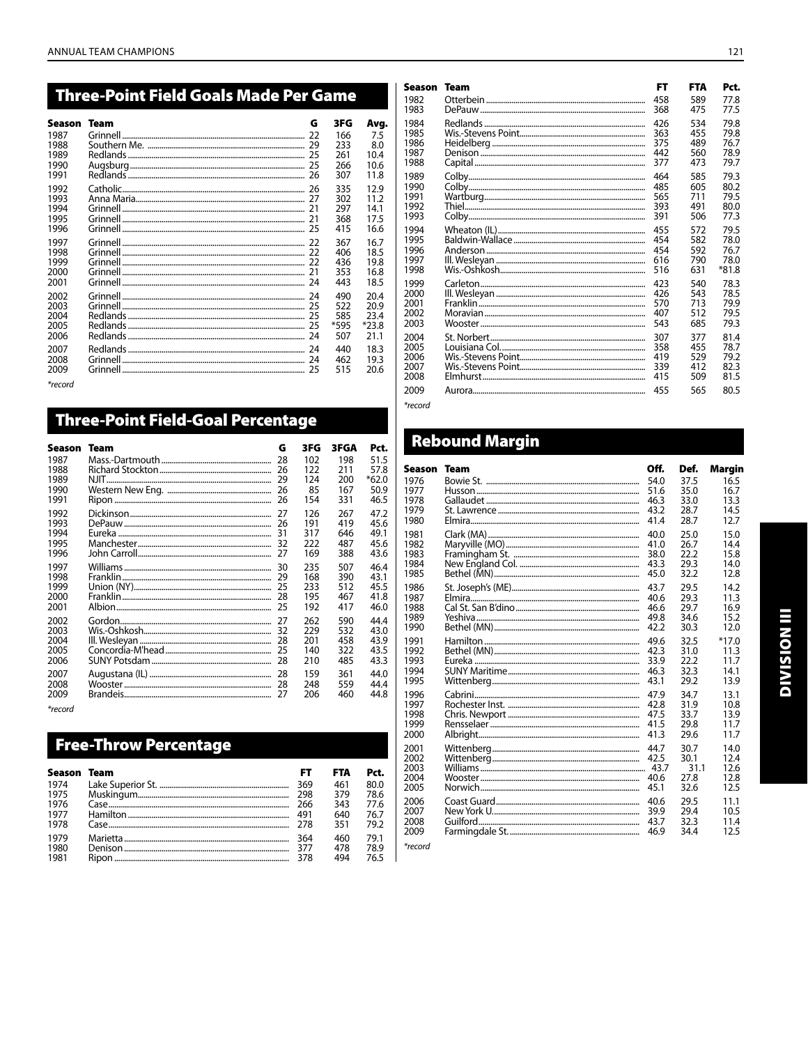## Three-Point Field Goals Made Per Game

| Season | Team | G | 3FG | Avg. |
|---|---|---|---|---|
| 1987 | Grinnell | 22 | 166 | 7.5 |
| 1988 | Southern Me. | 29 | 233 | 8.0 |
| 1989 | Redlands | 25 | 261 | 10.4 |
| 1990 | Augsburg | 25 | 266 | 10.6 |
| 1991 | Redlands | 26 | 307 | 11.8 |
| 1992 | Catholic | 26 | 335 | 12.9 |
| 1993 | Anna Maria | 27 | 302 | 11.2 |
| 1994 | Grinnell | 21 | 297 | 14.1 |
| 1995 | Grinnell | 21 | 368 | 17.5 |
| 1996 | Grinnell | 25 | 415 | 16.6 |
| 1997 | Grinnell | 22 | 367 | 16.7 |
| 1998 | Grinnell | 22 | 406 | 18.5 |
| 1999 | Grinnell | 22 | 436 | 19.8 |
| 2000 | Grinnell | 21 | 353 | 16.8 |
| 2001 | Grinnell | 24 | 443 | 18.5 |
| 2002 | Grinnell | 24 | 490 | 20.4 |
| 2003 | Grinnell | 25 | 522 | 20.9 |
| 2004 | Redlands | 25 | 585 | 23.4 |
| 2005 | Redlands | 25 | *595 | *23.8 |
| 2006 | Redlands | 24 | 507 | 21.1 |
| 2007 | Redlands | 24 | 440 | 18.3 |
| 2008 | Grinnell | 24 | 462 | 19.3 |
| 2009 | Grinnell | 25 | 515 | 20.6 |

*record

## Three-Point Field-Goal Percentage

| Season | Team | G | 3FG | 3FGA | Pct. |
|---|---|---|---|---|---|
| 1987 | Mass.-Dartmouth | 28 | 102 | 198 | 51.5 |
| 1988 | Richard Stockton | 26 | 122 | 211 | 57.8 |
| 1989 | NJIT | 29 | 124 | 200 | *62.0 |
| 1990 | Western New Eng. | 26 | 85 | 167 | 50.9 |
| 1991 | Ripon | 26 | 154 | 331 | 46.5 |
| 1992 | Dickinson | 27 | 126 | 267 | 47.2 |
| 1993 | DePauw | 26 | 191 | 419 | 45.6 |
| 1994 | Eureka | 31 | 317 | 646 | 49.1 |
| 1995 | Manchester | 32 | 222 | 487 | 45.6 |
| 1996 | John Carroll | 27 | 169 | 388 | 43.6 |
| 1997 | Williams | 30 | 235 | 507 | 46.4 |
| 1998 | Franklin | 29 | 168 | 390 | 43.1 |
| 1999 | Union (NY) | 25 | 233 | 512 | 45.5 |
| 2000 | Franklin | 28 | 195 | 467 | 41.8 |
| 2001 | Albion | 25 | 192 | 417 | 46.0 |
| 2002 | Gordon | 27 | 262 | 590 | 44.4 |
| 2003 | Wis.-Oshkosh | 32 | 229 | 532 | 43.0 |
| 2004 | Ill. Wesleyan | 28 | 201 | 458 | 43.9 |
| 2005 | Concordia-M'head | 25 | 140 | 322 | 43.5 |
| 2006 | SUNY Potsdam | 28 | 210 | 485 | 43.3 |
| 2007 | Augustana (IL) | 28 | 159 | 361 | 44.0 |
| 2008 | Wooster | 28 | 248 | 559 | 44.4 |
| 2009 | Brandeis | 27 | 206 | 460 | 44.8 |

*record

## Free-Throw Percentage

| Season | Team | FT | FTA | Pct. |
|---|---|---|---|---|
| 1974 | Lake Superior St. | 369 | 461 | 80.0 |
| 1975 | Muskingum | 298 | 379 | 78.6 |
| 1976 | Case | 266 | 343 | 77.6 |
| 1977 | Hamilton | 491 | 640 | 76.7 |
| 1978 | Case | 278 | 351 | 79.2 |
| 1979 | Marietta | 364 | 460 | 79.1 |
| 1980 | Denison | 377 | 478 | 78.9 |
| 1981 | Ripon | 378 | 494 | 76.5 |
| 1982 | Otterbein | 458 | 589 | 77.8 |
| 1983 | DePauw | 368 | 475 | 77.5 |
| 1984 | Redlands | 426 | 534 | 79.8 |
| 1985 | Wis.-Stevens Point | 363 | 455 | 79.8 |
| 1986 | Heidelberg | 375 | 489 | 76.7 |
| 1987 | Denison | 442 | 560 | 78.9 |
| 1988 | Capital | 377 | 473 | 79.7 |
| 1989 | Colby | 464 | 585 | 79.3 |
| 1990 | Colby | 485 | 605 | 80.2 |
| 1991 | Wartburg | 565 | 711 | 79.5 |
| 1992 | Thiel | 393 | 491 | 80.0 |
| 1993 | Colby | 391 | 506 | 77.3 |
| 1994 | Wheaton (IL) | 455 | 572 | 79.5 |
| 1995 | Baldwin-Wallace | 454 | 582 | 78.0 |
| 1996 | Anderson | 454 | 592 | 76.7 |
| 1997 | Ill. Wesleyan | 616 | 790 | 78.0 |
| 1998 | Wis.-Oshkosh | 516 | 631 | *81.8 |
| 1999 | Carleton | 423 | 540 | 78.3 |
| 2000 | Ill. Wesleyan | 426 | 543 | 78.5 |
| 2001 | Franklin | 570 | 713 | 79.9 |
| 2002 | Moravian | 407 | 512 | 79.5 |
| 2003 | Wooster | 543 | 685 | 79.3 |
| 2004 | St. Norbert | 307 | 377 | 81.4 |
| 2005 | Louisiana Col. | 358 | 455 | 78.7 |
| 2006 | Wis.-Stevens Point | 419 | 529 | 79.2 |
| 2007 | Wis.-Stevens Point | 339 | 412 | 82.3 |
| 2008 | Elmhurst | 415 | 509 | 81.5 |
| 2009 | Aurora | 455 | 565 | 80.5 |

*record

## Rebound Margin

| Season | Team | Off. | Def. | Margin |
|---|---|---|---|---|
| 1976 | Bowie St. | 54.0 | 37.5 | 16.5 |
| 1977 | Husson | 51.6 | 35.0 | 16.7 |
| 1978 | Gallaudet | 46.3 | 33.0 | 13.3 |
| 1979 | St. Lawrence | 43.2 | 28.7 | 14.5 |
| 1980 | Elmira | 41.4 | 28.7 | 12.7 |
| 1981 | Clark (MA) | 40.0 | 25.0 | 15.0 |
| 1982 | Maryville (MO) | 41.0 | 26.7 | 14.4 |
| 1983 | Framingham St. | 38.0 | 22.2 | 15.8 |
| 1984 | New England Col. | 43.3 | 29.3 | 14.0 |
| 1985 | Bethel (MN) | 45.0 | 32.2 | 12.8 |
| 1986 | St. Joseph's (ME) | 43.7 | 29.5 | 14.2 |
| 1987 | Elmira | 40.6 | 29.3 | 11.3 |
| 1988 | Cal St. San B'dino | 46.6 | 29.7 | 16.9 |
| 1989 | Yeshiva | 49.8 | 34.6 | 15.2 |
| 1990 | Bethel (MN) | 42.2 | 30.3 | 12.0 |
| 1991 | Hamilton | 49.6 | 32.5 | *17.0 |
| 1992 | Bethel (MN) | 42.3 | 31.0 | 11.3 |
| 1993 | Eureka | 33.9 | 22.2 | 11.7 |
| 1994 | SUNY Maritime | 46.3 | 32.3 | 14.1 |
| 1995 | Wittenberg | 43.1 | 29.2 | 13.9 |
| 1996 | Cabrini | 47.9 | 34.7 | 13.1 |
| 1997 | Rochester Inst. | 42.8 | 31.9 | 10.8 |
| 1998 | Chris. Newport | 47.5 | 33.7 | 13.9 |
| 1999 | Rensselaer | 41.5 | 29.8 | 11.7 |
| 2000 | Albright | 41.3 | 29.6 | 11.7 |
| 2001 | Wittenberg | 44.7 | 30.7 | 14.0 |
| 2002 | Wittenberg | 42.5 | 30.1 | 12.4 |
| 2003 | Williams | 43.7 | 31.1 | 12.6 |
| 2004 | Wooster | 40.6 | 27.8 | 12.8 |
| 2005 | Norwich | 45.1 | 32.6 | 12.5 |
| 2006 | Coast Guard | 40.6 | 29.5 | 11.1 |
| 2007 | New York U. | 39.9 | 29.4 | 10.5 |
| 2008 | Guilford | 43.7 | 32.3 | 11.4 |
| 2009 | Farmingdale St. | 46.9 | 34.4 | 12.5 |

*record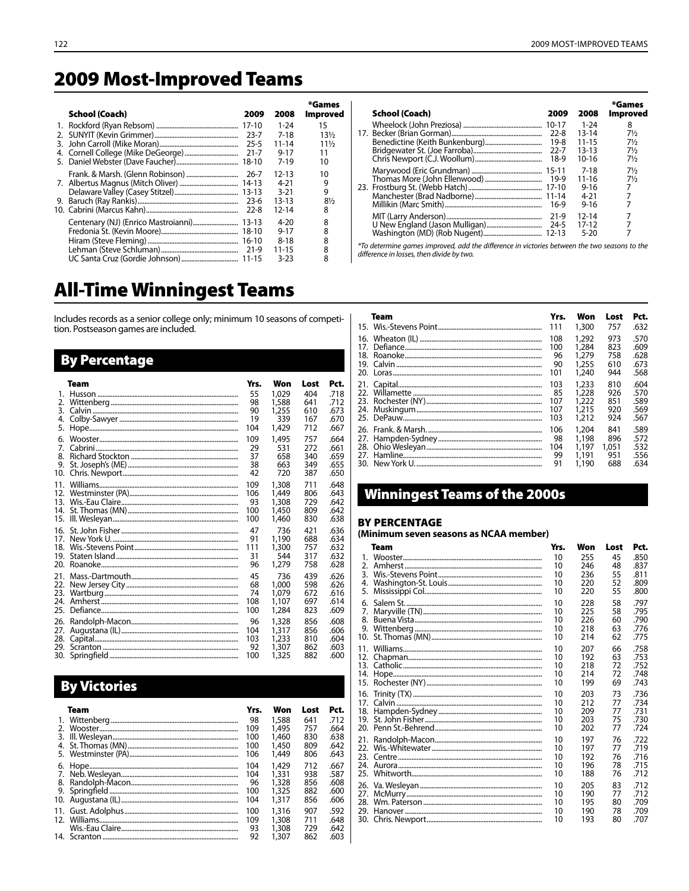# 2009 Most-Improved Teams

| | School (Coach) | 2009 | 2008 | *Games Improved |
|---|---|---|---|---|
| 1. | Rockford (Ryan Rebsom) | 17-10 | 1-24 | 15 |
| 2. | SUNYIT (Kevin Grimmer) | 23-7 | 7-18 | 13½ |
| 3. | John Carroll (Mike Moran) | 25-5 | 11-14 | 11½ |
| 4. | Cornell College (Mike DeGeorge) | 21-7 | 9-17 | 11 |
| 5. | Daniel Webster (Dave Faucher) | 18-10 | 7-19 | 10 |
| | Frank. & Marsh. (Glenn Robinson) | 26-7 | 12-13 | 10 |
| 7. | Albertus Magnus (Mitch Oliver) | 14-13 | 4-21 | 9 |
| | Delaware Valley (Casey Stitzel) | 13-13 | 3-21 | 9 |
| 9. | Baruch (Ray Rankis) | 23-6 | 13-13 | 8½ |
| 10. | Cabrini (Marcus Kahn) | 22-8 | 12-14 | 8 |
| | Centenary (NJ) (Enrico Mastroianni) | 13-13 | 4-20 | 8 |
| | Fredonia St. (Kevin Moore) | 18-10 | 9-17 | 8 |
| | Hiram (Steve Fleming) | 16-10 | 8-18 | 8 |
| | Lehman (Steve Schluman) | 21-9 | 11-15 | 8 |
| | UC Santa Cruz (Gordie Johnson) | 11-15 | 3-23 | 8 |
| | Wheelock (John Preziosa) | 10-17 | 1-24 | 8 |
| 17. | Becker (Brian Gorman) | 22-8 | 13-14 | 7½ |
| | Benedictine (Keith Bunkenburg) | 19-8 | 11-15 | 7½ |
| | Bridgewater St. (Joe Farroba) | 22-7 | 13-13 | 7½ |
| | Chris Newport (C.J. Woollum) | 18-9 | 10-16 | 7½ |
| | Marywood (Eric Grundman) | 15-11 | 7-18 | 7½ |
| | Thomas More (John Ellenwood) | 19-9 | 11-16 | 7½ |
| 23. | Frostburg St. (Webb Hatch) | 17-10 | 9-16 | 7 |
| | Manchester (Brad Nadborne) | 11-14 | 4-21 | 7 |
| | Millikin (Marc Smith) | 16-9 | 9-16 | 7 |
| | MIT (Larry Anderson) | 21-9 | 12-14 | 7 |
| | U New England (Jason Mulligan) | 24-5 | 17-12 | 7 |
| | Washington (MD) (Rob Nugent) | 12-13 | 5-20 | 7 |

*To determine games improved, add the difference in victories between the two seasons to the difference in losses, then divide by two.*

# All-Time Winningest Teams

Includes records as a senior college only; minimum 10 seasons of competition. Postseason games are included.

## By Percentage

| | Team | Yrs. | Won | Lost | Pct. |
|---|---|---|---|---|---|
| 1. | Husson | 55 | 1,029 | 404 | .718 |
| 2. | Wittenberg | 98 | 1,588 | 641 | .712 |
| 3. | Calvin | 90 | 1,255 | 610 | .673 |
| 4. | Colby-Sawyer | 19 | 339 | 167 | .670 |
| 5. | Hope | 104 | 1,429 | 712 | .667 |
| 6. | Wooster | 109 | 1,495 | 757 | .664 |
| 7. | Cabrini | 29 | 531 | 272 | .661 |
| 8. | Richard Stockton | 37 | 658 | 340 | .659 |
| 9. | St. Joseph's (ME) | 38 | 663 | 349 | .655 |
| 10. | Chris. Newport | 42 | 720 | 387 | .650 |
| 11. | Williams | 109 | 1,308 | 711 | .648 |
| 12. | Westminster (PA) | 106 | 1,449 | 806 | .643 |
| 13. | Wis.-Eau Claire | 93 | 1,308 | 729 | .642 |
| 14. | St. Thomas (MN) | 100 | 1,450 | 809 | .642 |
| 15. | Ill. Wesleyan | 100 | 1,460 | 830 | .638 |
| 16. | St. John Fisher | 47 | 736 | 421 | .636 |
| 17. | New York U. | 91 | 1,190 | 688 | .634 |
| 18. | Wis.-Stevens Point | 111 | 1,300 | 757 | .632 |
| 19. | Staten Island | 31 | 544 | 317 | .632 |
| 20. | Roanoke | 96 | 1,279 | 758 | .628 |
| 21. | Mass.-Dartmouth | 45 | 736 | 439 | .626 |
| 22. | New Jersey City | 68 | 1,000 | 598 | .626 |
| 23. | Wartburg | 74 | 1,079 | 672 | .616 |
| 24. | Amherst | 108 | 1,107 | 697 | .614 |
| 25. | Defiance | 100 | 1,284 | 823 | .609 |
| 26. | Randolph-Macon | 96 | 1,328 | 856 | .608 |
| 27. | Augustana (IL) | 104 | 1,317 | 856 | .606 |
| 28. | Capital | 103 | 1,233 | 810 | .604 |
| 29. | Scranton | 92 | 1,307 | 862 | .603 |
| 30. | Springfield | 100 | 1,325 | 882 | .600 |

## By Victories

| | Team | Yrs. | Won | Lost | Pct. |
|---|---|---|---|---|---|
| 1. | Wittenberg | 98 | 1,588 | 641 | .712 |
| 2. | Wooster | 109 | 1,495 | 757 | .664 |
| 3. | Ill. Wesleyan | 100 | 1,460 | 830 | .638 |
| 4. | St. Thomas (MN) | 100 | 1,450 | 809 | .642 |
| 5. | Westminster (PA) | 106 | 1,449 | 806 | .643 |
| 6. | Hope | 104 | 1,429 | 712 | .667 |
| 7. | Neb. Wesleyan | 104 | 1,331 | 938 | .587 |
| 8. | Randolph-Macon | 96 | 1,328 | 856 | .608 |
| 9. | Springfield | 100 | 1,325 | 882 | .600 |
| 10. | Augustana (IL) | 104 | 1,317 | 856 | .606 |
| 11. | Gust. Adolphus | 100 | 1,316 | 907 | .592 |
| 12. | Williams | 109 | 1,308 | 711 | .648 |
| | Wis.-Eau Claire | 93 | 1,308 | 729 | .642 |
| 14. | Scranton | 92 | 1,307 | 862 | .603 |
| 15. | Wis.-Stevens Point | 111 | 1,300 | 757 | .632 |
| 16. | Wheaton (IL) | 108 | 1,292 | 973 | .570 |
| 17. | Defiance | 100 | 1,284 | 823 | .609 |
| 18. | Roanoke | 96 | 1,279 | 758 | .628 |
| 19. | Calvin | 90 | 1,255 | 610 | .673 |
| 20. | Loras | 101 | 1,240 | 944 | .568 |
| 21. | Capital | 103 | 1,233 | 810 | .604 |
| 22. | Willamette | 85 | 1,228 | 926 | .570 |
| 23. | Rochester (NY) | 107 | 1,222 | 851 | .589 |
| 24. | Muskingum | 107 | 1,215 | 920 | .569 |
| 25. | DePauw | 103 | 1,212 | 924 | .567 |
| 26. | Frank. & Marsh. | 106 | 1,204 | 841 | .589 |
| 27. | Hampden-Sydney | 98 | 1,198 | 896 | .572 |
| 28. | Ohio Wesleyan | 104 | 1,197 | 1,051 | .532 |
| 27. | Hamline | 99 | 1,191 | 951 | .556 |
| 30. | New York U. | 91 | 1,190 | 688 | .634 |

# Winningest Teams of the 2000s

### BY PERCENTAGE

**(Minimum seven seasons as NCAA member)**

| | Team | Yrs. | Won | Lost | Pct. |
|---|---|---|---|---|---|
| 1. | Wooster | 10 | 255 | 45 | .850 |
| 2. | Amherst | 10 | 246 | 48 | .837 |
| 3. | Wis.-Stevens Point | 10 | 236 | 55 | .811 |
| 4. | Washington St. Louis | 10 | 220 | 52 | .809 |
| 5. | Mississippi Col. | 10 | 220 | 55 | .800 |
| 6. | Salem St. | 10 | 228 | 58 | .797 |
| 7. | Maryville (TN) | 10 | 225 | 58 | .795 |
| 8. | Buena Vista | 10 | 226 | 60 | .790 |
| 9. | Wittenberg | 10 | 218 | 63 | .776 |
| 10. | St. Thomas (MN) | 10 | 214 | 62 | .775 |
| 11. | Williams | 10 | 207 | 66 | .758 |
| 12. | Chapman | 10 | 192 | 63 | .753 |
| 13. | Catholic | 10 | 218 | 72 | .752 |
| 14. | Hope | 10 | 214 | 72 | .748 |
| 15. | Rochester (NY) | 10 | 199 | 69 | .743 |
| 16. | Trinity (TX) | 10 | 203 | 73 | .736 |
| 17. | Calvin | 10 | 212 | 77 | .734 |
| 18. | Hampden-Sydney | 10 | 209 | 77 | .731 |
| 19. | St. John Fisher | 10 | 203 | 75 | .730 |
| 20. | Penn St.-Behrend | 10 | 202 | 77 | .724 |
| 21. | Randolph-Macon | 10 | 197 | 76 | .722 |
| 22. | Wis.-Whitewater | 10 | 197 | 77 | .719 |
| 23. | Centre | 10 | 192 | 76 | .716 |
| 24. | Aurora | 10 | 196 | 78 | .715 |
| 25. | Whitworth | 10 | 188 | 76 | .712 |
| 26. | Va. Wesleyan | 10 | 205 | 83 | .712 |
| 27. | McMurry | 10 | 190 | 77 | .712 |
| 28. | Wm. Paterson | 10 | 195 | 80 | .709 |
| 29. | Hanover | 10 | 190 | 78 | .709 |
| 30. | Chris. Newport | 10 | 193 | 80 | .707 |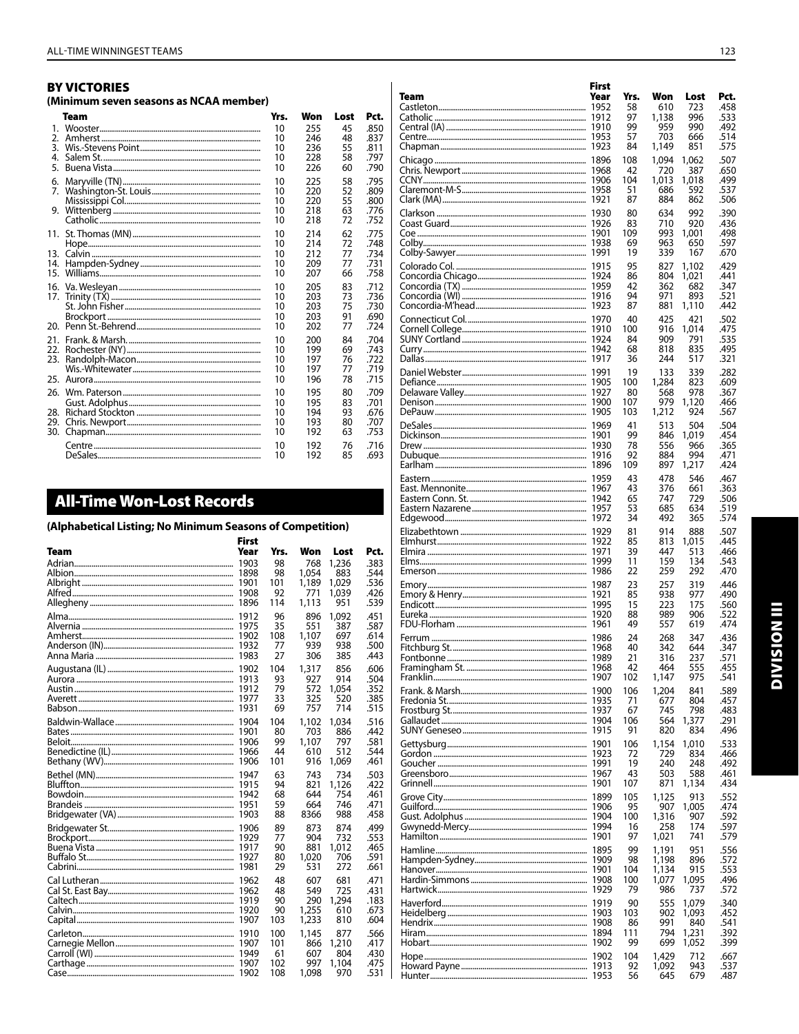## BY VICTORIES

### (Minimum seven seasons as NCAA member)

| | Team | Yrs. | Won | Lost | Pct. |
|---|---|---|---|---|---|
| 1. | Wooster | 10 | 255 | 45 | .850 |
| 2. | Amherst | 10 | 246 | 48 | .837 |
| 3. | Wis.-Stevens Point | 10 | 236 | 55 | .811 |
| 4. | Salem St. | 10 | 228 | 58 | .797 |
| 5. | Buena Vista | 10 | 226 | 60 | .790 |
| 6. | Maryville (TN) | 10 | 225 | 58 | .795 |
| 7. | Washington-St. Louis | 10 | 220 | 52 | .809 |
| | Mississippi Col. | 10 | 220 | 55 | .800 |
| 9. | Wittenberg | 10 | 218 | 63 | .776 |
| | Catholic | 10 | 218 | 72 | .752 |
| 11. | St. Thomas (MN) | 10 | 214 | 62 | .775 |
| | Hope | 10 | 214 | 72 | .748 |
| 13. | Calvin | 10 | 212 | 77 | .734 |
| 14. | Hampden-Sydney | 10 | 209 | 77 | .731 |
| 15. | Williams | 10 | 207 | 66 | .758 |
| 16. | Va. Wesleyan | 10 | 205 | 83 | .712 |
| 17. | Trinity (TX) | 10 | 203 | 73 | .736 |
| | St. John Fisher | 10 | 203 | 75 | .730 |
| | Brockport | 10 | 203 | 91 | .690 |
| 20. | Penn St.-Behrend | 10 | 202 | 77 | .724 |
| 21. | Frank. & Marsh. | 10 | 200 | 84 | .704 |
| 22. | Rochester (NY) | 10 | 199 | 69 | .743 |
| 23. | Randolph-Macon | 10 | 197 | 76 | .722 |
| | Wis.-Whitewater | 10 | 197 | 77 | .719 |
| 25. | Aurora | 10 | 196 | 78 | .715 |
| 26. | Wm. Paterson | 10 | 195 | 80 | .709 |
| | Gust. Adolphus | 10 | 195 | 83 | .701 |
| 28. | Richard Stockton | 10 | 194 | 93 | .676 |
| 29. | Chris. Newport | 10 | 193 | 80 | .707 |
| 30. | Chapman | 10 | 192 | 63 | .753 |
| | Centre | 10 | 192 | 76 | .716 |
| | DeSales | 10 | 192 | 85 | .693 |

# All-Time Won-Lost Records

### (Alphabetical Listing; No Minimum Seasons of Competition)

| Team | First Year | Yrs. | Won | Lost | Pct. |
|---|---|---|---|---|---|
| Adrian | 1903 | 98 | 768 | 1,236 | .383 |
| Albion | 1898 | 98 | 1,054 | 883 | .544 |
| Albright | 1901 | 101 | 1,189 | 1,029 | .536 |
| Alfred | 1908 | 92 | 771 | 1,039 | .426 |
| Allegheny | 1896 | 114 | 1,113 | 951 | .539 |
| Alma | 1912 | 96 | 896 | 1,092 | .451 |
| Alvernia | 1975 | 35 | 551 | 387 | .587 |
| Amherst | 1902 | 108 | 1,107 | 697 | .614 |
| Anderson (IN) | 1932 | 77 | 939 | 938 | .500 |
| Anna Maria | 1983 | 27 | 306 | 385 | .443 |
| Augustana (IL) | 1902 | 104 | 1,317 | 856 | .606 |
| Aurora | 1913 | 93 | 927 | 914 | .504 |
| Austin | 1912 | 79 | 572 | 1,054 | .352 |
| Averett | 1977 | 33 | 325 | 520 | .385 |
| Babson | 1931 | 69 | 757 | 714 | .515 |
| Baldwin-Wallace | 1904 | 104 | 1,102 | 1,034 | .516 |
| Bates | 1901 | 80 | 703 | 886 | .442 |
| Beloit | 1906 | 99 | 1,107 | 797 | .581 |
| Benedictine (IL) | 1966 | 44 | 610 | 512 | .544 |
| Bethany (WV) | 1906 | 101 | 916 | 1,069 | .461 |
| Bethel (MN) | 1947 | 63 | 743 | 734 | .503 |
| Bluffton | 1915 | 94 | 821 | 1,126 | .422 |
| Bowdoin | 1942 | 68 | 644 | 754 | .461 |
| Brandeis | 1951 | 59 | 664 | 746 | .471 |
| Bridgewater (VA) | 1903 | 88 | 8366 | 988 | .458 |
| Bridgewater St. | 1906 | 89 | 873 | 874 | .499 |
| Brockport | 1929 | 77 | 904 | 732 | .553 |
| Buena Vista | 1917 | 90 | 881 | 1,012 | .465 |
| Buffalo St. | 1927 | 80 | 1,020 | 706 | .591 |
| Cabrini | 1981 | 29 | 531 | 272 | .661 |
| Cal Lutheran | 1962 | 48 | 607 | 681 | .471 |
| Cal St. East Bay | 1962 | 48 | 549 | 725 | .431 |
| Caltech | 1919 | 90 | 290 | 1,294 | .183 |
| Calvin | 1920 | 90 | 1,255 | 610 | .673 |
| Capital | 1907 | 103 | 1,233 | 810 | .604 |
| Carleton | 1910 | 100 | 1,145 | 877 | .566 |
| Carnegie Mellon | 1907 | 101 | 866 | 1,210 | .417 |
| Carroll (WI) | 1949 | 61 | 607 | 804 | .430 |
| Carthage | 1907 | 102 | 997 | 1,104 | .475 |
| Case | 1902 | 108 | 1,098 | 970 | .531 |
| Castleton | 1952 | 58 | 610 | 723 | .458 |
| Catholic | 1912 | 97 | 1,138 | 996 | .533 |
| Central (IA) | 1910 | 99 | 959 | 990 | .492 |
| Centre | 1953 | 57 | 703 | 666 | .514 |
| Chapman | 1923 | 84 | 1,149 | 851 | .575 |
| Chicago | 1896 | 108 | 1,094 | 1,062 | .507 |
| Chris. Newport | 1968 | 42 | 720 | 387 | .650 |
| CCNY | 1906 | 104 | 1,013 | 1,018 | .499 |
| Claremont-M-S | 1958 | 51 | 686 | 592 | .537 |
| Clark (MA) | 1921 | 87 | 884 | 862 | .506 |
| Clarkson | 1930 | 80 | 634 | 992 | .390 |
| Coast Guard | 1926 | 83 | 710 | 920 | .436 |
| Coe | 1901 | 109 | 993 | 1,001 | .498 |
| Colby | 1938 | 69 | 963 | 650 | .597 |
| Colby-Sawyer | 1991 | 19 | 339 | 167 | .670 |
| Colorado Col. | 1915 | 95 | 827 | 1,102 | .429 |
| Concordia Chicago | 1924 | 86 | 804 | 1,021 | .441 |
| Concordia (TX) | 1959 | 42 | 362 | 682 | .347 |
| Concordia (WI) | 1916 | 94 | 971 | 893 | .521 |
| Concordia-M'head | 1923 | 87 | 881 | 1,110 | .442 |
| Connecticut Col. | 1970 | 40 | 425 | 421 | .502 |
| Cornell College | 1910 | 100 | 916 | 1,014 | .475 |
| SUNY Cortland | 1924 | 84 | 909 | 791 | .535 |
| Curry | 1942 | 68 | 818 | 835 | .495 |
| Dallas | 1917 | 36 | 244 | 517 | .321 |
| Daniel Webster | 1991 | 19 | 133 | 339 | .282 |
| Defiance | 1905 | 100 | 1,284 | 823 | .609 |
| Delaware Valley | 1927 | 80 | 568 | 978 | .367 |
| Denison | 1900 | 107 | 979 | 1,120 | .466 |
| DePauw | 1905 | 103 | 1,212 | 924 | .567 |
| DeSales | 1969 | 41 | 513 | 504 | .504 |
| Dickinson | 1901 | 99 | 846 | 1,019 | .454 |
| Drew | 1930 | 78 | 556 | 966 | .365 |
| Dubuque | 1916 | 92 | 884 | 994 | .471 |
| Earlham | 1896 | 109 | 897 | 1,217 | .424 |
| Eastern | 1959 | 43 | 478 | 546 | .467 |
| East. Mennonite | 1967 | 43 | 376 | 661 | .363 |
| Eastern Conn. St. | 1942 | 65 | 747 | 729 | .506 |
| Eastern Nazarene | 1957 | 53 | 685 | 634 | .519 |
| Edgewood | 1972 | 34 | 492 | 365 | .574 |
| Elizabethtown | 1929 | 81 | 914 | 888 | .507 |
| Elmhurst | 1922 | 85 | 813 | 1,015 | .445 |
| Elmira | 1971 | 39 | 447 | 513 | .466 |
| Elms | 1999 | 11 | 159 | 134 | .543 |
| Emerson | 1986 | 22 | 259 | 292 | .470 |
| Emory | 1987 | 23 | 257 | 319 | .446 |
| Emory & Henry | 1921 | 85 | 938 | 977 | .490 |
| Endicott | 1995 | 15 | 223 | 175 | .560 |
| Eureka | 1920 | 88 | 989 | 906 | .522 |
| FDU-Florham | 1961 | 49 | 557 | 619 | .474 |
| Ferrum | 1986 | 24 | 268 | 347 | .436 |
| Fitchburg St. | 1968 | 40 | 342 | 644 | .347 |
| Fontbonne | 1989 | 21 | 316 | 237 | .571 |
| Framingham St. | 1968 | 42 | 464 | 555 | .455 |
| Franklin | 1907 | 102 | 1,147 | 975 | .541 |
| Frank. & Marsh. | 1900 | 106 | 1,204 | 841 | .589 |
| Fredonia St. | 1935 | 71 | 677 | 804 | .457 |
| Frostburg St. | 1937 | 67 | 745 | 798 | .483 |
| Gallaudet | 1904 | 106 | 564 | 1,377 | .291 |
| SUNY Geneseo | 1915 | 91 | 820 | 834 | .496 |
| Gettysburg | 1901 | 106 | 1,154 | 1,010 | .533 |
| Gordon | 1923 | 72 | 729 | 834 | .466 |
| Goucher | 1991 | 19 | 240 | 248 | .492 |
| Greensboro | 1967 | 43 | 503 | 588 | .461 |
| Grinnell | 1901 | 107 | 871 | 1,134 | .434 |
| Grove City | 1899 | 105 | 1,125 | 913 | .552 |
| Guilford | 1906 | 95 | 907 | 1,005 | .474 |
| Gust. Adolphus | 1904 | 100 | 1,316 | 907 | .592 |
| Gwynedd-Mercy | 1994 | 16 | 258 | 174 | .597 |
| Hamilton | 1901 | 97 | 1,021 | 741 | .579 |
| Hamline | 1895 | 99 | 1,191 | 951 | .556 |
| Hampden-Sydney | 1909 | 98 | 1,198 | 896 | .572 |
| Hanover | 1901 | 104 | 1,134 | 915 | .553 |
| Hardin-Simmons | 1908 | 100 | 1,077 | 1,095 | .496 |
| Hartwick | 1929 | 79 | 986 | 737 | .572 |
| Haverford | 1919 | 90 | 555 | 1,079 | .340 |
| Heidelberg | 1903 | 103 | 902 | 1,093 | .452 |
| Hendrix | 1908 | 86 | 991 | 840 | .541 |
| Hiram | 1894 | 111 | 794 | 1,231 | .392 |
| Hobart | 1902 | 99 | 699 | 1,052 | .399 |
| Hope | 1902 | 104 | 1,429 | 712 | .667 |
| Howard Payne | 1913 | 92 | 1,092 | 943 | .537 |
| Hunter | 1953 | 56 | 645 | 679 | .487 |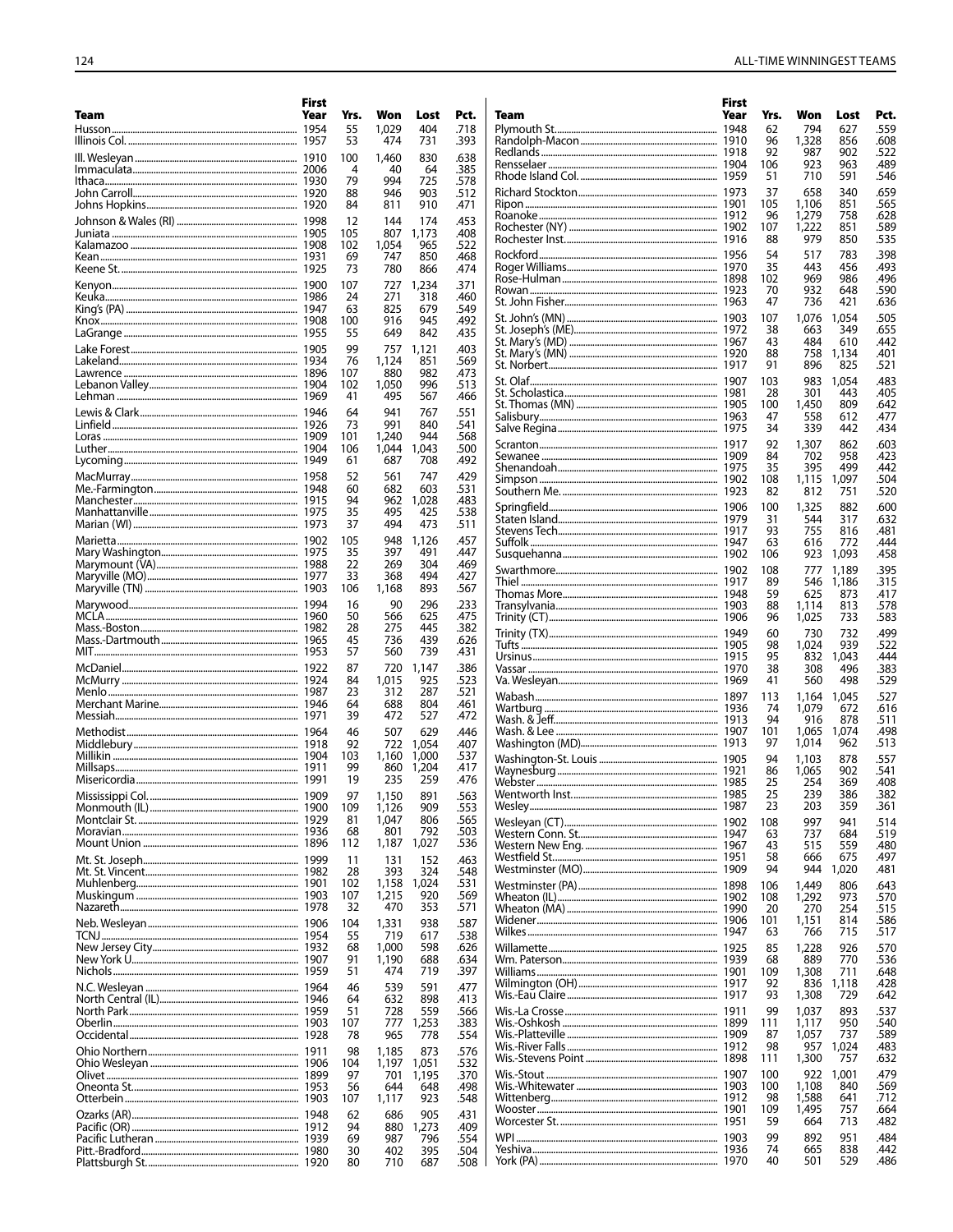| Team | First Year | Yrs. | Won | Lost | Pct. |
|---|---|---|---|---|---|
| Husson | 1954 | 55 | 1,029 | 404 | .718 |
| Illinois Col. | 1957 | 53 | 474 | 731 | .393 |
| Ill. Wesleyan | 1910 | 100 | 1,460 | 830 | .638 |
| Immaculata | 2006 | 4 | 40 | 64 | .385 |
| Ithaca | 1930 | 79 | 994 | 725 | .578 |
| John Carroll | 1920 | 88 | 946 | 903 | .512 |
| Johns Hopkins | 1920 | 84 | 811 | 910 | .471 |
| Johnson & Wales (RI) | 1998 | 12 | 144 | 174 | .453 |
| Juniata | 1905 | 105 | 807 | 1,173 | .408 |
| Kalamazoo | 1908 | 102 | 1,054 | 965 | .522 |
| Kean | 1931 | 69 | 747 | 850 | .468 |
| Keene St. | 1925 | 73 | 780 | 866 | .474 |
| Kenyon | 1900 | 107 | 727 | 1,234 | .371 |
| Keuka | 1986 | 24 | 271 | 318 | .460 |
| King's (PA) | 1947 | 63 | 825 | 679 | .549 |
| Knox | 1908 | 100 | 916 | 945 | .492 |
| LaGrange | 1955 | 55 | 649 | 842 | .435 |
| Lake Forest | 1905 | 99 | 757 | 1,121 | .403 |
| Lakeland | 1934 | 76 | 1,124 | 851 | .569 |
| Lawrence | 1896 | 107 | 880 | 982 | .473 |
| Lebanon Valley | 1904 | 102 | 1,050 | 996 | .513 |
| Lehman | 1969 | 41 | 495 | 567 | .466 |
| Lewis & Clark | 1946 | 64 | 941 | 767 | .551 |
| Linfield | 1926 | 73 | 991 | 840 | .541 |
| Loras | 1909 | 101 | 1,240 | 944 | .568 |
| Luther | 1904 | 106 | 1,044 | 1,043 | .500 |
| Lycoming | 1949 | 61 | 687 | 708 | .492 |
| MacMurray | 1958 | 52 | 561 | 747 | .429 |
| Me.-Farmington | 1948 | 60 | 682 | 603 | .531 |
| Manchester | 1915 | 94 | 962 | 1,028 | .483 |
| Manhattanville | 1975 | 35 | 495 | 425 | .538 |
| Marian (WI) | 1973 | 37 | 494 | 473 | .511 |
| Marietta | 1902 | 105 | 948 | 1,126 | .457 |
| Mary Washington | 1975 | 35 | 397 | 491 | .447 |
| Marymount (VA) | 1988 | 22 | 269 | 304 | .469 |
| Maryville (MO) | 1977 | 33 | 368 | 494 | .427 |
| Maryville (TN) | 1903 | 106 | 1,168 | 893 | .567 |
| Marywood | 1994 | 16 | 90 | 296 | .233 |
| MCLA | 1960 | 50 | 566 | 625 | .475 |
| Mass.-Boston | 1982 | 28 | 275 | 445 | .382 |
| Mass.-Dartmouth | 1965 | 45 | 736 | 439 | .626 |
| MIT | 1953 | 57 | 560 | 739 | .431 |
| McDaniel | 1922 | 87 | 720 | 1,147 | .386 |
| McMurry | 1924 | 84 | 1,015 | 925 | .523 |
| Menlo | 1987 | 23 | 312 | 287 | .521 |
| Merchant Marine | 1946 | 64 | 688 | 804 | .461 |
| Messiah | 1971 | 39 | 472 | 527 | .472 |
| Methodist | 1964 | 46 | 507 | 629 | .446 |
| Middlebury | 1918 | 92 | 722 | 1,054 | .407 |
| Millikin | 1904 | 103 | 1,160 | 1,000 | .537 |
| Millsaps | 1911 | 99 | 860 | 1,204 | .417 |
| Misericordia | 1991 | 19 | 235 | 259 | .476 |
| Mississippi Col. | 1909 | 97 | 1,150 | 891 | .563 |
| Monmouth (IL) | 1900 | 109 | 1,126 | 909 | .553 |
| Montclair St. | 1929 | 81 | 1,047 | 806 | .565 |
| Moravian | 1936 | 68 | 801 | 792 | .503 |
| Mount Union | 1896 | 112 | 1,187 | 1,027 | .536 |
| Mt. St. Joseph | 1999 | 11 | 131 | 152 | .463 |
| Mt. St. Vincent | 1982 | 28 | 393 | 324 | .548 |
| Muhlenberg | 1901 | 102 | 1,158 | 1,024 | .531 |
| Muskingum | 1903 | 107 | 1,215 | 920 | .569 |
| Nazareth | 1978 | 32 | 470 | 353 | .571 |
| Neb. Wesleyan | 1906 | 104 | 1,331 | 938 | .587 |
| TCNJ | 1954 | 55 | 719 | 617 | .538 |
| New Jersey City | 1932 | 68 | 1,000 | 598 | .626 |
| New York U. | 1907 | 91 | 1,190 | 688 | .634 |
| Nichols | 1959 | 51 | 474 | 719 | .397 |
| N.C. Wesleyan | 1964 | 46 | 539 | 591 | .477 |
| North Central (IL) | 1946 | 64 | 632 | 898 | .413 |
| North Park | 1959 | 51 | 728 | 559 | .566 |
| Oberlin | 1903 | 107 | 777 | 1,253 | .383 |
| Occidental | 1928 | 78 | 965 | 778 | .554 |
| Ohio Northern | 1911 | 98 | 1,185 | 873 | .576 |
| Ohio Wesleyan | 1906 | 104 | 1,197 | 1,051 | .532 |
| Olivet | 1899 | 97 | 701 | 1,195 | .370 |
| Oneonta St. | 1953 | 56 | 644 | 648 | .498 |
| Otterbein | 1903 | 107 | 1,117 | 923 | .548 |
| Ozarks (AR) | 1948 | 62 | 686 | 905 | .431 |
| Pacific (OR) | 1912 | 94 | 880 | 1,273 | .409 |
| Pacific Lutheran | 1939 | 69 | 987 | 796 | .554 |
| Pitt.-Bradford | 1980 | 30 | 402 | 395 | .504 |
| Plattsburgh St. | 1920 | 80 | 710 | 687 | .508 |
| Plymouth St. | 1948 | 62 | 794 | 627 | .559 |
| Randolph-Macon | 1910 | 96 | 1,328 | 856 | .608 |
| Redlands | 1918 | 92 | 987 | 902 | .522 |
| Rensselaer | 1904 | 106 | 923 | 963 | .489 |
| Rhode Island Col. | 1959 | 51 | 710 | 591 | .546 |
| Richard Stockton | 1973 | 37 | 658 | 340 | .659 |
| Ripon | 1901 | 105 | 1,106 | 851 | .565 |
| Roanoke | 1912 | 96 | 1,279 | 758 | .628 |
| Rochester (NY) | 1902 | 107 | 1,222 | 851 | .589 |
| Rochester Inst. | 1916 | 88 | 979 | 850 | .535 |
| Rockford | 1956 | 54 | 517 | 783 | .398 |
| Roger Williams | 1970 | 35 | 443 | 456 | .493 |
| Rose-Hulman | 1898 | 102 | 969 | 986 | .496 |
| Rowan | 1923 | 70 | 932 | 648 | .590 |
| St. John Fisher | 1963 | 47 | 736 | 421 | .636 |
| St. John's (MN) | 1903 | 107 | 1,076 | 1,054 | .505 |
| St. Joseph's (ME) | 1972 | 38 | 663 | 349 | .655 |
| St. Mary's (MD) | 1967 | 43 | 484 | 610 | .442 |
| St. Mary's (MN) | 1920 | 88 | 758 | 1,134 | .401 |
| St. Norbert | 1917 | 91 | 896 | 825 | .521 |
| St. Olaf | 1907 | 103 | 983 | 1,054 | .483 |
| St. Scholastica | 1981 | 28 | 301 | 443 | .405 |
| St. Thomas (MN) | 1905 | 100 | 1,450 | 809 | .642 |
| Salisbury | 1963 | 47 | 558 | 612 | .477 |
| Salve Regina | 1975 | 34 | 339 | 442 | .434 |
| Scranton | 1917 | 92 | 1,307 | 862 | .603 |
| Sewanee | 1909 | 84 | 702 | 958 | .423 |
| Shenandoah | 1975 | 35 | 395 | 499 | .442 |
| Simpson | 1902 | 108 | 1,115 | 1,097 | .504 |
| Southern Me. | 1923 | 82 | 812 | 751 | .520 |
| Springfield | 1906 | 100 | 1,325 | 882 | .600 |
| Staten Island | 1979 | 31 | 544 | 317 | .632 |
| Stevens Tech | 1917 | 93 | 755 | 816 | .481 |
| Suffolk | 1947 | 63 | 616 | 772 | .444 |
| Susquehanna | 1902 | 106 | 923 | 1,093 | .458 |
| Swarthmore | 1902 | 108 | 777 | 1,189 | .395 |
| Thiel | 1917 | 89 | 546 | 1,186 | .315 |
| Thomas More | 1948 | 59 | 625 | 873 | .417 |
| Transylvania | 1903 | 88 | 1,114 | 813 | .578 |
| Trinity (CT) | 1906 | 96 | 1,025 | 733 | .583 |
| Trinity (TX) | 1949 | 60 | 730 | 732 | .499 |
| Tufts | 1905 | 98 | 1,024 | 939 | .522 |
| Ursinus | 1915 | 95 | 832 | 1,043 | .444 |
| Vassar | 1970 | 38 | 308 | 496 | .383 |
| Va. Wesleyan | 1969 | 41 | 560 | 498 | .529 |
| Wabash | 1897 | 113 | 1,164 | 1,045 | .527 |
| Wartburg | 1936 | 74 | 1,079 | 672 | .616 |
| Wash. & Jeff. | 1913 | 94 | 916 | 878 | .511 |
| Wash. & Lee | 1907 | 101 | 1,065 | 1,074 | .498 |
| Washington (MD) | 1913 | 97 | 1,014 | 962 | .513 |
| Washington-St. Louis | 1905 | 94 | 1,103 | 878 | .557 |
| Waynesburg | 1921 | 86 | 1,065 | 902 | .541 |
| Webster | 1985 | 25 | 254 | 369 | .408 |
| Wentworth Inst. | 1985 | 25 | 239 | 386 | .382 |
| Wesley | 1987 | 23 | 203 | 359 | .361 |
| Wesleyan (CT) | 1902 | 108 | 997 | 941 | .514 |
| Western Conn. St. | 1947 | 63 | 737 | 684 | .519 |
| Western New Eng. | 1967 | 43 | 515 | 559 | .480 |
| Westfield St. | 1951 | 58 | 666 | 675 | .497 |
| Westminster (MO) | 1909 | 94 | 944 | 1,020 | .481 |
| Westminster (PA) | 1898 | 106 | 1,449 | 806 | .643 |
| Wheaton (IL) | 1902 | 108 | 1,292 | 973 | .570 |
| Wheaton (MA) | 1990 | 20 | 270 | 254 | .515 |
| Widener | 1906 | 101 | 1,151 | 814 | .586 |
| Wilkes | 1947 | 63 | 766 | 715 | .517 |
| Willamette | 1925 | 85 | 1,228 | 926 | .570 |
| Wm. Paterson | 1939 | 68 | 889 | 770 | .536 |
| Williams | 1901 | 109 | 1,308 | 711 | .648 |
| Wilmington (OH) | 1917 | 92 | 836 | 1,118 | .428 |
| Wis.-Eau Claire | 1917 | 93 | 1,308 | 729 | .642 |
| Wis.-La Crosse | 1911 | 99 | 1,037 | 893 | .537 |
| Wis.-Oshkosh | 1899 | 111 | 1,117 | 950 | .540 |
| Wis.-Platteville | 1909 | 87 | 1,057 | 737 | .589 |
| Wis.-River Falls | 1912 | 98 | 957 | 1,024 | .483 |
| Wis.-Stevens Point | 1898 | 111 | 1,300 | 757 | .632 |
| Wis.-Stout | 1907 | 100 | 922 | 1,001 | .479 |
| Wis.-Whitewater | 1903 | 100 | 1,108 | 840 | .569 |
| Wittenberg | 1912 | 98 | 1,588 | 641 | .712 |
| Wooster | 1901 | 109 | 1,495 | 757 | .664 |
| Worcester St. | 1951 | 59 | 664 | 713 | .482 |
| WPI | 1903 | 99 | 892 | 951 | .484 |
| Yeshiva | 1936 | 74 | 665 | 838 | .442 |
| York (PA) | 1970 | 40 | 501 | 529 | .486 |